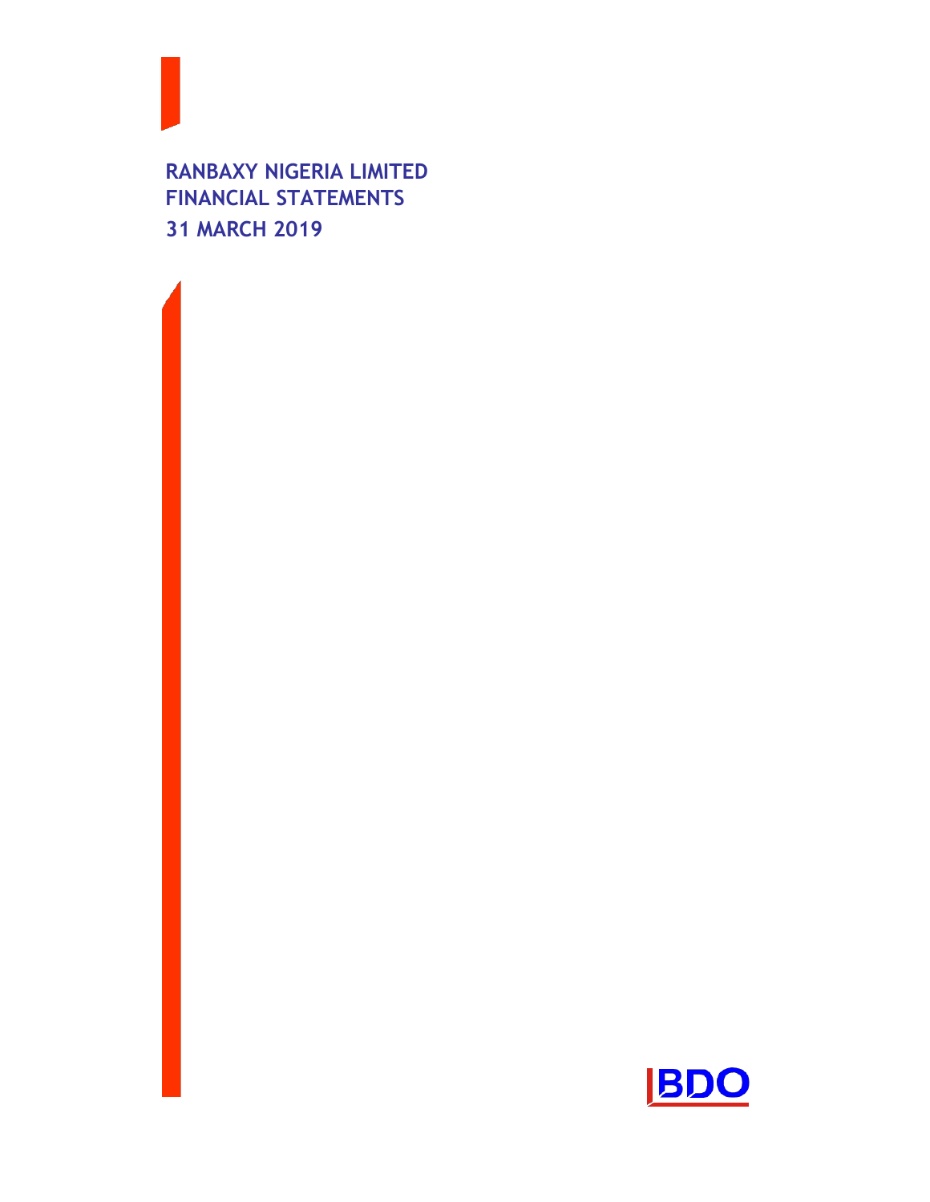# RANBAXY NIGERIA LIMITED
# FINANCIAL STATEMENTS
# 31 MARCH 2019

BDO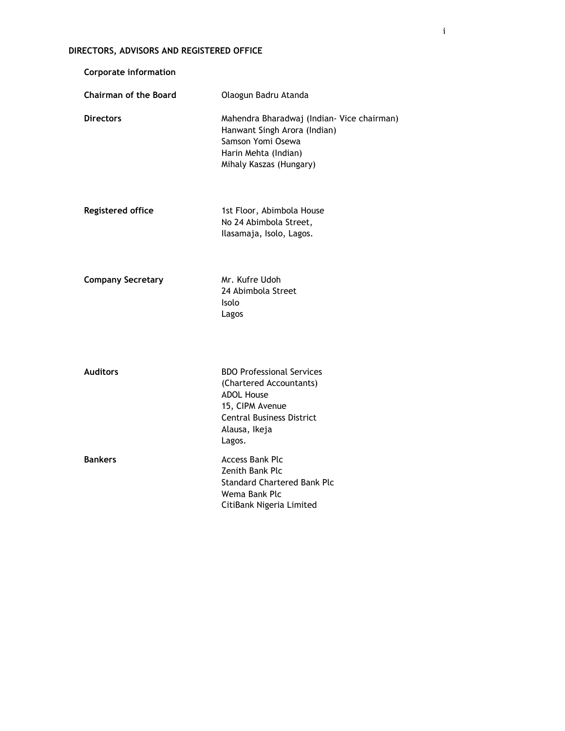## DIRECTORS, ADVISORS AND REGISTERED OFFICE

**Corporate information**

**Chairman of the Board**
Olaogun Badru Atanda

**Directors**
Mahendra Bharadwaj (Indian- Vice chairman)
Hanwant Singh Arora (Indian)
Samson Yomi Osewa
Harin Mehta (Indian)
Mihaly Kaszas (Hungary)

**Registered office**
1st Floor, Abimbola House
No 24 Abimbola Street,
Ilasamaja, Isolo, Lagos.

**Company Secretary**
Mr. Kufre Udoh
24 Abimbola Street
Isolo
Lagos

**Auditors**
BDO Professional Services
(Chartered Accountants)
ADOL House
15, CIPM Avenue
Central Business District
Alausa, Ikeja
Lagos.

**Bankers**
Access Bank Plc
Zenith Bank Plc
Standard Chartered Bank Plc
Wema Bank Plc
CitiBank Nigeria Limited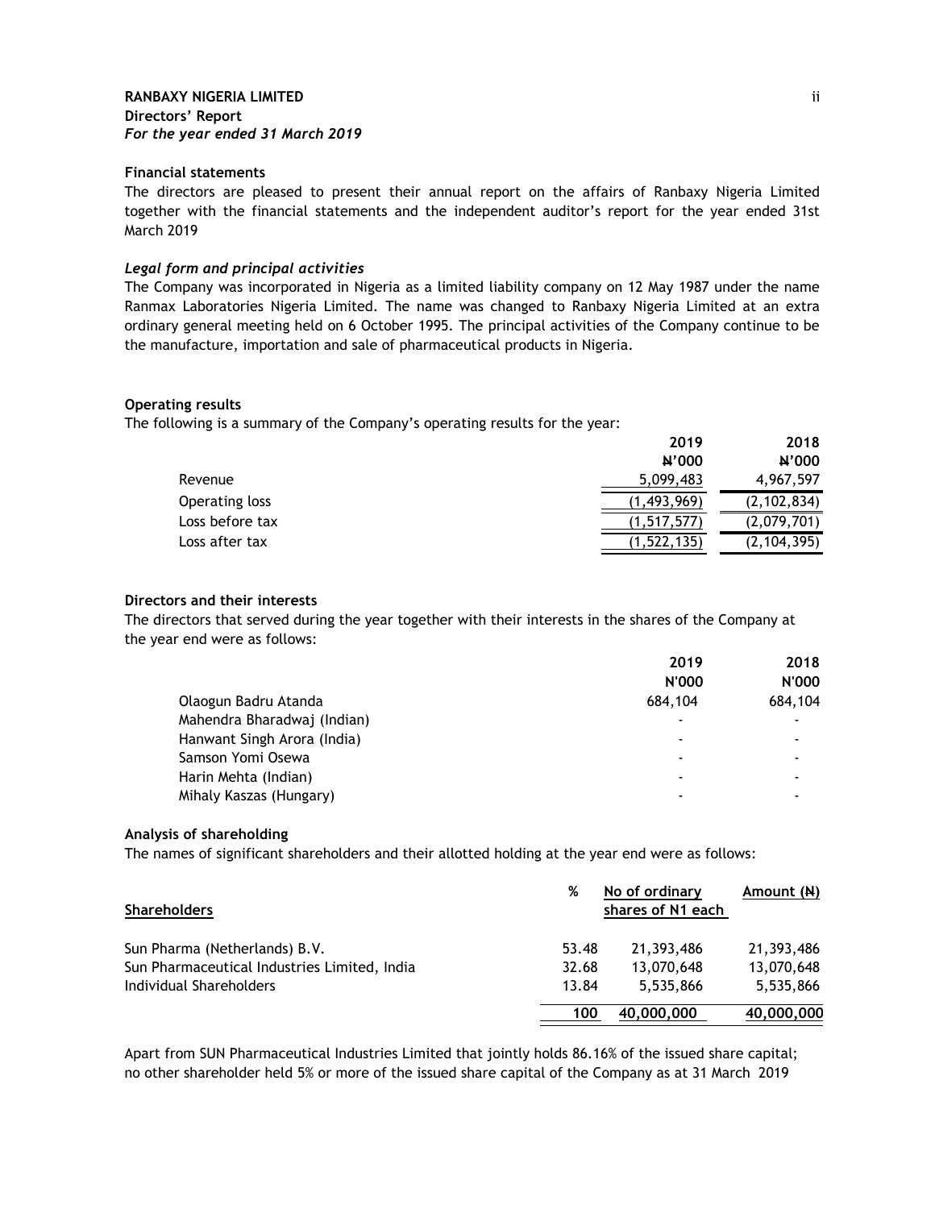**RANBAXY NIGERIA LIMITED**
**Directors' Report**
***For the year ended 31 March 2019***

### Financial statements

The directors are pleased to present their annual report on the affairs of Ranbaxy Nigeria Limited together with the financial statements and the independent auditor's report for the year ended 31st March 2019

#### *Legal form and principal activities*

The Company was incorporated in Nigeria as a limited liability company on 12 May 1987 under the name Ranmax Laboratories Nigeria Limited. The name was changed to Ranbaxy Nigeria Limited at an extra ordinary general meeting held on 6 October 1995. The principal activities of the Company continue to be the manufacture, importation and sale of pharmaceutical products in Nigeria.

### Operating results

The following is a summary of the Company's operating results for the year:

| | 2019 | 2018 |
|---|---|---|
| | ₦'000 | ₦'000 |
| Revenue | 5,099,483 | 4,967,597 |
| Operating loss | (1,493,969) | (2,102,834) |
| Loss before tax | (1,517,577) | (2,079,701) |
| Loss after tax | (1,522,135) | (2,104,395) |

### Directors and their interests

The directors that served during the year together with their interests in the shares of the Company at the year end were as follows:

| | 2019 | 2018 |
|---|---|---|
| | N'000 | N'000 |
| Olaogun Badru Atanda | 684,104 | 684,104 |
| Mahendra Bharadwaj (Indian) | - | - |
| Hanwant Singh Arora (India) | - | - |
| Samson Yomi Osewa | - | - |
| Harin Mehta (Indian) | - | - |
| Mihaly Kaszas (Hungary) | - | - |

### Analysis of shareholding

The names of significant shareholders and their allotted holding at the year end were as follows:

| Shareholders | % | No of ordinary shares of N1 each | Amount (₦) |
|---|---|---|---|
| Sun Pharma (Netherlands) B.V. | 53.48 | 21,393,486 | 21,393,486 |
| Sun Pharmaceutical Industries Limited, India | 32.68 | 13,070,648 | 13,070,648 |
| Individual Shareholders | 13.84 | 5,535,866 | 5,535,866 |
| | 100 | 40,000,000 | 40,000,000 |

Apart from SUN Pharmaceutical Industries Limited that jointly holds 86.16% of the issued share capital; no other shareholder held 5% or more of the issued share capital of the Company as at 31 March 2019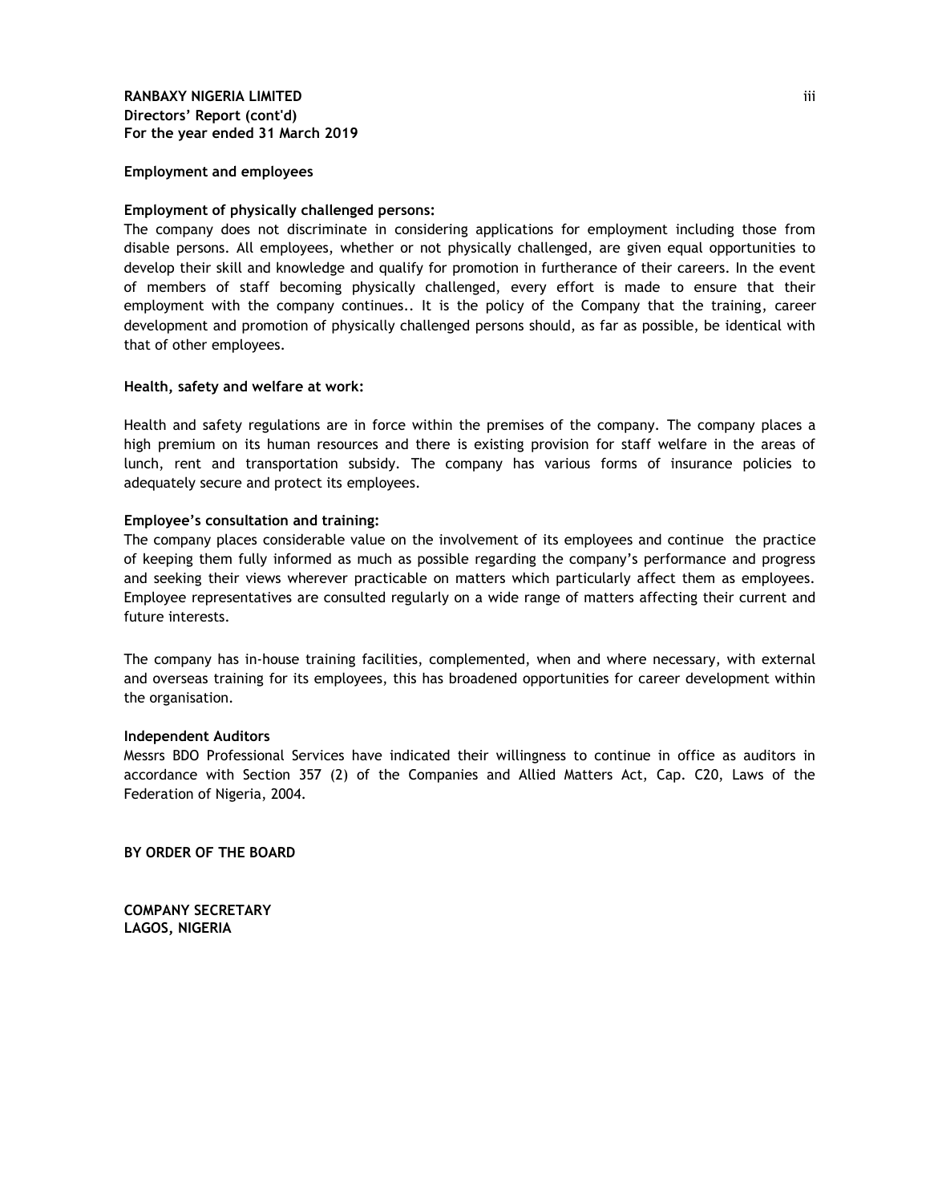**RANBAXY NIGERIA LIMITED**
**Directors' Report (cont'd)**
**For the year ended 31 March 2019**

**Employment and employees**

**Employment of physically challenged persons:**

The company does not discriminate in considering applications for employment including those from disable persons. All employees, whether or not physically challenged, are given equal opportunities to develop their skill and knowledge and qualify for promotion in furtherance of their careers. In the event of members of staff becoming physically challenged, every effort is made to ensure that their employment with the company continues.. It is the policy of the Company that the training, career development and promotion of physically challenged persons should, as far as possible, be identical with that of other employees.

**Health, safety and welfare at work:**

Health and safety regulations are in force within the premises of the company. The company places a high premium on its human resources and there is existing provision for staff welfare in the areas of lunch, rent and transportation subsidy. The company has various forms of insurance policies to adequately secure and protect its employees.

**Employee's consultation and training:**

The company places considerable value on the involvement of its employees and continue the practice of keeping them fully informed as much as possible regarding the company's performance and progress and seeking their views wherever practicable on matters which particularly affect them as employees. Employee representatives are consulted regularly on a wide range of matters affecting their current and future interests.

The company has in-house training facilities, complemented, when and where necessary, with external and overseas training for its employees, this has broadened opportunities for career development within the organisation.

**Independent Auditors**

Messrs BDO Professional Services have indicated their willingness to continue in office as auditors in accordance with Section 357 (2) of the Companies and Allied Matters Act, Cap. C20, Laws of the Federation of Nigeria, 2004.

**BY ORDER OF THE BOARD**

**COMPANY SECRETARY**
**LAGOS, NIGERIA**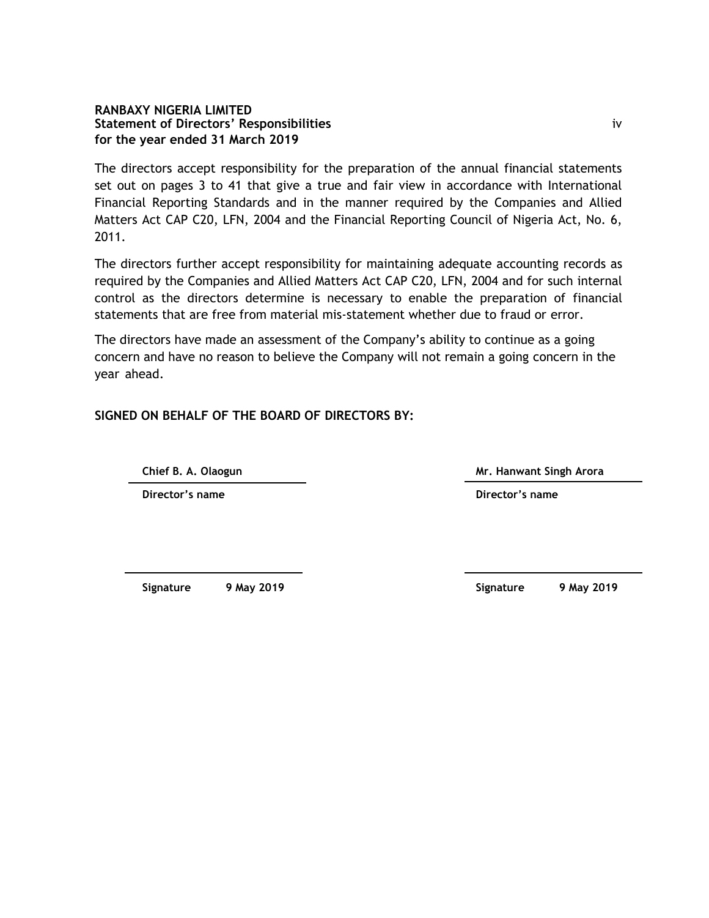**RANBAXY NIGERIA LIMITED**
**Statement of Directors' Responsibilities**
**for the year ended 31 March 2019**

The directors accept responsibility for the preparation of the annual financial statements set out on pages 3 to 41 that give a true and fair view in accordance with International Financial Reporting Standards and in the manner required by the Companies and Allied Matters Act CAP C20, LFN, 2004 and the Financial Reporting Council of Nigeria Act, No. 6, 2011.

The directors further accept responsibility for maintaining adequate accounting records as required by the Companies and Allied Matters Act CAP C20, LFN, 2004 and for such internal control as the directors determine is necessary to enable the preparation of financial statements that are free from material mis-statement whether due to fraud or error.

The directors have made an assessment of the Company's ability to continue as a going concern and have no reason to believe the Company will not remain a going concern in the year ahead.

**SIGNED ON BEHALF OF THE BOARD OF DIRECTORS BY:**

| | |
|---|---|
| **Chief B. A. Olaogun** | **Mr. Hanwant Singh Arora** |
| **Director's name** | **Director's name** |
| **Signature** **9 May 2019** | **Signature** **9 May 2019** |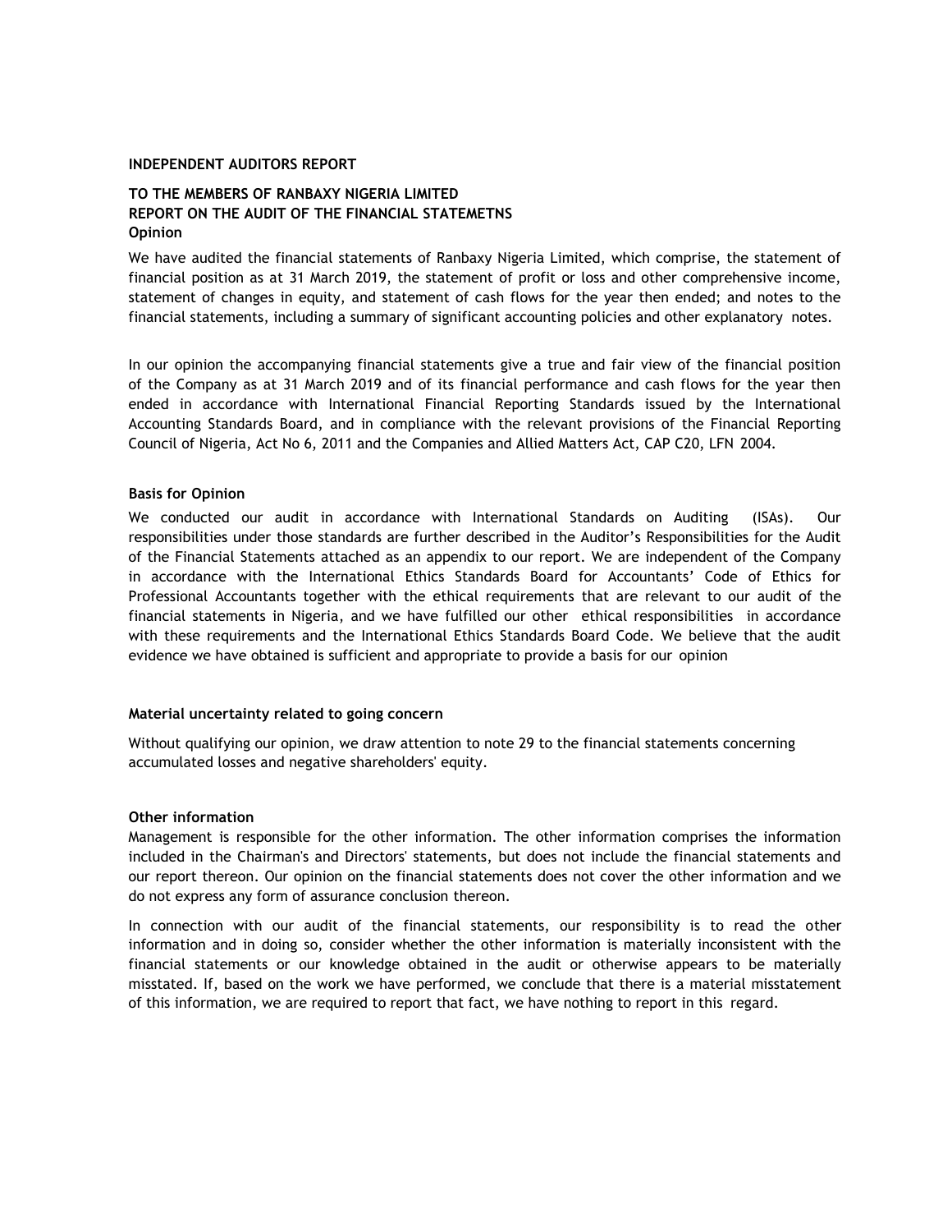**INDEPENDENT AUDITORS REPORT**

**TO THE MEMBERS OF RANBAXY NIGERIA LIMITED**
**REPORT ON THE AUDIT OF THE FINANCIAL STATEMETNS**
**Opinion**

We have audited the financial statements of Ranbaxy Nigeria Limited, which comprise, the statement of financial position as at 31 March 2019, the statement of profit or loss and other comprehensive income, statement of changes in equity, and statement of cash flows for the year then ended; and notes to the financial statements, including a summary of significant accounting policies and other explanatory notes.

In our opinion the accompanying financial statements give a true and fair view of the financial position of the Company as at 31 March 2019 and of its financial performance and cash flows for the year then ended in accordance with International Financial Reporting Standards issued by the International Accounting Standards Board, and in compliance with the relevant provisions of the Financial Reporting Council of Nigeria, Act No 6, 2011 and the Companies and Allied Matters Act, CAP C20, LFN 2004.

**Basis for Opinion**

We conducted our audit in accordance with International Standards on Auditing (ISAs). Our responsibilities under those standards are further described in the Auditor's Responsibilities for the Audit of the Financial Statements attached as an appendix to our report. We are independent of the Company in accordance with the International Ethics Standards Board for Accountants' Code of Ethics for Professional Accountants together with the ethical requirements that are relevant to our audit of the financial statements in Nigeria, and we have fulfilled our other ethical responsibilities in accordance with these requirements and the International Ethics Standards Board Code. We believe that the audit evidence we have obtained is sufficient and appropriate to provide a basis for our opinion

**Material uncertainty related to going concern**

Without qualifying our opinion, we draw attention to note 29 to the financial statements concerning accumulated losses and negative shareholders' equity.

**Other information**

Management is responsible for the other information. The other information comprises the information included in the Chairman's and Directors' statements, but does not include the financial statements and our report thereon. Our opinion on the financial statements does not cover the other information and we do not express any form of assurance conclusion thereon.

In connection with our audit of the financial statements, our responsibility is to read the other information and in doing so, consider whether the other information is materially inconsistent with the financial statements or our knowledge obtained in the audit or otherwise appears to be materially misstated. If, based on the work we have performed, we conclude that there is a material misstatement of this information, we are required to report that fact, we have nothing to report in this regard.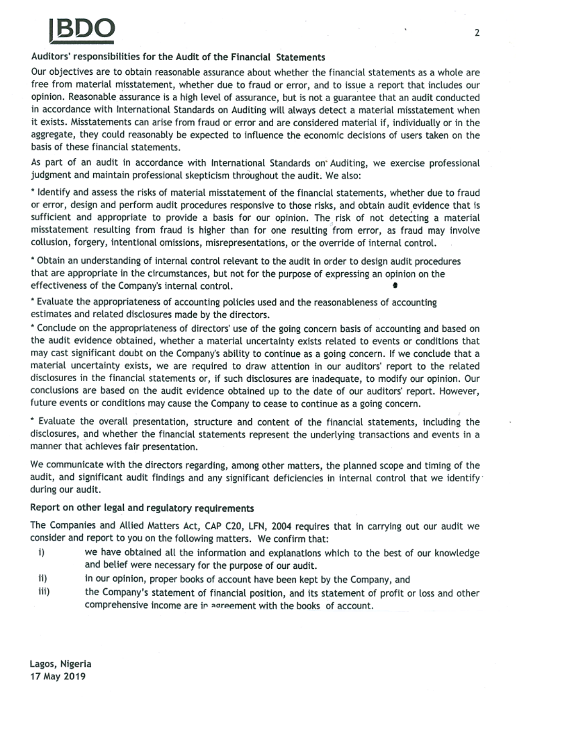**BDO**

### Auditors' responsibilities for the Audit of the Financial Statements

Our objectives are to obtain reasonable assurance about whether the financial statements as a whole are free from material misstatement, whether due to fraud or error, and to issue a report that includes our opinion. Reasonable assurance is a high level of assurance, but is not a guarantee that an audit conducted in accordance with International Standards on Auditing will always detect a material misstatement when it exists. Misstatements can arise from fraud or error and are considered material if, individually or in the aggregate, they could reasonably be expected to influence the economic decisions of users taken on the basis of these financial statements.

As part of an audit in accordance with International Standards on Auditing, we exercise professional judgment and maintain professional skepticism throughout the audit. We also:

* Identify and assess the risks of material misstatement of the financial statements, whether due to fraud or error, design and perform audit procedures responsive to those risks, and obtain audit evidence that is sufficient and appropriate to provide a basis for our opinion. The risk of not detecting a material misstatement resulting from fraud is higher than for one resulting from error, as fraud may involve collusion, forgery, intentional omissions, misrepresentations, or the override of internal control.

* Obtain an understanding of internal control relevant to the audit in order to design audit procedures that are appropriate in the circumstances, but not for the purpose of expressing an opinion on the effectiveness of the Company's internal control.

* Evaluate the appropriateness of accounting policies used and the reasonableness of accounting estimates and related disclosures made by the directors.

* Conclude on the appropriateness of directors' use of the going concern basis of accounting and based on the audit evidence obtained, whether a material uncertainty exists related to events or conditions that may cast significant doubt on the Company's ability to continue as a going concern. If we conclude that a material uncertainty exists, we are required to draw attention in our auditors' report to the related disclosures in the financial statements or, if such disclosures are inadequate, to modify our opinion. Our conclusions are based on the audit evidence obtained up to the date of our auditors' report. However, future events or conditions may cause the Company to cease to continue as a going concern.

* Evaluate the overall presentation, structure and content of the financial statements, including the disclosures, and whether the financial statements represent the underlying transactions and events in a manner that achieves fair presentation.

We communicate with the directors regarding, among other matters, the planned scope and timing of the audit, and significant audit findings and any significant deficiencies in internal control that we identify during our audit.

### Report on other legal and regulatory requirements

The Companies and Allied Matters Act, CAP C20, LFN, 2004 requires that in carrying out our audit we consider and report to you on the following matters. We confirm that:

i) we have obtained all the information and explanations which to the best of our knowledge and belief were necessary for the purpose of our audit.

ii) in our opinion, proper books of account have been kept by the Company, and

iii) the Company's statement of financial position, and its statement of profit or loss and other comprehensive income are in agreement with the books of account.

**Lagos, Nigeria**
**17 May 2019**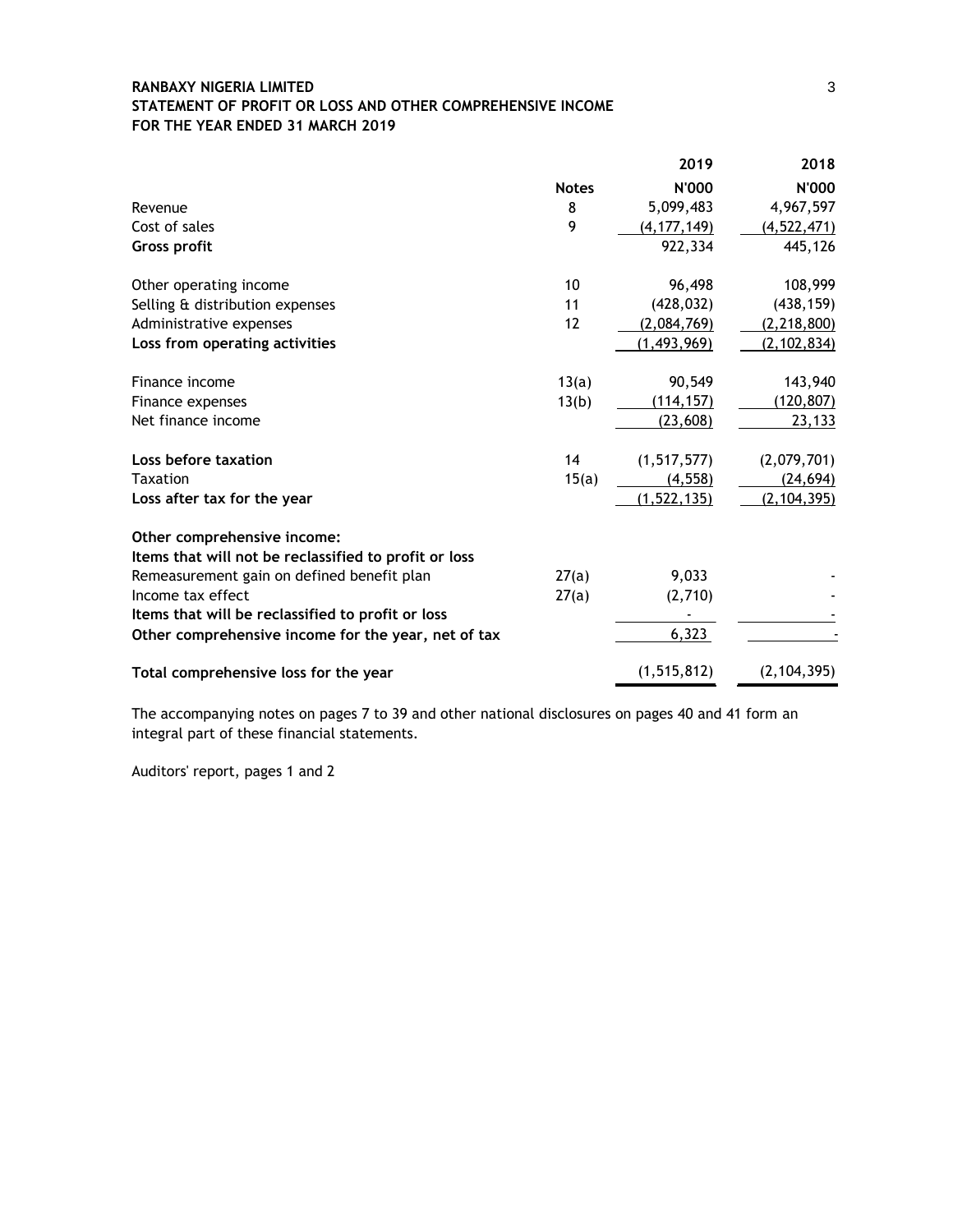**RANBAXY NIGERIA LIMITED**
**STATEMENT OF PROFIT OR LOSS AND OTHER COMPREHENSIVE INCOME**
**FOR THE YEAR ENDED 31 MARCH 2019**

| | Notes | 2019<br>N'000 | 2018<br>N'000 |
|---|---|---|---|
| Revenue | 8 | 5,099,483 | 4,967,597 |
| Cost of sales | 9 | (4,177,149) | (4,522,471) |
| **Gross profit** | | 922,334 | 445,126 |
| | | | |
| Other operating income | 10 | 96,498 | 108,999 |
| Selling & distribution expenses | 11 | (428,032) | (438,159) |
| Administrative expenses | 12 | (2,084,769) | (2,218,800) |
| **Loss from operating activities** | | (1,493,969) | (2,102,834) |
| | | | |
| Finance income | 13(a) | 90,549 | 143,940 |
| Finance expenses | 13(b) | (114,157) | (120,807) |
| Net finance income | | (23,608) | 23,133 |
| | | | |
| **Loss before taxation** | 14 | (1,517,577) | (2,079,701) |
| Taxation | 15(a) | (4,558) | (24,694) |
| **Loss after tax for the year** | | (1,522,135) | (2,104,395) |
| | | | |
| **Other comprehensive income:** | | | |
| **Items that will not be reclassified to profit or loss** | | | |
| Remeasurement gain on defined benefit plan | 27(a) | 9,033 | - |
| Income tax effect | 27(a) | (2,710) | - |
| **Items that will be reclassified to profit or loss** | | - | - |
| **Other comprehensive income for the year, net of tax** | | 6,323 | - |
| | | | |
| **Total comprehensive loss for the year** | | (1,515,812) | (2,104,395) |

The accompanying notes on pages 7 to 39 and other national disclosures on pages 40 and 41 form an integral part of these financial statements.

Auditors' report, pages 1 and 2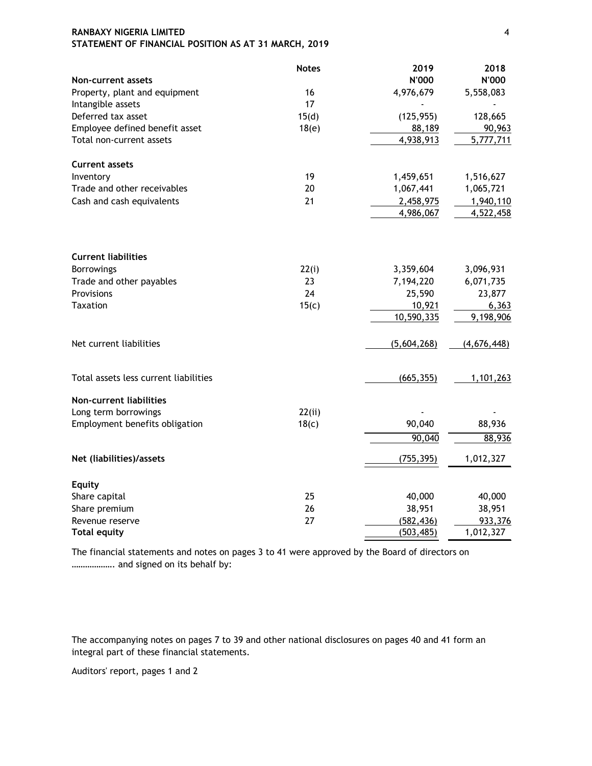**RANBAXY NIGERIA LIMITED**
**STATEMENT OF FINANCIAL POSITION AS AT 31 MARCH, 2019**

| | Notes | 2019 | 2018 |
|---|---|---|---|
| | | N'000 | N'000 |
| **Non-current assets** | | | |
| Property, plant and equipment | 16 | 4,976,679 | 5,558,083 |
| Intangible assets | 17 | - | - |
| Deferred tax asset | 15(d) | (125,955) | 128,665 |
| Employee defined benefit asset | 18(e) | 88,189 | 90,963 |
| Total non-current assets | | 4,938,913 | 5,777,711 |
| | | | |
| **Current assets** | | | |
| Inventory | 19 | 1,459,651 | 1,516,627 |
| Trade and other receivables | 20 | 1,067,441 | 1,065,721 |
| Cash and cash equivalents | 21 | 2,458,975 | 1,940,110 |
| | | 4,986,067 | 4,522,458 |
| | | | |
| **Current liabilities** | | | |
| Borrowings | 22(i) | 3,359,604 | 3,096,931 |
| Trade and other payables | 23 | 7,194,220 | 6,071,735 |
| Provisions | 24 | 25,590 | 23,877 |
| Taxation | 15(c) | 10,921 | 6,363 |
| | | 10,590,335 | 9,198,906 |
| | | | |
| Net current liabilities | | (5,604,268) | (4,676,448) |
| | | | |
| Total assets less current liabilities | | (665,355) | 1,101,263 |
| | | | |
| **Non-current liabilities** | | | |
| Long term borrowings | 22(ii) | - | - |
| Employment benefits obligation | 18(c) | 90,040 | 88,936 |
| | | 90,040 | 88,936 |
| | | | |
| **Net (liabilities)/assets** | | (755,395) | 1,012,327 |
| | | | |
| **Equity** | | | |
| Share capital | 25 | 40,000 | 40,000 |
| Share premium | 26 | 38,951 | 38,951 |
| Revenue reserve | 27 | (582,436) | 933,376 |
| **Total equity** | | (503,485) | 1,012,327 |

The financial statements and notes on pages 3 to 41 were approved by the Board of directors on ………………. and signed on its behalf by:

The accompanying notes on pages 7 to 39 and other national disclosures on pages 40 and 41 form an integral part of these financial statements.

Auditors' report, pages 1 and 2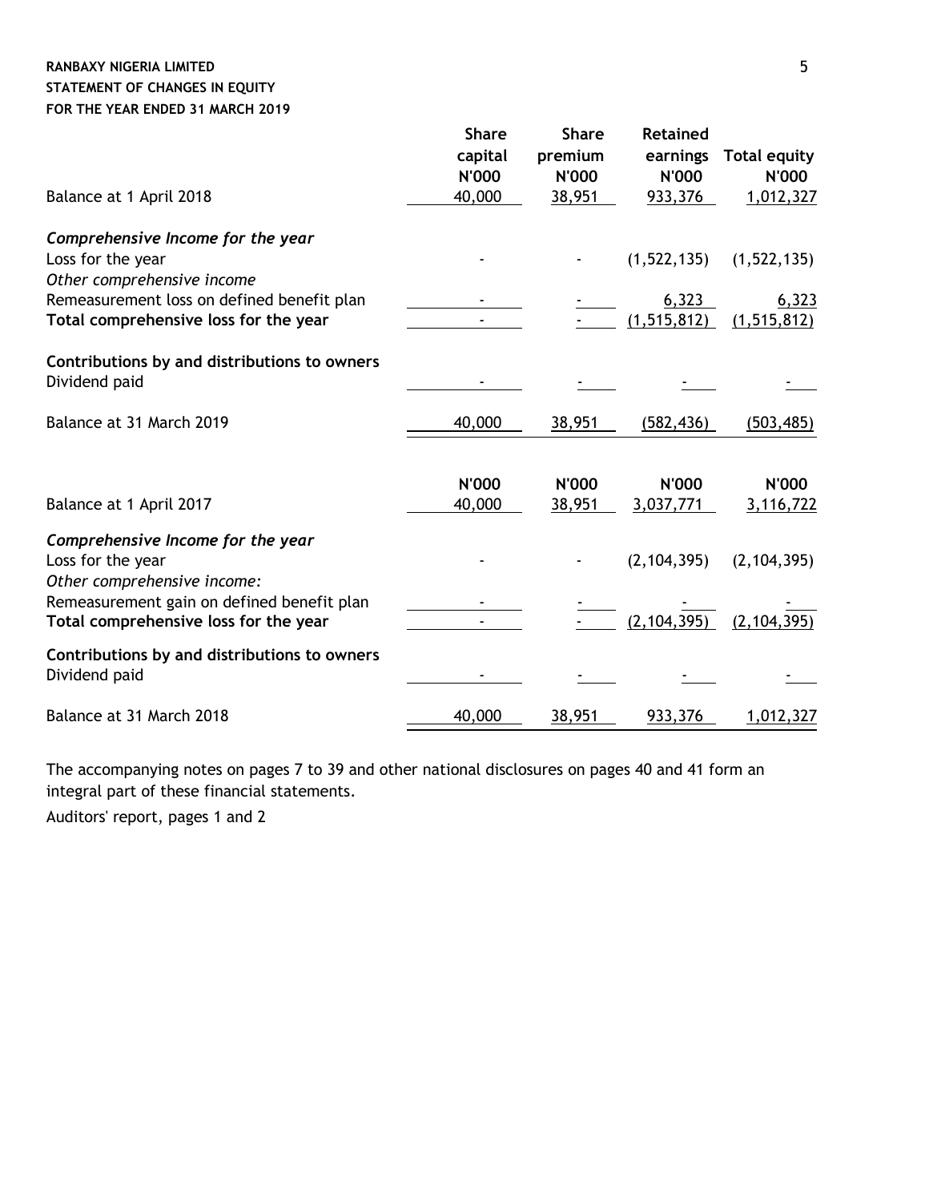**RANBAXY NIGERIA LIMITED**
**STATEMENT OF CHANGES IN EQUITY**
**FOR THE YEAR ENDED 31 MARCH 2019**

| | Share capital | Share premium | Retained earnings | Total equity |
|---|---|---|---|---|
| | N'000 | N'000 | N'000 | N'000 |
| Balance at 1 April 2018 | 40,000 | 38,951 | 933,376 | 1,012,327 |
| *Comprehensive Income for the year* | | | | |
| Loss for the year | - | - | (1,522,135) | (1,522,135) |
| *Other comprehensive income* | | | | |
| Remeasurement loss on defined benefit plan | - | - | 6,323 | 6,323 |
| **Total comprehensive loss for the year** | - | - | (1,515,812) | (1,515,812) |
| **Contributions by and distributions to owners** | | | | |
| Dividend paid | - | - | - | - |
| Balance at 31 March 2019 | 40,000 | 38,951 | (582,436) | (503,485) |
| | **N'000** | **N'000** | **N'000** | **N'000** |
| Balance at 1 April 2017 | 40,000 | 38,951 | 3,037,771 | 3,116,722 |
| *Comprehensive Income for the year* | | | | |
| Loss for the year | - | - | (2,104,395) | (2,104,395) |
| *Other comprehensive income:* | | | | |
| Remeasurement gain on defined benefit plan | - | - | - | - |
| **Total comprehensive loss for the year** | - | - | (2,104,395) | (2,104,395) |
| **Contributions by and distributions to owners** | | | | |
| Dividend paid | - | - | - | - |
| Balance at 31 March 2018 | 40,000 | 38,951 | 933,376 | 1,012,327 |

The accompanying notes on pages 7 to 39 and other national disclosures on pages 40 and 41 form an integral part of these financial statements.

Auditors' report, pages 1 and 2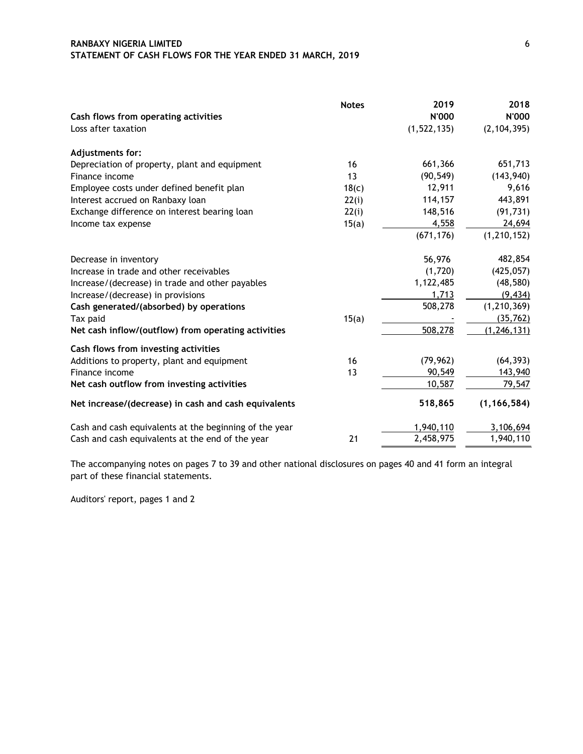# RANBAXY NIGERIA LIMITED

## STATEMENT OF CASH FLOWS FOR THE YEAR ENDED 31 MARCH, 2019

| | Notes | 2019 | 2018 |
|---|---|---|---|
| **Cash flows from operating activities** | | **N'000** | **N'000** |
| Loss after taxation | | (1,522,135) | (2,104,395) |
| | | | |
| **Adjustments for:** | | | |
| Depreciation of property, plant and equipment | 16 | 661,366 | 651,713 |
| Finance income | 13 | (90,549) | (143,940) |
| Employee costs under defined benefit plan | 18(c) | 12,911 | 9,616 |
| Interest accrued on Ranbaxy loan | 22(i) | 114,157 | 443,891 |
| Exchange difference on interest bearing loan | 22(i) | 148,516 | (91,731) |
| Income tax expense | 15(a) | 4,558 | 24,694 |
| | | (671,176) | (1,210,152) |
| | | | |
| Decrease in inventory | | 56,976 | 482,854 |
| Increase in trade and other receivables | | (1,720) | (425,057) |
| Increase/(decrease) in trade and other payables | | 1,122,485 | (48,580) |
| Increase/(decrease) in provisions | | 1,713 | (9,434) |
| **Cash generated/(absorbed) by operations** | | 508,278 | (1,210,369) |
| Tax paid | 15(a) | - | (35,762) |
| **Net cash inflow/(outflow) from operating activities** | | 508,278 | (1,246,131) |
| | | | |
| **Cash flows from investing activities** | | | |
| Additions to property, plant and equipment | 16 | (79,962) | (64,393) |
| Finance income | 13 | 90,549 | 143,940 |
| **Net cash outflow from investing activities** | | 10,587 | 79,547 |
| | | | |
| **Net increase/(decrease) in cash and cash equivalents** | | **518,865** | **(1,166,584)** |
| | | | |
| Cash and cash equivalents at the beginning of the year | | 1,940,110 | 3,106,694 |
| Cash and cash equivalents at the end of the year | 21 | 2,458,975 | 1,940,110 |

The accompanying notes on pages 7 to 39 and other national disclosures on pages 40 and 41 form an integral part of these financial statements.

Auditors' report, pages 1 and 2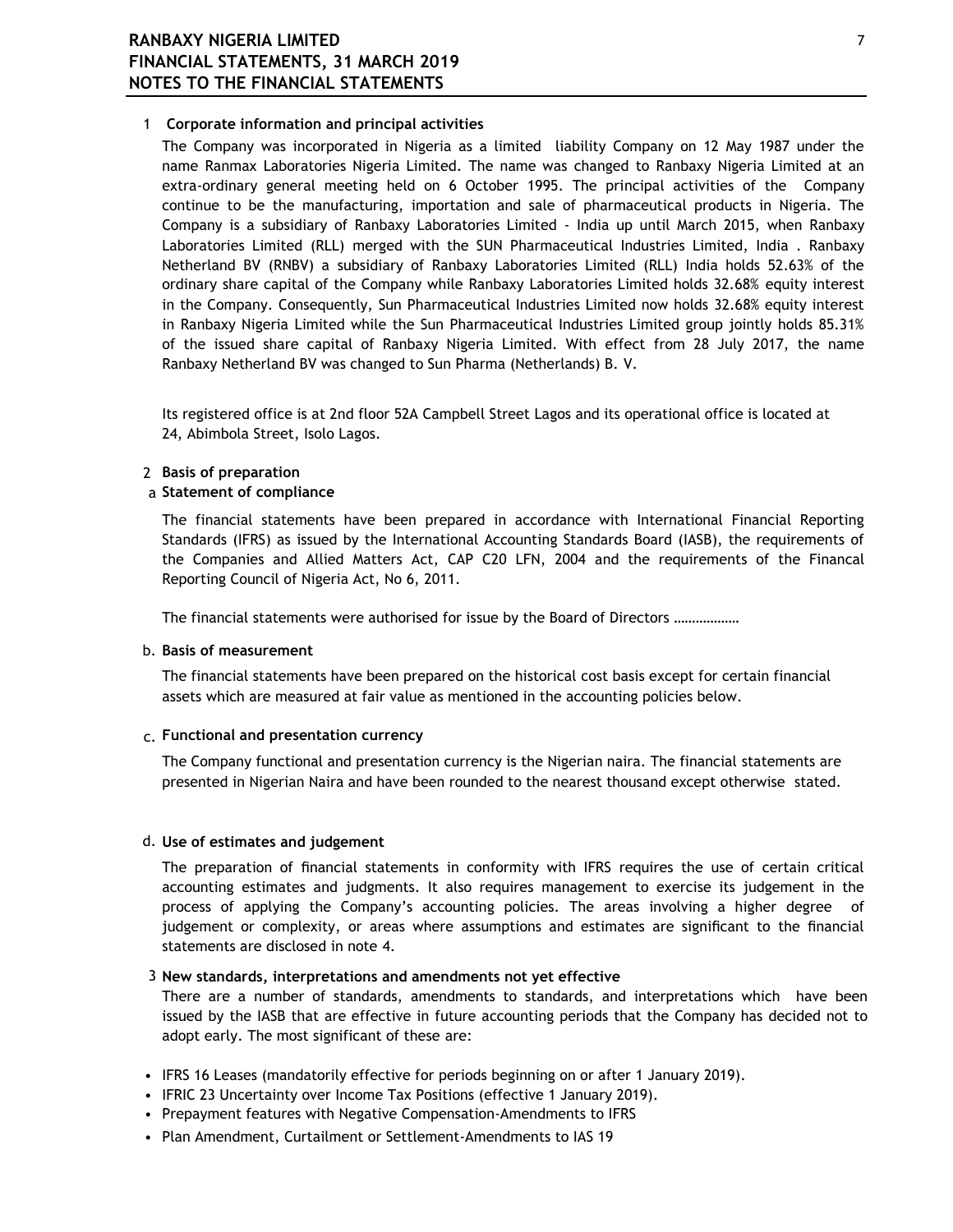## 1 Corporate information and principal activities

The Company was incorporated in Nigeria as a limited liability Company on 12 May 1987 under the name Ranmax Laboratories Nigeria Limited. The name was changed to Ranbaxy Nigeria Limited at an extra-ordinary general meeting held on 6 October 1995. The principal activities of the Company continue to be the manufacturing, importation and sale of pharmaceutical products in Nigeria. The Company is a subsidiary of Ranbaxy Laboratories Limited - India up until March 2015, when Ranbaxy Laboratories Limited (RLL) merged with the SUN Pharmaceutical Industries Limited, India . Ranbaxy Netherland BV (RNBV) a subsidiary of Ranbaxy Laboratories Limited (RLL) India holds 52.63% of the ordinary share capital of the Company while Ranbaxy Laboratories Limited holds 32.68% equity interest in the Company. Consequently, Sun Pharmaceutical Industries Limited now holds 32.68% equity interest in Ranbaxy Nigeria Limited while the Sun Pharmaceutical Industries Limited group jointly holds 85.31% of the issued share capital of Ranbaxy Nigeria Limited. With effect from 28 July 2017, the name Ranbaxy Netherland BV was changed to Sun Pharma (Netherlands) B. V.

Its registered office is at 2nd floor 52A Campbell Street Lagos and its operational office is located at 24, Abimbola Street, Isolo Lagos.

## 2 Basis of preparation

### a Statement of compliance

The financial statements have been prepared in accordance with International Financial Reporting Standards (IFRS) as issued by the International Accounting Standards Board (IASB), the requirements of the Companies and Allied Matters Act, CAP C20 LFN, 2004 and the requirements of the Financal Reporting Council of Nigeria Act, No 6, 2011.

The financial statements were authorised for issue by the Board of Directors ………………

### b. Basis of measurement

The financial statements have been prepared on the historical cost basis except for certain financial assets which are measured at fair value as mentioned in the accounting policies below.

### c. Functional and presentation currency

The Company functional and presentation currency is the Nigerian naira. The financial statements are presented in Nigerian Naira and have been rounded to the nearest thousand except otherwise stated.

### d. Use of estimates and judgement

The preparation of financial statements in conformity with IFRS requires the use of certain critical accounting estimates and judgments. It also requires management to exercise its judgement in the process of applying the Company's accounting policies. The areas involving a higher degree of judgement or complexity, or areas where assumptions and estimates are significant to the financial statements are disclosed in note 4.

## 3 New standards, interpretations and amendments not yet effective

There are a number of standards, amendments to standards, and interpretations which have been issued by the IASB that are effective in future accounting periods that the Company has decided not to adopt early. The most significant of these are:

- IFRS 16 Leases (mandatorily effective for periods beginning on or after 1 January 2019).
- IFRIC 23 Uncertainty over Income Tax Positions (effective 1 January 2019).
- Prepayment features with Negative Compensation-Amendments to IFRS
- Plan Amendment, Curtailment or Settlement-Amendments to IAS 19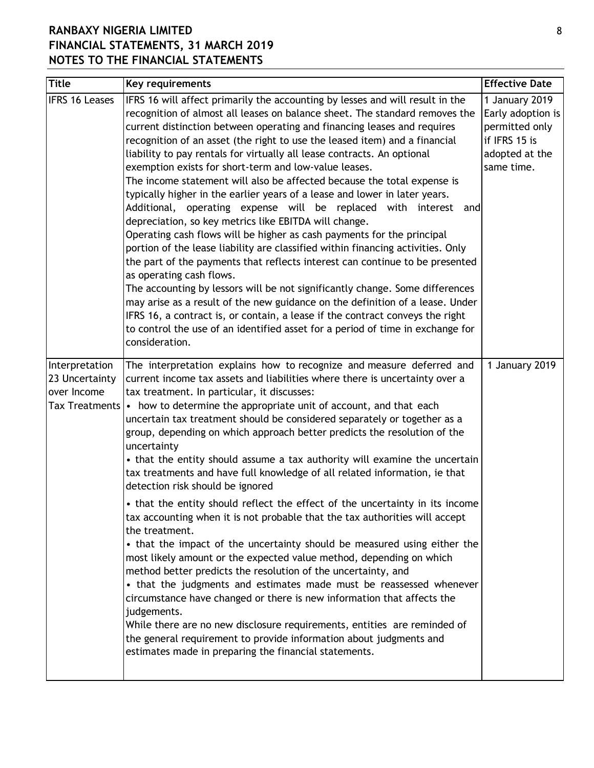| Title | Key requirements | Effective Date |
|---|---|---|
| IFRS 16 Leases | IFRS 16 will affect primarily the accounting by lesses and will result in the recognition of almost all leases on balance sheet. The standard removes the current distinction between operating and financing leases and requires recognition of an asset (the right to use the leased item) and a financial liability to pay rentals for virtually all lease contracts. An optional exemption exists for short-term and low-value leases.<br>The income statement will also be affected because the total expense is typically higher in the earlier years of a lease and lower in later years. Additional, operating expense will be replaced with interest and depreciation, so key metrics like EBITDA will change.<br>Operating cash flows will be higher as cash payments for the principal portion of the lease liability are classified within financing activities. Only the part of the payments that reflects interest can continue to be presented as operating cash flows.<br>The accounting by lessors will be not significantly change. Some differences may arise as a result of the new guidance on the definition of a lease. Under IFRS 16, a contract is, or contain, a lease if the contract conveys the right to control the use of an identified asset for a period of time in exchange for consideration. | 1 January 2019 Early adoption is permitted only if IFRS 15 is adopted at the same time. |
| Interpretation 23 Uncertainty over Income Tax Treatments | The interpretation explains how to recognize and measure deferred and current income tax assets and liabilities where there is uncertainty over a tax treatment. In particular, it discusses:<br>• how to determine the appropriate unit of account, and that each uncertain tax treatment should be considered separately or together as a group, depending on which approach better predicts the resolution of the uncertainty<br>• that the entity should assume a tax authority will examine the uncertain tax treatments and have full knowledge of all related information, ie that detection risk should be ignored<br>• that the entity should reflect the effect of the uncertainty in its income tax accounting when it is not probable that the tax authorities will accept the treatment.<br>• that the impact of the uncertainty should be measured using either the most likely amount or the expected value method, depending on which method better predicts the resolution of the uncertainty, and<br>• that the judgments and estimates made must be reassessed whenever circumstance have changed or there is new information that affects the judgements.<br>While there are no new disclosure requirements, entities are reminded of the general requirement to provide information about judgments and estimates made in preparing the financial statements. | 1 January 2019 |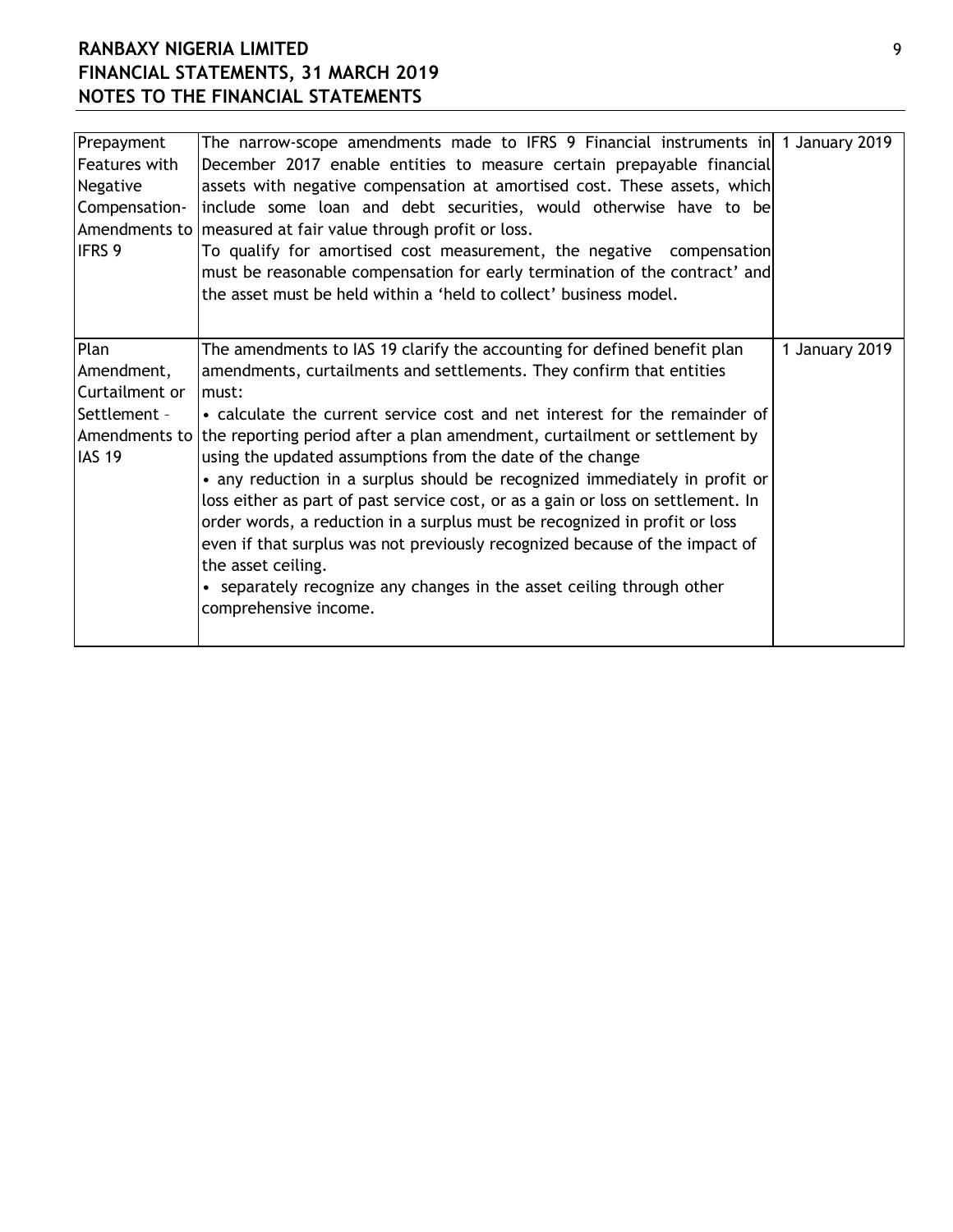| | | |
|---|---|---|
| Prepayment Features with Negative Compensation- Amendments to IFRS 9 | The narrow-scope amendments made to IFRS 9 Financial instruments in December 2017 enable entities to measure certain prepayable financial assets with negative compensation at amortised cost. These assets, which include some loan and debt securities, would otherwise have to be measured at fair value through profit or loss.<br>To qualify for amortised cost measurement, the negative compensation must be reasonable compensation for early termination of the contract' and the asset must be held within a 'held to collect' business model. | 1 January 2019 |
| Plan Amendment, Curtailment or Settlement – Amendments to IAS 19 | The amendments to IAS 19 clarify the accounting for defined benefit plan amendments, curtailments and settlements. They confirm that entities must:<br>• calculate the current service cost and net interest for the remainder of the reporting period after a plan amendment, curtailment or settlement by using the updated assumptions from the date of the change<br>• any reduction in a surplus should be recognized immediately in profit or loss either as part of past service cost, or as a gain or loss on settlement. In order words, a reduction in a surplus must be recognized in profit or loss even if that surplus was not previously recognized because of the impact of the asset ceiling.<br>• separately recognize any changes in the asset ceiling through other comprehensive income. | 1 January 2019 |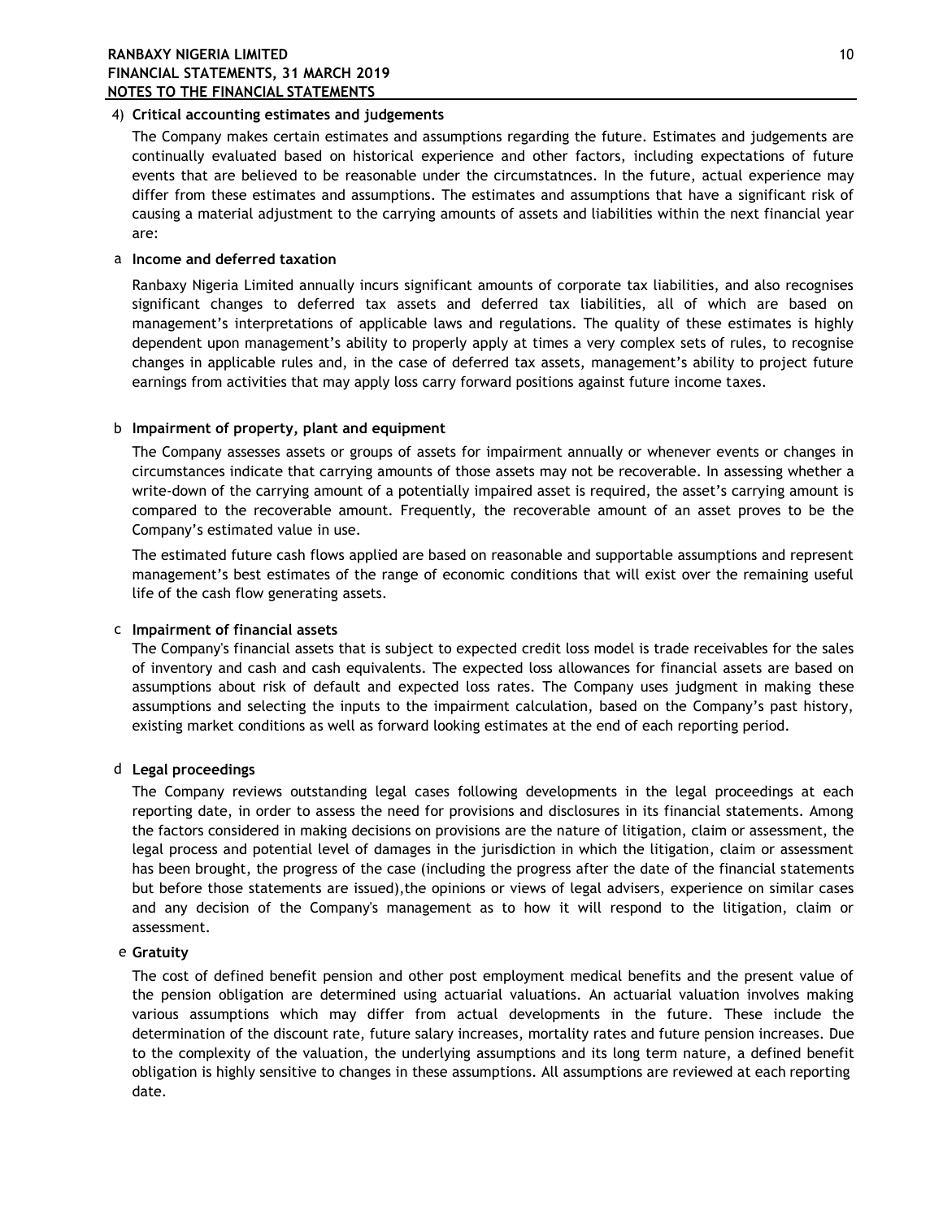## 4) Critical accounting estimates and judgements

The Company makes certain estimates and assumptions regarding the future. Estimates and judgements are continually evaluated based on historical experience and other factors, including expectations of future events that are believed to be reasonable under the circumstatnces. In the future, actual experience may differ from these estimates and assumptions. The estimates and assumptions that have a significant risk of causing a material adjustment to the carrying amounts of assets and liabilities within the next financial year are:

### a Income and deferred taxation

Ranbaxy Nigeria Limited annually incurs significant amounts of corporate tax liabilities, and also recognises significant changes to deferred tax assets and deferred tax liabilities, all of which are based on management's interpretations of applicable laws and regulations. The quality of these estimates is highly dependent upon management's ability to properly apply at times a very complex sets of rules, to recognise changes in applicable rules and, in the case of deferred tax assets, management's ability to project future earnings from activities that may apply loss carry forward positions against future income taxes.

### b Impairment of property, plant and equipment

The Company assesses assets or groups of assets for impairment annually or whenever events or changes in circumstances indicate that carrying amounts of those assets may not be recoverable. In assessing whether a write-down of the carrying amount of a potentially impaired asset is required, the asset's carrying amount is compared to the recoverable amount. Frequently, the recoverable amount of an asset proves to be the Company's estimated value in use.

The estimated future cash flows applied are based on reasonable and supportable assumptions and represent management's best estimates of the range of economic conditions that will exist over the remaining useful life of the cash flow generating assets.

### c Impairment of financial assets

The Company's financial assets that is subject to expected credit loss model is trade receivables for the sales of inventory and cash and cash equivalents. The expected loss allowances for financial assets are based on assumptions about risk of default and expected loss rates. The Company uses judgment in making these assumptions and selecting the inputs to the impairment calculation, based on the Company's past history, existing market conditions as well as forward looking estimates at the end of each reporting period.

### d Legal proceedings

The Company reviews outstanding legal cases following developments in the legal proceedings at each reporting date, in order to assess the need for provisions and disclosures in its financial statements. Among the factors considered in making decisions on provisions are the nature of litigation, claim or assessment, the legal process and potential level of damages in the jurisdiction in which the litigation, claim or assessment has been brought, the progress of the case (including the progress after the date of the financial statements but before those statements are issued),the opinions or views of legal advisers, experience on similar cases and any decision of the Company's management as to how it will respond to the litigation, claim or assessment.

### e Gratuity

The cost of defined benefit pension and other post employment medical benefits and the present value of the pension obligation are determined using actuarial valuations. An actuarial valuation involves making various assumptions which may differ from actual developments in the future. These include the determination of the discount rate, future salary increases, mortality rates and future pension increases. Due to the complexity of the valuation, the underlying assumptions and its long term nature, a defined benefit obligation is highly sensitive to changes in these assumptions. All assumptions are reviewed at each reporting date.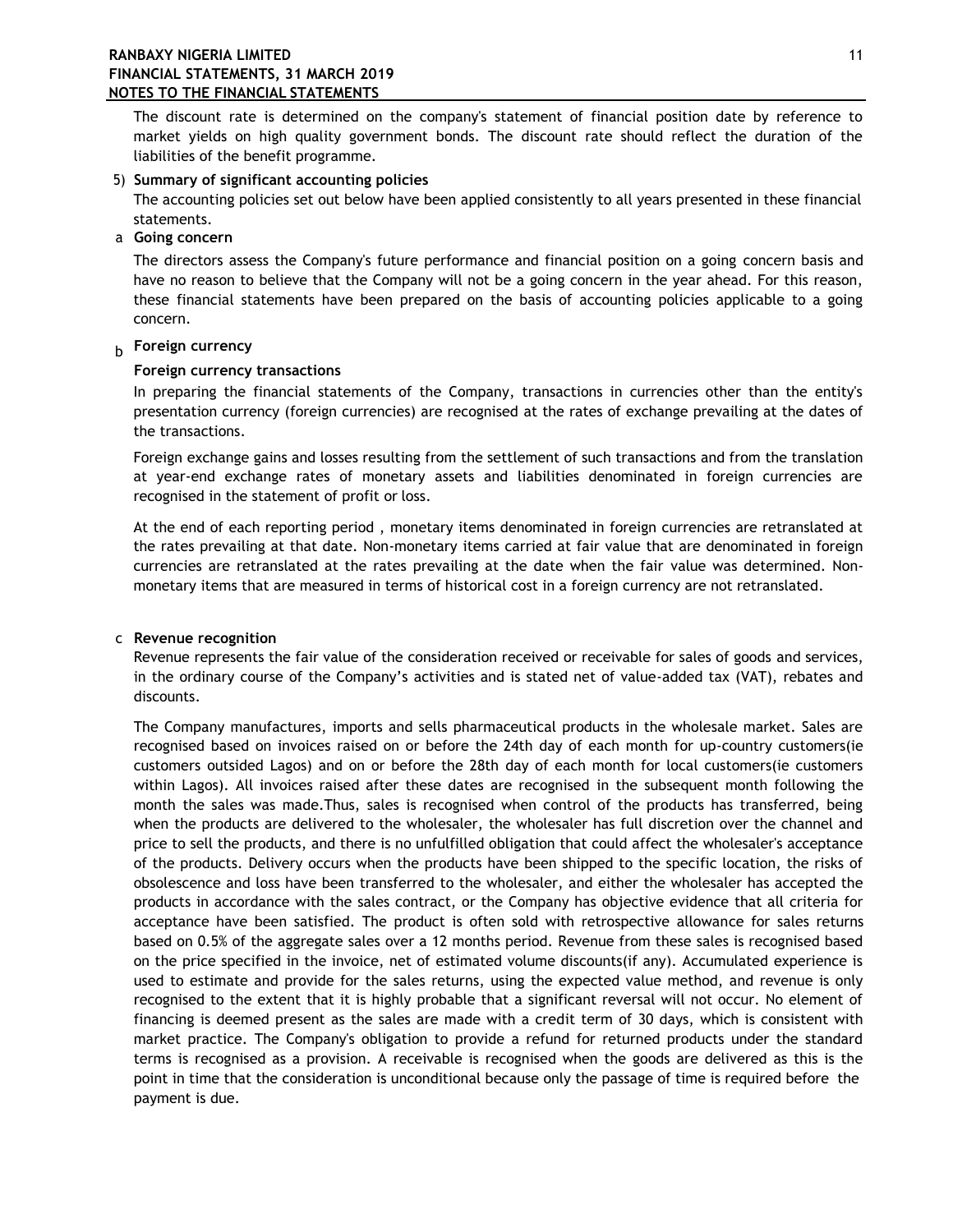The discount rate is determined on the company's statement of financial position date by reference to market yields on high quality government bonds. The discount rate should reflect the duration of the liabilities of the benefit programme.

5) **Summary of significant accounting policies**

The accounting policies set out below have been applied consistently to all years presented in these financial statements.

a **Going concern**

The directors assess the Company's future performance and financial position on a going concern basis and have no reason to believe that the Company will not be a going concern in the year ahead. For this reason, these financial statements have been prepared on the basis of accounting policies applicable to a going concern.

b **Foreign currency**

**Foreign currency transactions**

In preparing the financial statements of the Company, transactions in currencies other than the entity's presentation currency (foreign currencies) are recognised at the rates of exchange prevailing at the dates of the transactions.

Foreign exchange gains and losses resulting from the settlement of such transactions and from the translation at year-end exchange rates of monetary assets and liabilities denominated in foreign currencies are recognised in the statement of profit or loss.

At the end of each reporting period , monetary items denominated in foreign currencies are retranslated at the rates prevailing at that date. Non-monetary items carried at fair value that are denominated in foreign currencies are retranslated at the rates prevailing at the date when the fair value was determined. Non-monetary items that are measured in terms of historical cost in a foreign currency are not retranslated.

c **Revenue recognition**

Revenue represents the fair value of the consideration received or receivable for sales of goods and services, in the ordinary course of the Company's activities and is stated net of value-added tax (VAT), rebates and discounts.

The Company manufactures, imports and sells pharmaceutical products in the wholesale market. Sales are recognised based on invoices raised on or before the 24th day of each month for up-country customers(ie customers outsided Lagos) and on or before the 28th day of each month for local customers(ie customers within Lagos). All invoices raised after these dates are recognised in the subsequent month following the month the sales was made.Thus, sales is recognised when control of the products has transferred, being when the products are delivered to the wholesaler, the wholesaler has full discretion over the channel and price to sell the products, and there is no unfulfilled obligation that could affect the wholesaler's acceptance of the products. Delivery occurs when the products have been shipped to the specific location, the risks of obsolescence and loss have been transferred to the wholesaler, and either the wholesaler has accepted the products in accordance with the sales contract, or the Company has objective evidence that all criteria for acceptance have been satisfied. The product is often sold with retrospective allowance for sales returns based on 0.5% of the aggregate sales over a 12 months period. Revenue from these sales is recognised based on the price specified in the invoice, net of estimated volume discounts(if any). Accumulated experience is used to estimate and provide for the sales returns, using the expected value method, and revenue is only recognised to the extent that it is highly probable that a significant reversal will not occur. No element of financing is deemed present as the sales are made with a credit term of 30 days, which is consistent with market practice. The Company's obligation to provide a refund for returned products under the standard terms is recognised as a provision. A receivable is recognised when the goods are delivered as this is the point in time that the consideration is unconditional because only the passage of time is required before the payment is due.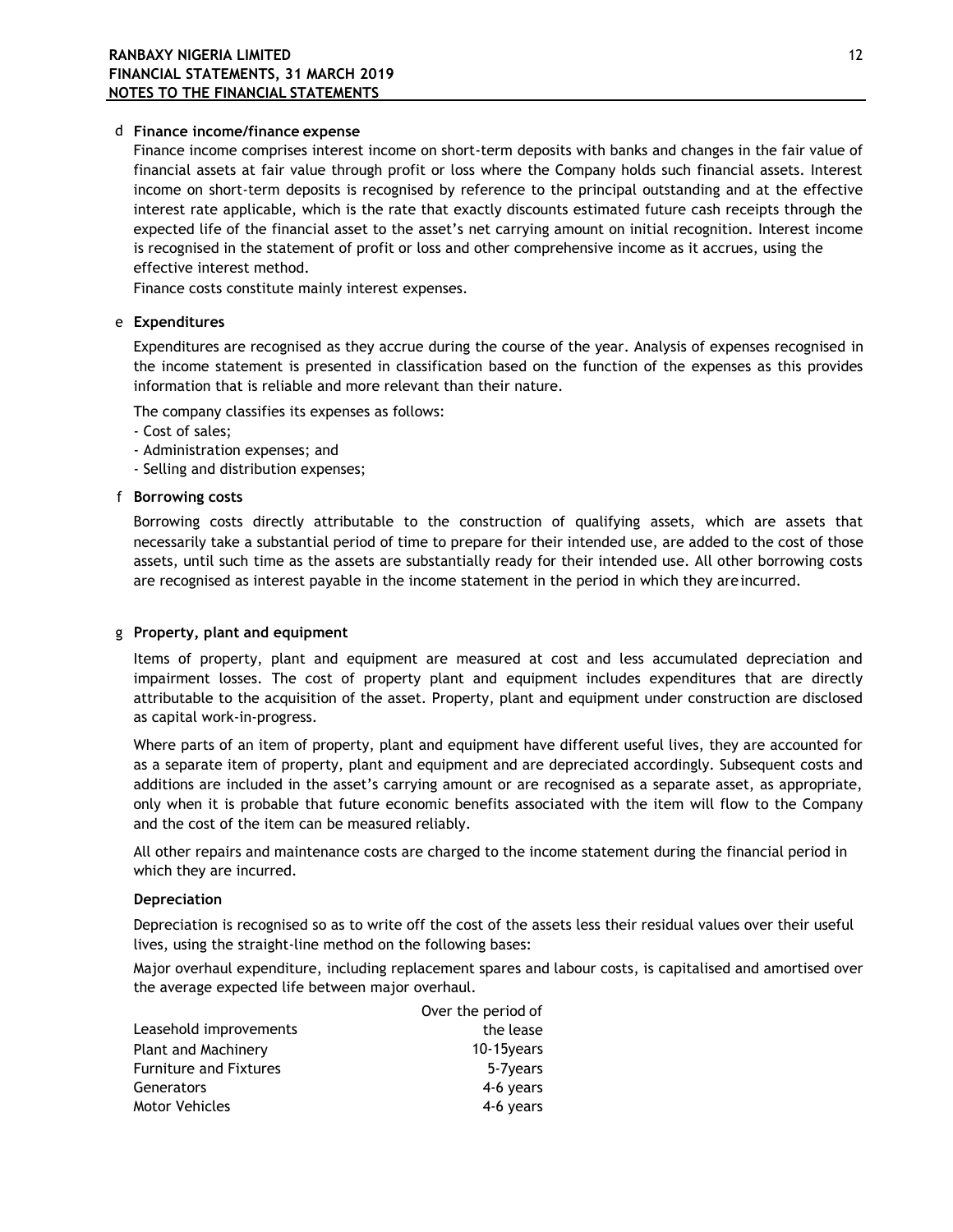### d Finance income/finance expense

Finance income comprises interest income on short-term deposits with banks and changes in the fair value of financial assets at fair value through profit or loss where the Company holds such financial assets. Interest income on short-term deposits is recognised by reference to the principal outstanding and at the effective interest rate applicable, which is the rate that exactly discounts estimated future cash receipts through the expected life of the financial asset to the asset's net carrying amount on initial recognition. Interest income is recognised in the statement of profit or loss and other comprehensive income as it accrues, using the effective interest method.

Finance costs constitute mainly interest expenses.

### e Expenditures

Expenditures are recognised as they accrue during the course of the year. Analysis of expenses recognised in the income statement is presented in classification based on the function of the expenses as this provides information that is reliable and more relevant than their nature.

The company classifies its expenses as follows:

- Cost of sales;
- Administration expenses; and
- Selling and distribution expenses;

### f Borrowing costs

Borrowing costs directly attributable to the construction of qualifying assets, which are assets that necessarily take a substantial period of time to prepare for their intended use, are added to the cost of those assets, until such time as the assets are substantially ready for their intended use. All other borrowing costs are recognised as interest payable in the income statement in the period in which they are incurred.

### g Property, plant and equipment

Items of property, plant and equipment are measured at cost and less accumulated depreciation and impairment losses. The cost of property plant and equipment includes expenditures that are directly attributable to the acquisition of the asset. Property, plant and equipment under construction are disclosed as capital work-in-progress.

Where parts of an item of property, plant and equipment have different useful lives, they are accounted for as a separate item of property, plant and equipment and are depreciated accordingly. Subsequent costs and additions are included in the asset's carrying amount or are recognised as a separate asset, as appropriate, only when it is probable that future economic benefits associated with the item will flow to the Company and the cost of the item can be measured reliably.

All other repairs and maintenance costs are charged to the income statement during the financial period in which they are incurred.

#### Depreciation

Depreciation is recognised so as to write off the cost of the assets less their residual values over their useful lives, using the straight-line method on the following bases:

Major overhaul expenditure, including replacement spares and labour costs, is capitalised and amortised over the average expected life between major overhaul.

| | |
|---|---|
| Leasehold improvements | Over the period of the lease |
| Plant and Machinery | 10-15years |
| Furniture and Fixtures | 5-7years |
| Generators | 4-6 years |
| Motor Vehicles | 4-6 years |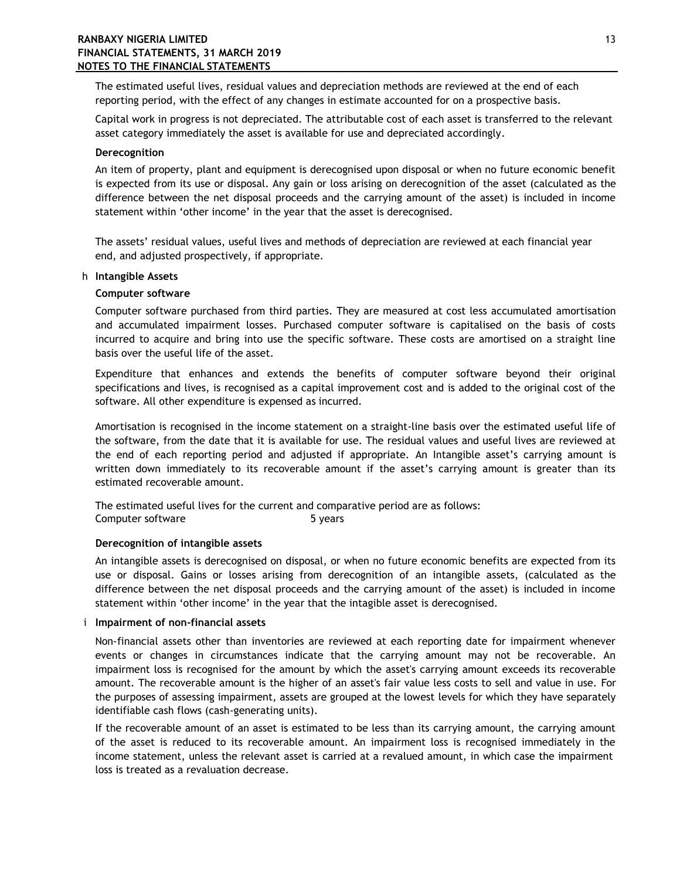The estimated useful lives, residual values and depreciation methods are reviewed at the end of each reporting period, with the effect of any changes in estimate accounted for on a prospective basis.

Capital work in progress is not depreciated. The attributable cost of each asset is transferred to the relevant asset category immediately the asset is available for use and depreciated accordingly.

**Derecognition**

An item of property, plant and equipment is derecognised upon disposal or when no future economic benefit is expected from its use or disposal. Any gain or loss arising on derecognition of the asset (calculated as the difference between the net disposal proceeds and the carrying amount of the asset) is included in income statement within 'other income' in the year that the asset is derecognised.

The assets' residual values, useful lives and methods of depreciation are reviewed at each financial year end, and adjusted prospectively, if appropriate.

h **Intangible Assets**

**Computer software**

Computer software purchased from third parties. They are measured at cost less accumulated amortisation and accumulated impairment losses. Purchased computer software is capitalised on the basis of costs incurred to acquire and bring into use the specific software. These costs are amortised on a straight line basis over the useful life of the asset.

Expenditure that enhances and extends the benefits of computer software beyond their original specifications and lives, is recognised as a capital improvement cost and is added to the original cost of the software. All other expenditure is expensed as incurred.

Amortisation is recognised in the income statement on a straight-line basis over the estimated useful life of the software, from the date that it is available for use. The residual values and useful lives are reviewed at the end of each reporting period and adjusted if appropriate. An Intangible asset's carrying amount is written down immediately to its recoverable amount if the asset's carrying amount is greater than its estimated recoverable amount.

The estimated useful lives for the current and comparative period are as follows:

| Computer software | 5 years |
|---|---|

**Derecognition of intangible assets**

An intangible assets is derecognised on disposal, or when no future economic benefits are expected from its use or disposal. Gains or losses arising from derecognition of an intangible assets, (calculated as the difference between the net disposal proceeds and the carrying amount of the asset) is included in income statement within 'other income' in the year that the intagible asset is derecognised.

i **Impairment of non-financial assets**

Non-financial assets other than inventories are reviewed at each reporting date for impairment whenever events or changes in circumstances indicate that the carrying amount may not be recoverable. An impairment loss is recognised for the amount by which the asset's carrying amount exceeds its recoverable amount. The recoverable amount is the higher of an asset's fair value less costs to sell and value in use. For the purposes of assessing impairment, assets are grouped at the lowest levels for which they have separately identifiable cash flows (cash-generating units).

If the recoverable amount of an asset is estimated to be less than its carrying amount, the carrying amount of the asset is reduced to its recoverable amount. An impairment loss is recognised immediately in the income statement, unless the relevant asset is carried at a revalued amount, in which case the impairment loss is treated as a revaluation decrease.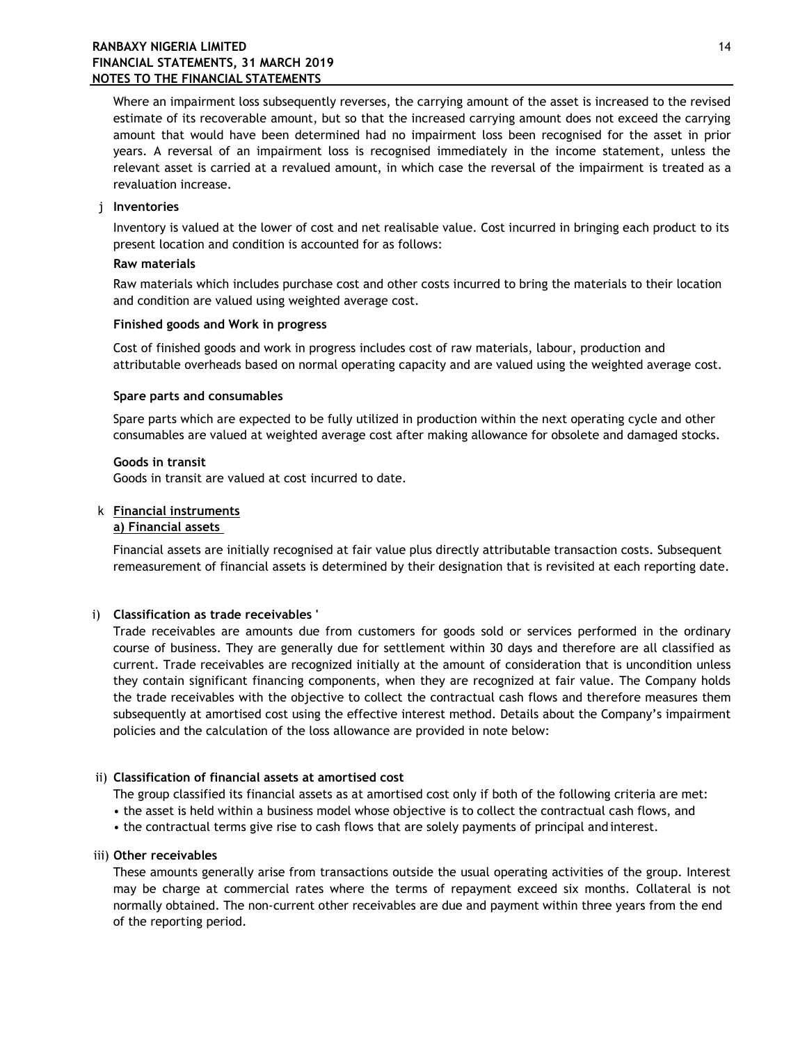Where an impairment loss subsequently reverses, the carrying amount of the asset is increased to the revised estimate of its recoverable amount, but so that the increased carrying amount does not exceed the carrying amount that would have been determined had no impairment loss been recognised for the asset in prior years. A reversal of an impairment loss is recognised immediately in the income statement, unless the relevant asset is carried at a revalued amount, in which case the reversal of the impairment is treated as a revaluation increase.

j **Inventories**

Inventory is valued at the lower of cost and net realisable value. Cost incurred in bringing each product to its present location and condition is accounted for as follows:

**Raw materials**

Raw materials which includes purchase cost and other costs incurred to bring the materials to their location and condition are valued using weighted average cost.

**Finished goods and Work in progress**

Cost of finished goods and work in progress includes cost of raw materials, labour, production and attributable overheads based on normal operating capacity and are valued using the weighted average cost.

**Spare parts and consumables**

Spare parts which are expected to be fully utilized in production within the next operating cycle and other consumables are valued at weighted average cost after making allowance for obsolete and damaged stocks.

**Goods in transit**

Goods in transit are valued at cost incurred to date.

k **Financial instruments**

**a) Financial assets**

Financial assets are initially recognised at fair value plus directly attributable transaction costs. Subsequent remeasurement of financial assets is determined by their designation that is revisited at each reporting date.

i) **Classification as trade receivables '**

Trade receivables are amounts due from customers for goods sold or services performed in the ordinary course of business. They are generally due for settlement within 30 days and therefore are all classified as current. Trade receivables are recognized initially at the amount of consideration that is uncondition unless they contain significant financing components, when they are recognized at fair value. The Company holds the trade receivables with the objective to collect the contractual cash flows and therefore measures them subsequently at amortised cost using the effective interest method. Details about the Company's impairment policies and the calculation of the loss allowance are provided in note below:

ii) **Classification of financial assets at amortised cost**

The group classified its financial assets as at amortised cost only if both of the following criteria are met:

- the asset is held within a business model whose objective is to collect the contractual cash flows, and
- the contractual terms give rise to cash flows that are solely payments of principal and interest.

iii) **Other receivables**

These amounts generally arise from transactions outside the usual operating activities of the group. Interest may be charge at commercial rates where the terms of repayment exceed six months. Collateral is not normally obtained. The non-current other receivables are due and payment within three years from the end of the reporting period.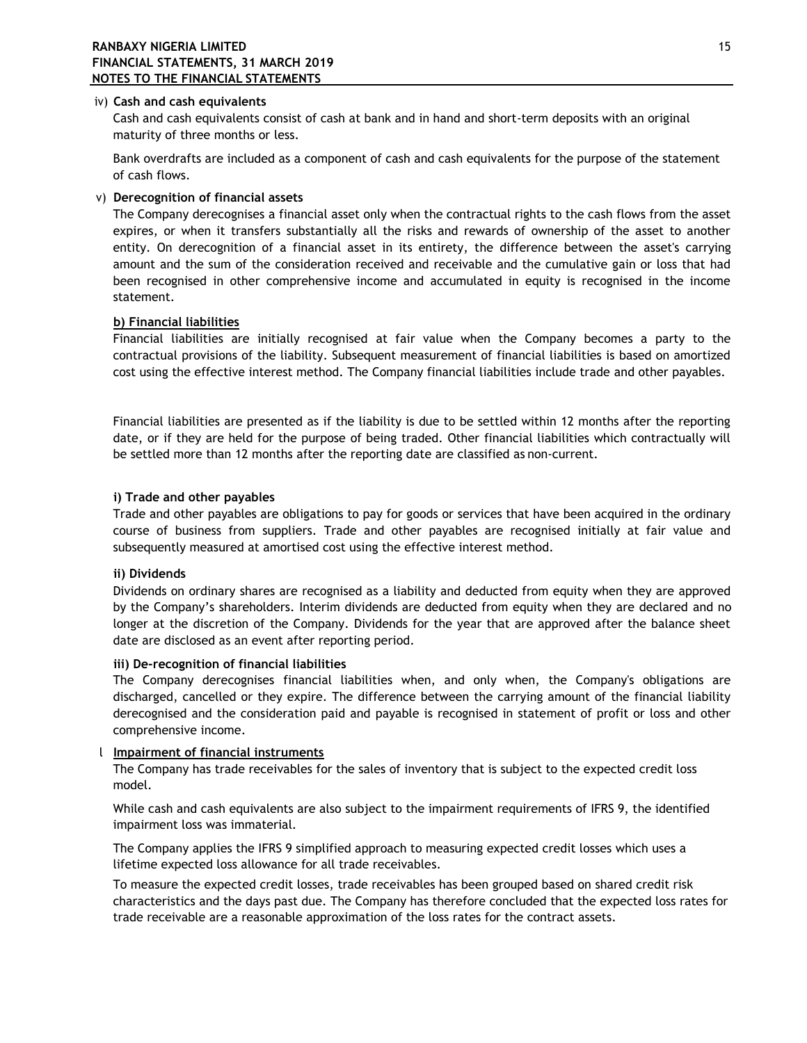iv) **Cash and cash equivalents**

Cash and cash equivalents consist of cash at bank and in hand and short-term deposits with an original maturity of three months or less.

Bank overdrafts are included as a component of cash and cash equivalents for the purpose of the statement of cash flows.

v) **Derecognition of financial assets**

The Company derecognises a financial asset only when the contractual rights to the cash flows from the asset expires, or when it transfers substantially all the risks and rewards of ownership of the asset to another entity. On derecognition of a financial asset in its entirety, the difference between the asset's carrying amount and the sum of the consideration received and receivable and the cumulative gain or loss that had been recognised in other comprehensive income and accumulated in equity is recognised in the income statement.

**b) Financial liabilities**

Financial liabilities are initially recognised at fair value when the Company becomes a party to the contractual provisions of the liability. Subsequent measurement of financial liabilities is based on amortized cost using the effective interest method. The Company financial liabilities include trade and other payables.

Financial liabilities are presented as if the liability is due to be settled within 12 months after the reporting date, or if they are held for the purpose of being traded. Other financial liabilities which contractually will be settled more than 12 months after the reporting date are classified as non-current.

**i) Trade and other payables**

Trade and other payables are obligations to pay for goods or services that have been acquired in the ordinary course of business from suppliers. Trade and other payables are recognised initially at fair value and subsequently measured at amortised cost using the effective interest method.

**ii) Dividends**

Dividends on ordinary shares are recognised as a liability and deducted from equity when they are approved by the Company's shareholders. Interim dividends are deducted from equity when they are declared and no longer at the discretion of the Company. Dividends for the year that are approved after the balance sheet date are disclosed as an event after reporting period.

**iii) De-recognition of financial liabilities**

The Company derecognises financial liabilities when, and only when, the Company's obligations are discharged, cancelled or they expire. The difference between the carrying amount of the financial liability derecognised and the consideration paid and payable is recognised in statement of profit or loss and other comprehensive income.

l **Impairment of financial instruments**

The Company has trade receivables for the sales of inventory that is subject to the expected credit loss model.

While cash and cash equivalents are also subject to the impairment requirements of IFRS 9, the identified impairment loss was immaterial.

The Company applies the IFRS 9 simplified approach to measuring expected credit losses which uses a lifetime expected loss allowance for all trade receivables.

To measure the expected credit losses, trade receivables has been grouped based on shared credit risk characteristics and the days past due. The Company has therefore concluded that the expected loss rates for trade receivable are a reasonable approximation of the loss rates for the contract assets.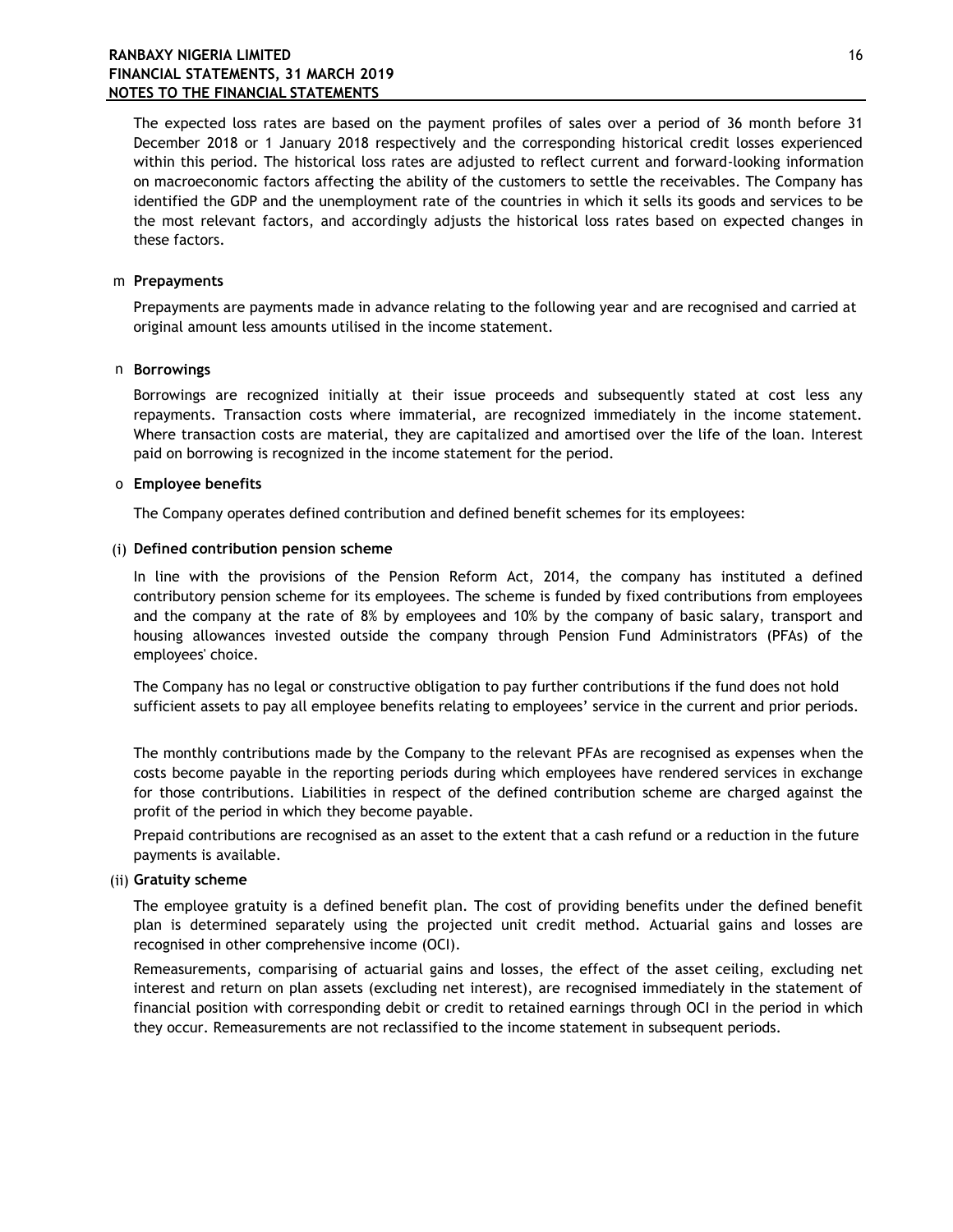The expected loss rates are based on the payment profiles of sales over a period of 36 month before 31 December 2018 or 1 January 2018 respectively and the corresponding historical credit losses experienced within this period. The historical loss rates are adjusted to reflect current and forward-looking information on macroeconomic factors affecting the ability of the customers to settle the receivables. The Company has identified the GDP and the unemployment rate of the countries in which it sells its goods and services to be the most relevant factors, and accordingly adjusts the historical loss rates based on expected changes in these factors.

m **Prepayments**

Prepayments are payments made in advance relating to the following year and are recognised and carried at original amount less amounts utilised in the income statement.

n **Borrowings**

Borrowings are recognized initially at their issue proceeds and subsequently stated at cost less any repayments. Transaction costs where immaterial, are recognized immediately in the income statement. Where transaction costs are material, they are capitalized and amortised over the life of the loan. Interest paid on borrowing is recognized in the income statement for the period.

o **Employee benefits**

The Company operates defined contribution and defined benefit schemes for its employees:

(i) **Defined contribution pension scheme**

In line with the provisions of the Pension Reform Act, 2014, the company has instituted a defined contributory pension scheme for its employees. The scheme is funded by fixed contributions from employees and the company at the rate of 8% by employees and 10% by the company of basic salary, transport and housing allowances invested outside the company through Pension Fund Administrators (PFAs) of the employees' choice.

The Company has no legal or constructive obligation to pay further contributions if the fund does not hold sufficient assets to pay all employee benefits relating to employees' service in the current and prior periods.

The monthly contributions made by the Company to the relevant PFAs are recognised as expenses when the costs become payable in the reporting periods during which employees have rendered services in exchange for those contributions. Liabilities in respect of the defined contribution scheme are charged against the profit of the period in which they become payable.

Prepaid contributions are recognised as an asset to the extent that a cash refund or a reduction in the future payments is available.

(ii) **Gratuity scheme**

The employee gratuity is a defined benefit plan. The cost of providing benefits under the defined benefit plan is determined separately using the projected unit credit method. Actuarial gains and losses are recognised in other comprehensive income (OCI).

Remeasurements, comparising of actuarial gains and losses, the effect of the asset ceiling, excluding net interest and return on plan assets (excluding net interest), are recognised immediately in the statement of financial position with corresponding debit or credit to retained earnings through OCI in the period in which they occur. Remeasurements are not reclassified to the income statement in subsequent periods.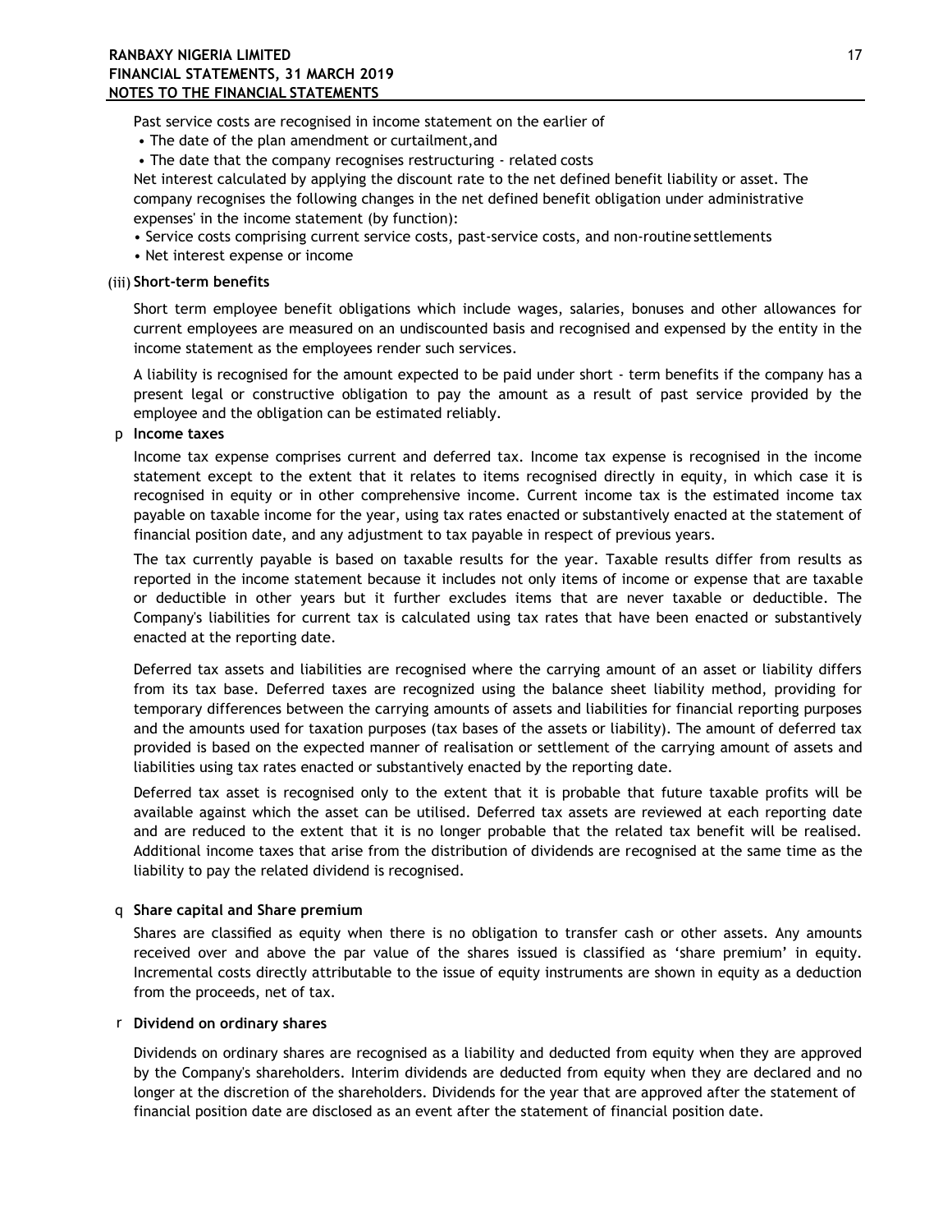Past service costs are recognised in income statement on the earlier of

- The date of the plan amendment or curtailment,and
- The date that the company recognises restructuring - related costs

Net interest calculated by applying the discount rate to the net defined benefit liability or asset. The company recognises the following changes in the net defined benefit obligation under administrative expenses' in the income statement (by function):

- Service costs comprising current service costs, past-service costs, and non-routine settlements
- Net interest expense or income

(iii) **Short-term benefits**

Short term employee benefit obligations which include wages, salaries, bonuses and other allowances for current employees are measured on an undiscounted basis and recognised and expensed by the entity in the income statement as the employees render such services.

A liability is recognised for the amount expected to be paid under short - term benefits if the company has a present legal or constructive obligation to pay the amount as a result of past service provided by the employee and the obligation can be estimated reliably.

p **Income taxes**

Income tax expense comprises current and deferred tax. Income tax expense is recognised in the income statement except to the extent that it relates to items recognised directly in equity, in which case it is recognised in equity or in other comprehensive income. Current income tax is the estimated income tax payable on taxable income for the year, using tax rates enacted or substantively enacted at the statement of financial position date, and any adjustment to tax payable in respect of previous years.

The tax currently payable is based on taxable results for the year. Taxable results differ from results as reported in the income statement because it includes not only items of income or expense that are taxable or deductible in other years but it further excludes items that are never taxable or deductible. The Company's liabilities for current tax is calculated using tax rates that have been enacted or substantively enacted at the reporting date.

Deferred tax assets and liabilities are recognised where the carrying amount of an asset or liability differs from its tax base. Deferred taxes are recognized using the balance sheet liability method, providing for temporary differences between the carrying amounts of assets and liabilities for financial reporting purposes and the amounts used for taxation purposes (tax bases of the assets or liability). The amount of deferred tax provided is based on the expected manner of realisation or settlement of the carrying amount of assets and liabilities using tax rates enacted or substantively enacted by the reporting date.

Deferred tax asset is recognised only to the extent that it is probable that future taxable profits will be available against which the asset can be utilised. Deferred tax assets are reviewed at each reporting date and are reduced to the extent that it is no longer probable that the related tax benefit will be realised. Additional income taxes that arise from the distribution of dividends are recognised at the same time as the liability to pay the related dividend is recognised.

q **Share capital and Share premium**

Shares are classified as equity when there is no obligation to transfer cash or other assets. Any amounts received over and above the par value of the shares issued is classified as 'share premium' in equity. Incremental costs directly attributable to the issue of equity instruments are shown in equity as a deduction from the proceeds, net of tax.

r **Dividend on ordinary shares**

Dividends on ordinary shares are recognised as a liability and deducted from equity when they are approved by the Company's shareholders. Interim dividends are deducted from equity when they are declared and no longer at the discretion of the shareholders. Dividends for the year that are approved after the statement of financial position date are disclosed as an event after the statement of financial position date.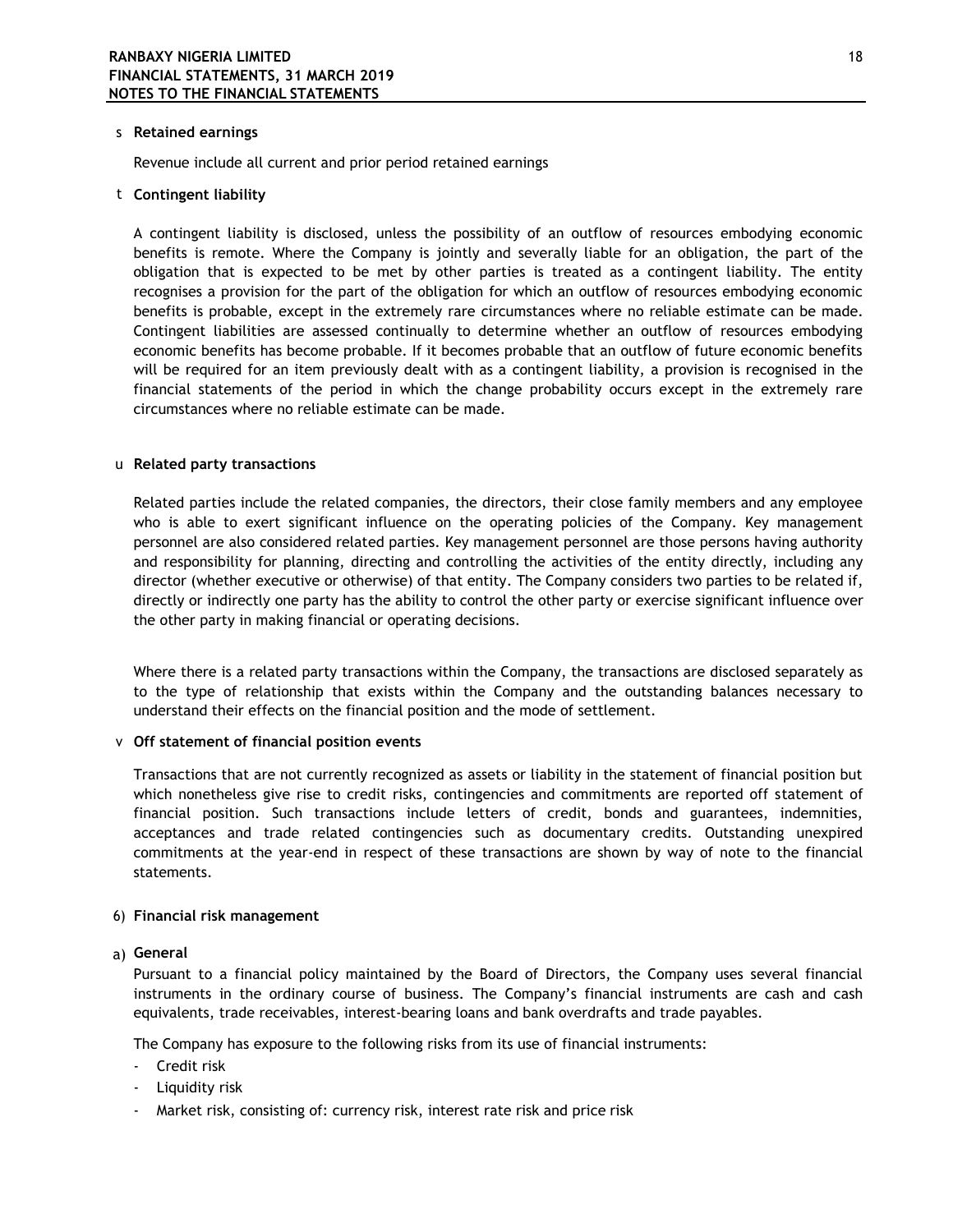s **Retained earnings**

Revenue include all current and prior period retained earnings

t **Contingent liability**

A contingent liability is disclosed, unless the possibility of an outflow of resources embodying economic benefits is remote. Where the Company is jointly and severally liable for an obligation, the part of the obligation that is expected to be met by other parties is treated as a contingent liability. The entity recognises a provision for the part of the obligation for which an outflow of resources embodying economic benefits is probable, except in the extremely rare circumstances where no reliable estimate can be made. Contingent liabilities are assessed continually to determine whether an outflow of resources embodying economic benefits has become probable. If it becomes probable that an outflow of future economic benefits will be required for an item previously dealt with as a contingent liability, a provision is recognised in the financial statements of the period in which the change probability occurs except in the extremely rare circumstances where no reliable estimate can be made.

u **Related party transactions**

Related parties include the related companies, the directors, their close family members and any employee who is able to exert significant influence on the operating policies of the Company. Key management personnel are also considered related parties. Key management personnel are those persons having authority and responsibility for planning, directing and controlling the activities of the entity directly, including any director (whether executive or otherwise) of that entity. The Company considers two parties to be related if, directly or indirectly one party has the ability to control the other party or exercise significant influence over the other party in making financial or operating decisions.

Where there is a related party transactions within the Company, the transactions are disclosed separately as to the type of relationship that exists within the Company and the outstanding balances necessary to understand their effects on the financial position and the mode of settlement.

v **Off statement of financial position events**

Transactions that are not currently recognized as assets or liability in the statement of financial position but which nonetheless give rise to credit risks, contingencies and commitments are reported off statement of financial position. Such transactions include letters of credit, bonds and guarantees, indemnities, acceptances and trade related contingencies such as documentary credits. Outstanding unexpired commitments at the year-end in respect of these transactions are shown by way of note to the financial statements.

6) **Financial risk management**

a) **General**

Pursuant to a financial policy maintained by the Board of Directors, the Company uses several financial instruments in the ordinary course of business. The Company's financial instruments are cash and cash equivalents, trade receivables, interest-bearing loans and bank overdrafts and trade payables.

The Company has exposure to the following risks from its use of financial instruments:

- Credit risk
- Liquidity risk
- Market risk, consisting of: currency risk, interest rate risk and price risk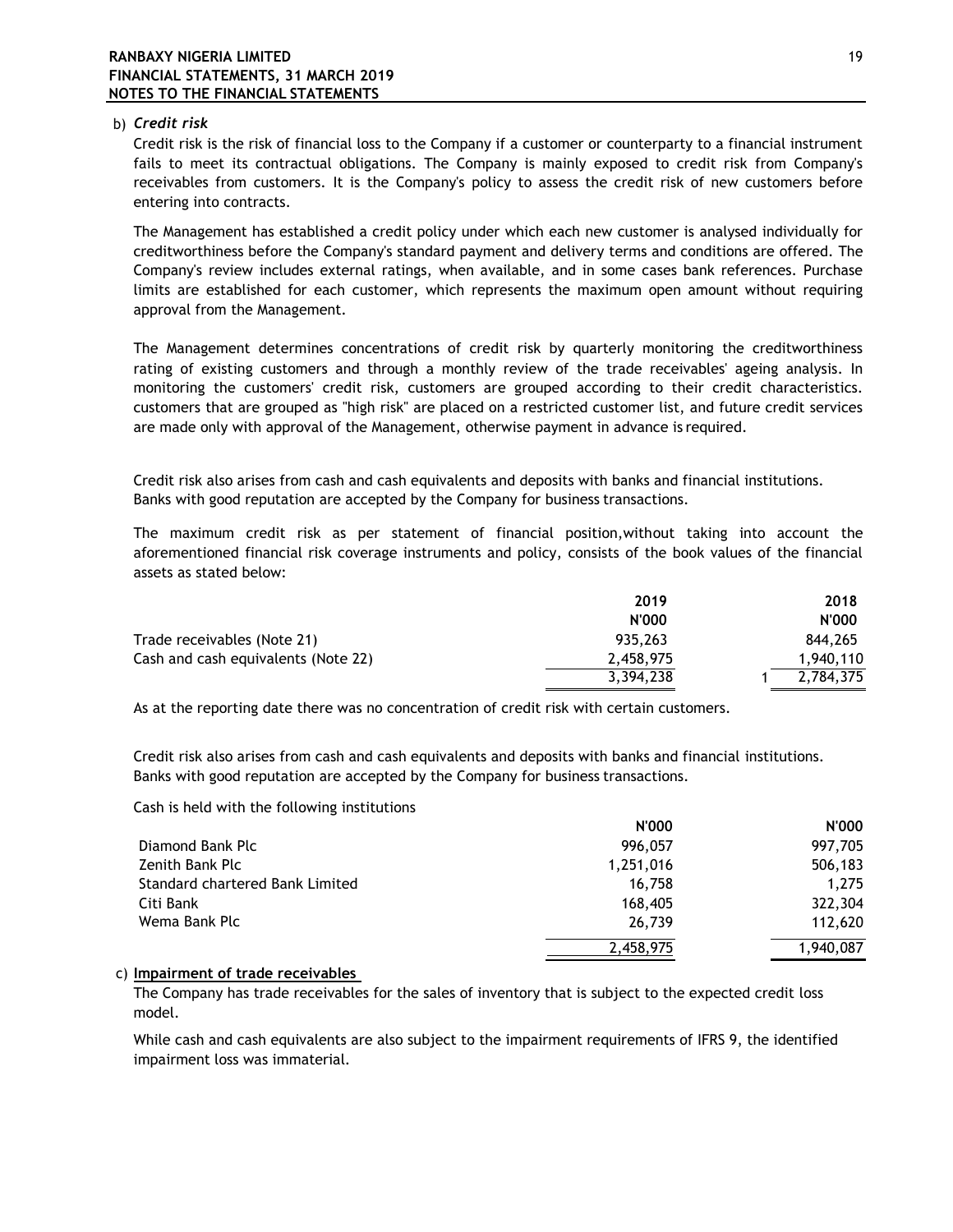b) ***Credit risk***

Credit risk is the risk of financial loss to the Company if a customer or counterparty to a financial instrument fails to meet its contractual obligations. The Company is mainly exposed to credit risk from Company's receivables from customers. It is the Company's policy to assess the credit risk of new customers before entering into contracts.

The Management has established a credit policy under which each new customer is analysed individually for creditworthiness before the Company's standard payment and delivery terms and conditions are offered. The Company's review includes external ratings, when available, and in some cases bank references. Purchase limits are established for each customer, which represents the maximum open amount without requiring approval from the Management.

The Management determines concentrations of credit risk by quarterly monitoring the creditworthiness rating of existing customers and through a monthly review of the trade receivables' ageing analysis. In monitoring the customers' credit risk, customers are grouped according to their credit characteristics. customers that are grouped as "high risk" are placed on a restricted customer list, and future credit services are made only with approval of the Management, otherwise payment in advance is required.

Credit risk also arises from cash and cash equivalents and deposits with banks and financial institutions. Banks with good reputation are accepted by the Company for business transactions.

The maximum credit risk as per statement of financial position,without taking into account the aforementioned financial risk coverage instruments and policy, consists of the book values of the financial assets as stated below:

| | 2019 | | 2018 |
|---|---|---|---|
| | N'000 | | N'000 |
| Trade receivables (Note 21) | 935,263 | | 844,265 |
| Cash and cash equivalents (Note 22) | 2,458,975 | | 1,940,110 |
| | 3,394,238 | 1 | 2,784,375 |

As at the reporting date there was no concentration of credit risk with certain customers.

Credit risk also arises from cash and cash equivalents and deposits with banks and financial institutions. Banks with good reputation are accepted by the Company for business transactions.

Cash is held with the following institutions

| | N'000 | N'000 |
|---|---|---|
| Diamond Bank Plc | 996,057 | 997,705 |
| Zenith Bank Plc | 1,251,016 | 506,183 |
| Standard chartered Bank Limited | 16,758 | 1,275 |
| Citi Bank | 168,405 | 322,304 |
| Wema Bank Plc | 26,739 | 112,620 |
| | 2,458,975 | 1,940,087 |

c) **Impairment of trade receivables**

The Company has trade receivables for the sales of inventory that is subject to the expected credit loss model.

While cash and cash equivalents are also subject to the impairment requirements of IFRS 9, the identified impairment loss was immaterial.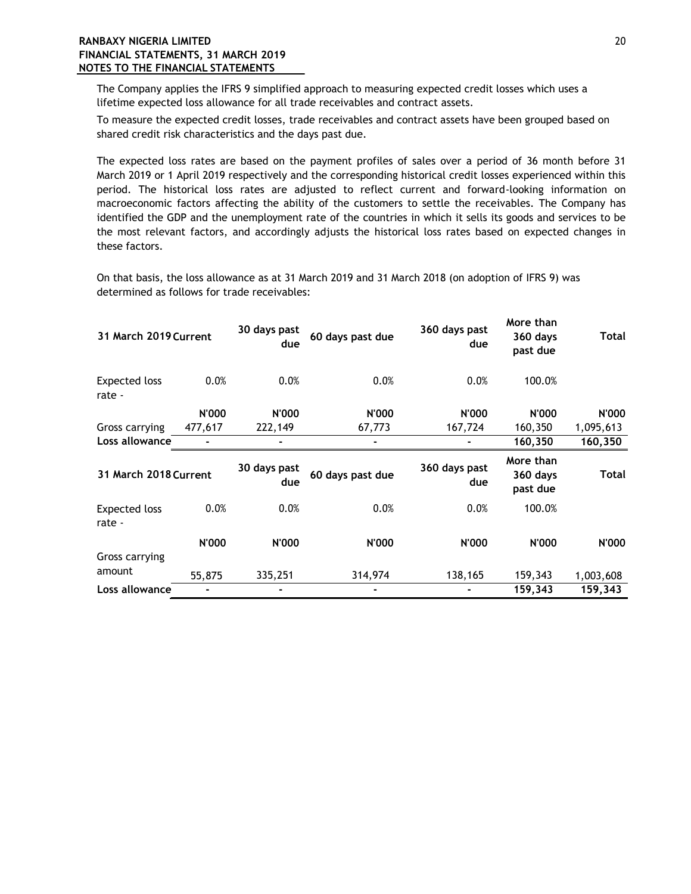The Company applies the IFRS 9 simplified approach to measuring expected credit losses which uses a lifetime expected loss allowance for all trade receivables and contract assets.

To measure the expected credit losses, trade receivables and contract assets have been grouped based on shared credit risk characteristics and the days past due.

The expected loss rates are based on the payment profiles of sales over a period of 36 month before 31 March 2019 or 1 April 2019 respectively and the corresponding historical credit losses experienced within this period. The historical loss rates are adjusted to reflect current and forward-looking information on macroeconomic factors affecting the ability of the customers to settle the receivables. The Company has identified the GDP and the unemployment rate of the countries in which it sells its goods and services to be the most relevant factors, and accordingly adjusts the historical loss rates based on expected changes in these factors.

On that basis, the loss allowance as at 31 March 2019 and 31 March 2018 (on adoption of IFRS 9) was determined as follows for trade receivables:

| **31 March 2019** | **Current** | **30 days past due** | **60 days past due** | **360 days past due** | **More than 360 days past due** | **Total** |
|---|---|---|---|---|---|---|
| Expected loss rate - | 0.0% | 0.0% | 0.0% | 0.0% | 100.0% | |
| | **N'000** | **N'000** | **N'000** | **N'000** | **N'000** | **N'000** |
| Gross carrying | 477,617 | 222,149 | 67,773 | 167,724 | 160,350 | 1,095,613 |
| **Loss allowance** | - | - | - | - | **160,350** | **160,350** |

| **31 March 2018** | **Current** | **30 days past due** | **60 days past due** | **360 days past due** | **More than 360 days past due** | **Total** |
|---|---|---|---|---|---|---|
| Expected loss rate - | 0.0% | 0.0% | 0.0% | 0.0% | 100.0% | |
| | **N'000** | **N'000** | **N'000** | **N'000** | **N'000** | **N'000** |
| Gross carrying amount | 55,875 | 335,251 | 314,974 | 138,165 | 159,343 | 1,003,608 |
| **Loss allowance** | - | - | - | - | **159,343** | **159,343** |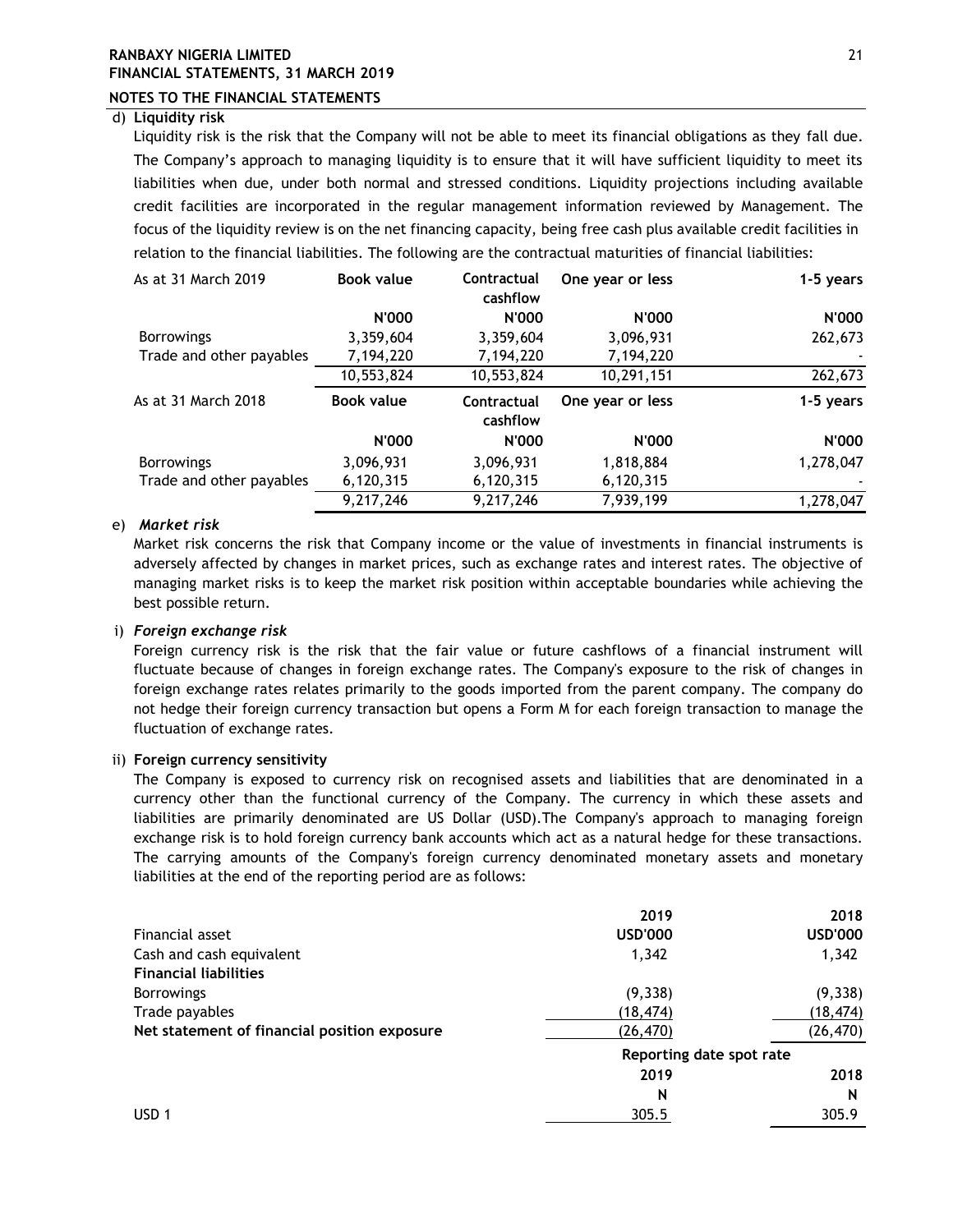**RANBAXY NIGERIA LIMITED**
**FINANCIAL STATEMENTS, 31 MARCH 2019**
**NOTES TO THE FINANCIAL STATEMENTS**

d) **Liquidity risk**

Liquidity risk is the risk that the Company will not be able to meet its financial obligations as they fall due. The Company's approach to managing liquidity is to ensure that it will have sufficient liquidity to meet its liabilities when due, under both normal and stressed conditions. Liquidity projections including available credit facilities are incorporated in the regular management information reviewed by Management. The focus of the liquidity review is on the net financing capacity, being free cash plus available credit facilities in relation to the financial liabilities. The following are the contractual maturities of financial liabilities:

| As at 31 March 2019 | Book value | Contractual cashflow | One year or less | 1-5 years |
|---|---|---|---|---|
| | **N'000** | **N'000** | **N'000** | **N'000** |
| Borrowings | 3,359,604 | 3,359,604 | 3,096,931 | 262,673 |
| Trade and other payables | 7,194,220 | 7,194,220 | 7,194,220 | - |
| | 10,553,824 | 10,553,824 | 10,291,151 | 262,673 |
| **As at 31 March 2018** | **Book value** | **Contractual cashflow** | **One year or less** | **1-5 years** |
| | **N'000** | **N'000** | **N'000** | **N'000** |
| Borrowings | 3,096,931 | 3,096,931 | 1,818,884 | 1,278,047 |
| Trade and other payables | 6,120,315 | 6,120,315 | 6,120,315 | - |
| | 9,217,246 | 9,217,246 | 7,939,199 | 1,278,047 |

e) ***Market risk***

Market risk concerns the risk that Company income or the value of investments in financial instruments is adversely affected by changes in market prices, such as exchange rates and interest rates. The objective of managing market risks is to keep the market risk position within acceptable boundaries while achieving the best possible return.

i) ***Foreign exchange risk***

Foreign currency risk is the risk that the fair value or future cashflows of a financial instrument will fluctuate because of changes in foreign exchange rates. The Company's exposure to the risk of changes in foreign exchange rates relates primarily to the goods imported from the parent company. The company do not hedge their foreign currency transaction but opens a Form M for each foreign transaction to manage the fluctuation of exchange rates.

ii) **Foreign currency sensitivity**

The Company is exposed to currency risk on recognised assets and liabilities that are denominated in a currency other than the functional currency of the Company. The currency in which these assets and liabilities are primarily denominated are US Dollar (USD).The Company's approach to managing foreign exchange risk is to hold foreign currency bank accounts which act as a natural hedge for these transactions. The carrying amounts of the Company's foreign currency denominated monetary assets and monetary liabilities at the end of the reporting period are as follows:

| | 2019 | 2018 |
|---|---|---|
| Financial asset | **USD'000** | **USD'000** |
| Cash and cash equivalent | 1,342 | 1,342 |
| **Financial liabilities** | | |
| Borrowings | (9,338) | (9,338) |
| Trade payables | (18,474) | (18,474) |
| **Net statement of financial position exposure** | (26,470) | (26,470) |

| | Reporting date spot rate | |
|---|---|---|
| | **2019** | **2018** |
| | **N** | **N** |
| USD 1 | 305.5 | 305.9 |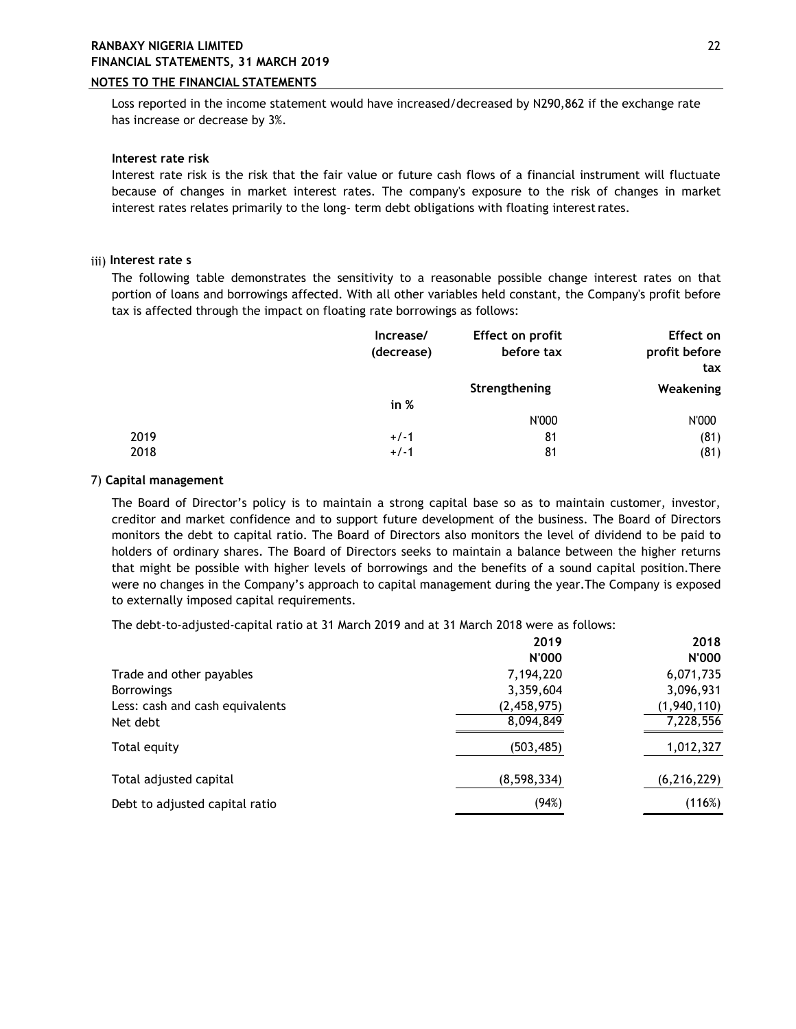Loss reported in the income statement would have increased/decreased by N290,862 if the exchange rate has increase or decrease by 3%.

**Interest rate risk**

Interest rate risk is the risk that the fair value or future cash flows of a financial instrument will fluctuate because of changes in market interest rates. The company's exposure to the risk of changes in market interest rates relates primarily to the long- term debt obligations with floating interest rates.

iii) **Interest rate s**

The following table demonstrates the sensitivity to a reasonable possible change interest rates on that portion of loans and borrowings affected. With all other variables held constant, the Company's profit before tax is affected through the impact on floating rate borrowings as follows:

| | Increase/ (decrease) | Effect on profit before tax | Effect on profit before tax |
|---|---|---|---|
| | | Strengthening | Weakening |
| | in % | | |
| | | N'000 | N'000 |
| 2019 | +/-1 | 81 | (81) |
| 2018 | +/-1 | 81 | (81) |

7) **Capital management**

The Board of Director's policy is to maintain a strong capital base so as to maintain customer, investor, creditor and market confidence and to support future development of the business. The Board of Directors monitors the debt to capital ratio. The Board of Directors also monitors the level of dividend to be paid to holders of ordinary shares. The Board of Directors seeks to maintain a balance between the higher returns that might be possible with higher levels of borrowings and the benefits of a sound capital position.There were no changes in the Company's approach to capital management during the year.The Company is exposed to externally imposed capital requirements.

The debt-to-adjusted-capital ratio at 31 March 2019 and at 31 March 2018 were as follows:

| | 2019 | 2018 |
|---|---|---|
| | **N'000** | **N'000** |
| Trade and other payables | 7,194,220 | 6,071,735 |
| Borrowings | 3,359,604 | 3,096,931 |
| Less: cash and cash equivalents | (2,458,975) | (1,940,110) |
| Net debt | 8,094,849 | 7,228,556 |
| Total equity | (503,485) | 1,012,327 |
| Total adjusted capital | (8,598,334) | (6,216,229) |
| Debt to adjusted capital ratio | (94%) | (116%) |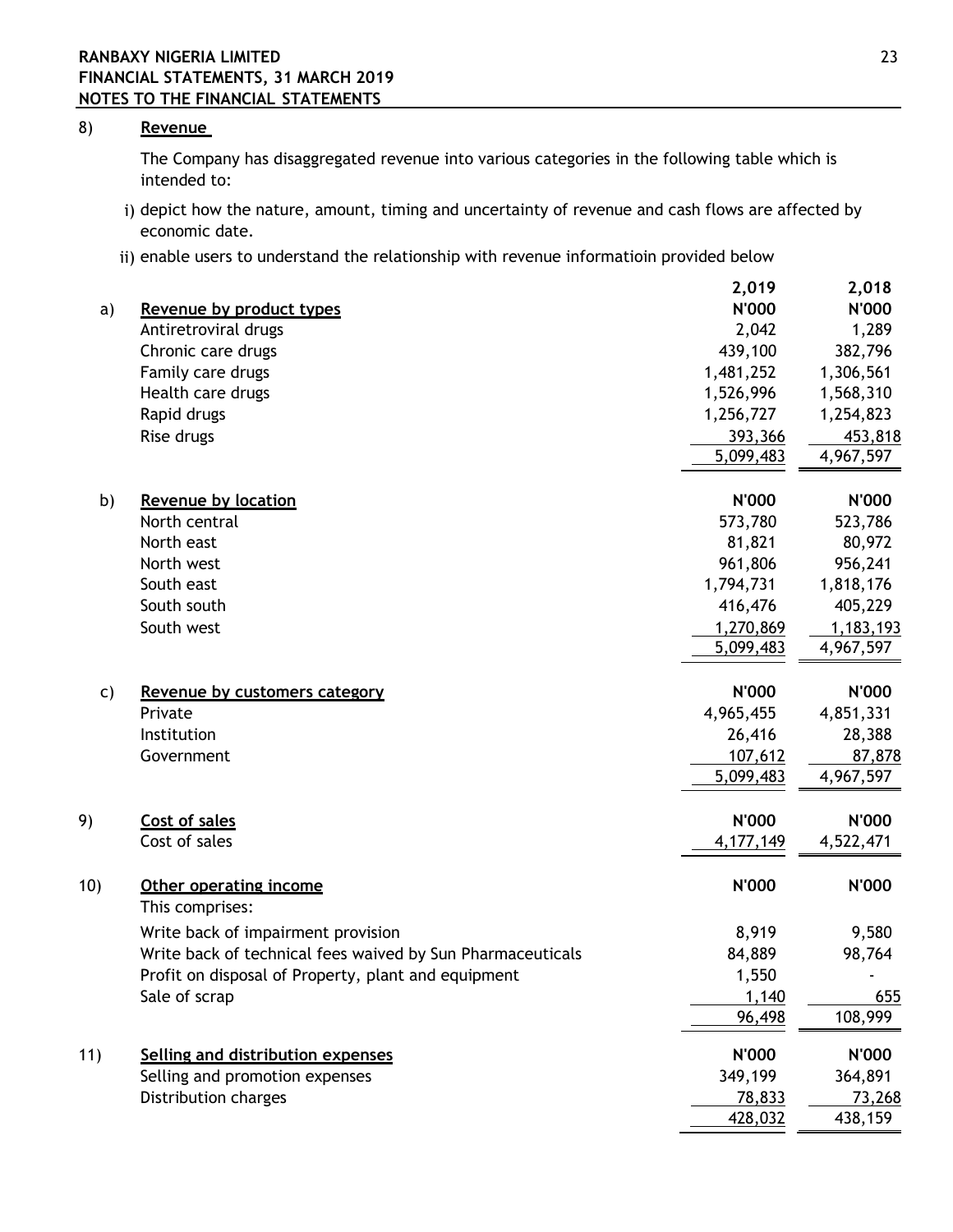RANBAXY NIGERIA LIMITED
FINANCIAL STATEMENTS, 31 MARCH 2019
NOTES TO THE FINANCIAL STATEMENTS

## 8) Revenue

The Company has disaggregated revenue into various categories in the following table which is intended to:

i) depict how the nature, amount, timing and uncertainty of revenue and cash flows are affected by economic date.

ii) enable users to understand the relationship with revenue informatioin provided below

| | | 2,019 | 2,018 |
|---|---|---|---|
| a) | **Revenue by product types** | **N'000** | **N'000** |
| | Antiretroviral drugs | 2,042 | 1,289 |
| | Chronic care drugs | 439,100 | 382,796 |
| | Family care drugs | 1,481,252 | 1,306,561 |
| | Health care drugs | 1,526,996 | 1,568,310 |
| | Rapid drugs | 1,256,727 | 1,254,823 |
| | Rise drugs | 393,366 | 453,818 |
| | | 5,099,483 | 4,967,597 |
| b) | **Revenue by location** | **N'000** | **N'000** |
| | North central | 573,780 | 523,786 |
| | North east | 81,821 | 80,972 |
| | North west | 961,806 | 956,241 |
| | South east | 1,794,731 | 1,818,176 |
| | South south | 416,476 | 405,229 |
| | South west | 1,270,869 | 1,183,193 |
| | | 5,099,483 | 4,967,597 |
| c) | **Revenue by customers category** | **N'000** | **N'000** |
| | Private | 4,965,455 | 4,851,331 |
| | Institution | 26,416 | 28,388 |
| | Government | 107,612 | 87,878 |
| | | 5,099,483 | 4,967,597 |

## 9) Cost of sales

| | N'000 | N'000 |
|---|---|---|
| Cost of sales | 4,177,149 | 4,522,471 |

## 10) Other operating income

This comprises:

| | N'000 | N'000 |
|---|---|---|
| Write back of impairment provision | 8,919 | 9,580 |
| Write back of technical fees waived by Sun Pharmaceuticals | 84,889 | 98,764 |
| Profit on disposal of Property, plant and equipment | 1,550 | - |
| Sale of scrap | 1,140 | 655 |
| | 96,498 | 108,999 |

## 11) Selling and distribution expenses

| | N'000 | N'000 |
|---|---|---|
| Selling and promotion expenses | 349,199 | 364,891 |
| Distribution charges | 78,833 | 73,268 |
| | 428,032 | 438,159 |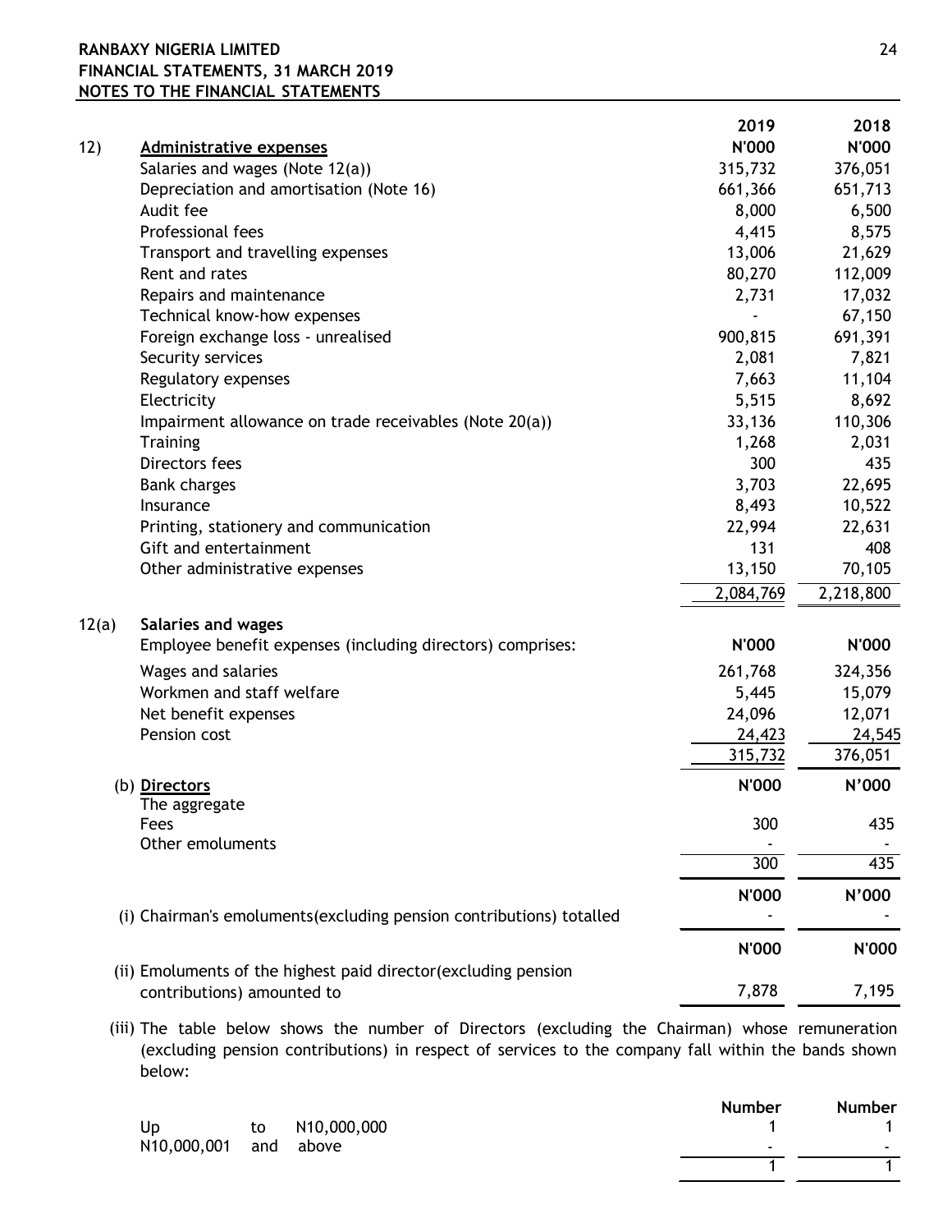**RANBAXY NIGERIA LIMITED**
**FINANCIAL STATEMENTS, 31 MARCH 2019**
**NOTES TO THE FINANCIAL STATEMENTS**

| | | 2019 | 2018 |
|---|---|---|---|
| 12) | **Administrative expenses** | N'000 | N'000 |
| | Salaries and wages (Note 12(a)) | 315,732 | 376,051 |
| | Depreciation and amortisation (Note 16) | 661,366 | 651,713 |
| | Audit fee | 8,000 | 6,500 |
| | Professional fees | 4,415 | 8,575 |
| | Transport and travelling expenses | 13,006 | 21,629 |
| | Rent and rates | 80,270 | 112,009 |
| | Repairs and maintenance | 2,731 | 17,032 |
| | Technical know-how expenses | - | 67,150 |
| | Foreign exchange loss - unrealised | 900,815 | 691,391 |
| | Security services | 2,081 | 7,821 |
| | Regulatory expenses | 7,663 | 11,104 |
| | Electricity | 5,515 | 8,692 |
| | Impairment allowance on trade receivables (Note 20(a)) | 33,136 | 110,306 |
| | Training | 1,268 | 2,031 |
| | Directors fees | 300 | 435 |
| | Bank charges | 3,703 | 22,695 |
| | Insurance | 8,493 | 10,522 |
| | Printing, stationery and communication | 22,994 | 22,631 |
| | Gift and entertainment | 131 | 408 |
| | Other administrative expenses | 13,150 | 70,105 |
| | | 2,084,769 | 2,218,800 |

| | | | |
|---|---|---|---|
| 12(a) | **Salaries and wages** | | |
| | Employee benefit expenses (including directors) comprises: | N'000 | N'000 |
| | Wages and salaries | 261,768 | 324,356 |
| | Workmen and staff welfare | 5,445 | 15,079 |
| | Net benefit expenses | 24,096 | 12,071 |
| | Pension cost | 24,423 | 24,545 |
| | | 315,732 | 376,051 |

| | N'000 | N'000 |
|---|---|---|
| (b) **Directors** | | |
| The aggregate | | |
| Fees | 300 | 435 |
| Other emoluments | - | - |
| | 300 | 435 |

| | N'000 | N'000 |
|---|---|---|
| (i) Chairman's emoluments(excluding pension contributions) totalled | - | - |

| | N'000 | N'000 |
|---|---|---|
| (ii) Emoluments of the highest paid director(excluding pension contributions) amounted to | 7,878 | 7,195 |

(iii) The table below shows the number of Directors (excluding the Chairman) whose remuneration (excluding pension contributions) in respect of services to the company fall within the bands shown below:

| | Number | Number |
|---|---|---|
| Up to N10,000,000 | 1 | 1 |
| N10,000,001 and above | - | - |
| | 1 | 1 |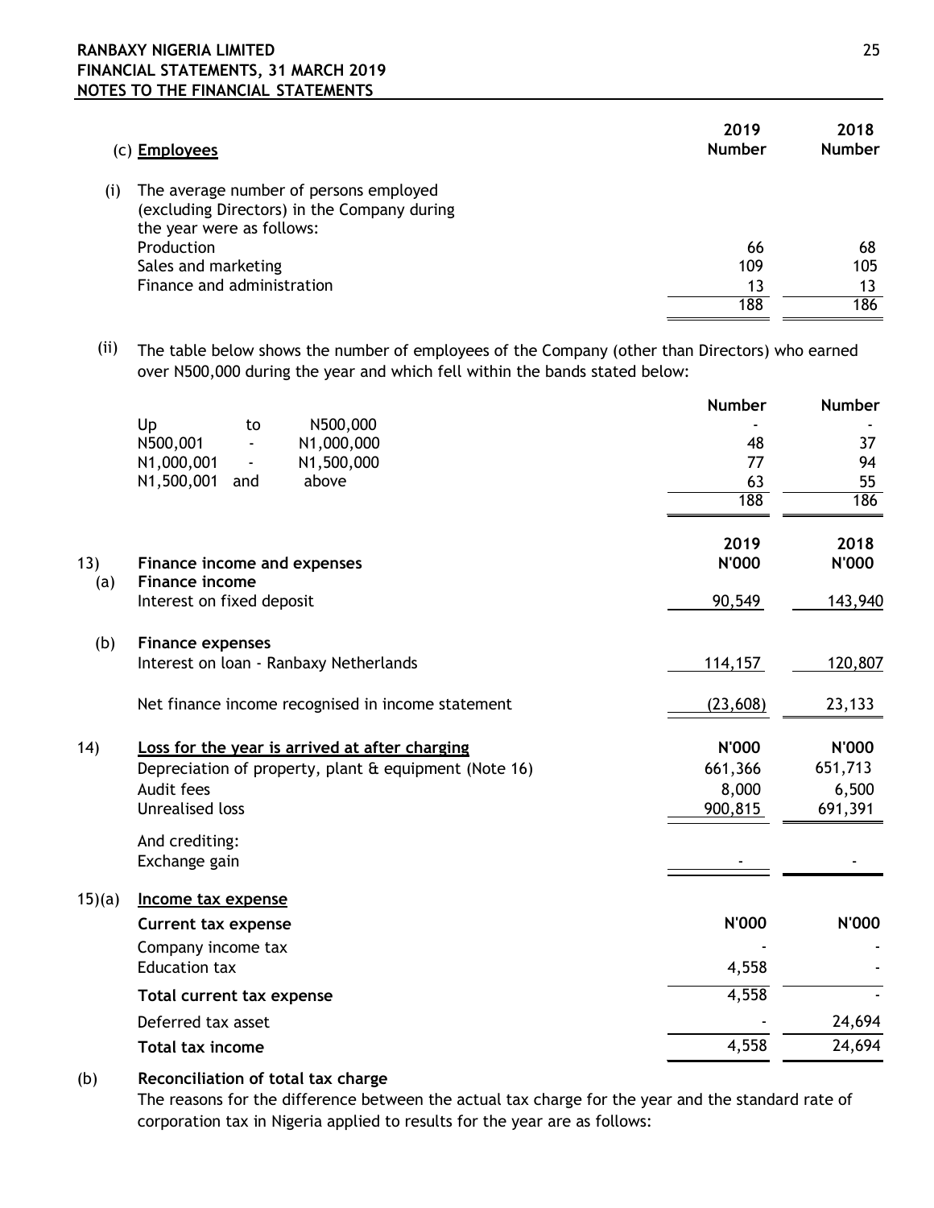### (c) Employees

| | 2019 Number | 2018 Number |
|---|---|---|
| (i) The average number of persons employed (excluding Directors) in the Company during the year were as follows: | | |
| Production | 66 | 68 |
| Sales and marketing | 109 | 105 |
| Finance and administration | 13 | 13 |
| | 188 | 186 |

(ii) The table below shows the number of employees of the Company (other than Directors) who earned over N500,000 during the year and which fell within the bands stated below:

| | Number | Number |
|---|---|---|
| Up to N500,000 | - | - |
| N500,001 - N1,000,000 | 48 | 37 |
| N1,000,001 - N1,500,000 | 77 | 94 |
| N1,500,001 and above | 63 | 55 |
| | 188 | 186 |

| | 2019 N'000 | 2018 N'000 |
|---|---|---|
| **13) Finance income and expenses** | | |
| **(a) Finance income** | | |
| Interest on fixed deposit | 90,549 | 143,940 |
| **(b) Finance expenses** | | |
| Interest on loan - Ranbaxy Netherlands | 114,157 | 120,807 |
| Net finance income recognised in income statement | (23,608) | 23,133 |

| **14) Loss for the year is arrived at after charging** | N'000 | N'000 |
|---|---|---|
| Depreciation of property, plant & equipment (Note 16) | 661,366 | 651,713 |
| Audit fees | 8,000 | 6,500 |
| Unrealised loss | 900,815 | 691,391 |
| And crediting: | | |
| Exchange gain | - | - |

**15)(a) Income tax expense**

| **Current tax expense** | N'000 | N'000 |
|---|---|---|
| Company income tax | - | - |
| Education tax | 4,558 | - |
| **Total current tax expense** | 4,558 | - |
| Deferred tax asset | - | 24,694 |
| **Total tax income** | 4,558 | 24,694 |

**(b) Reconciliation of total tax charge**

The reasons for the difference between the actual tax charge for the year and the standard rate of corporation tax in Nigeria applied to results for the year are as follows: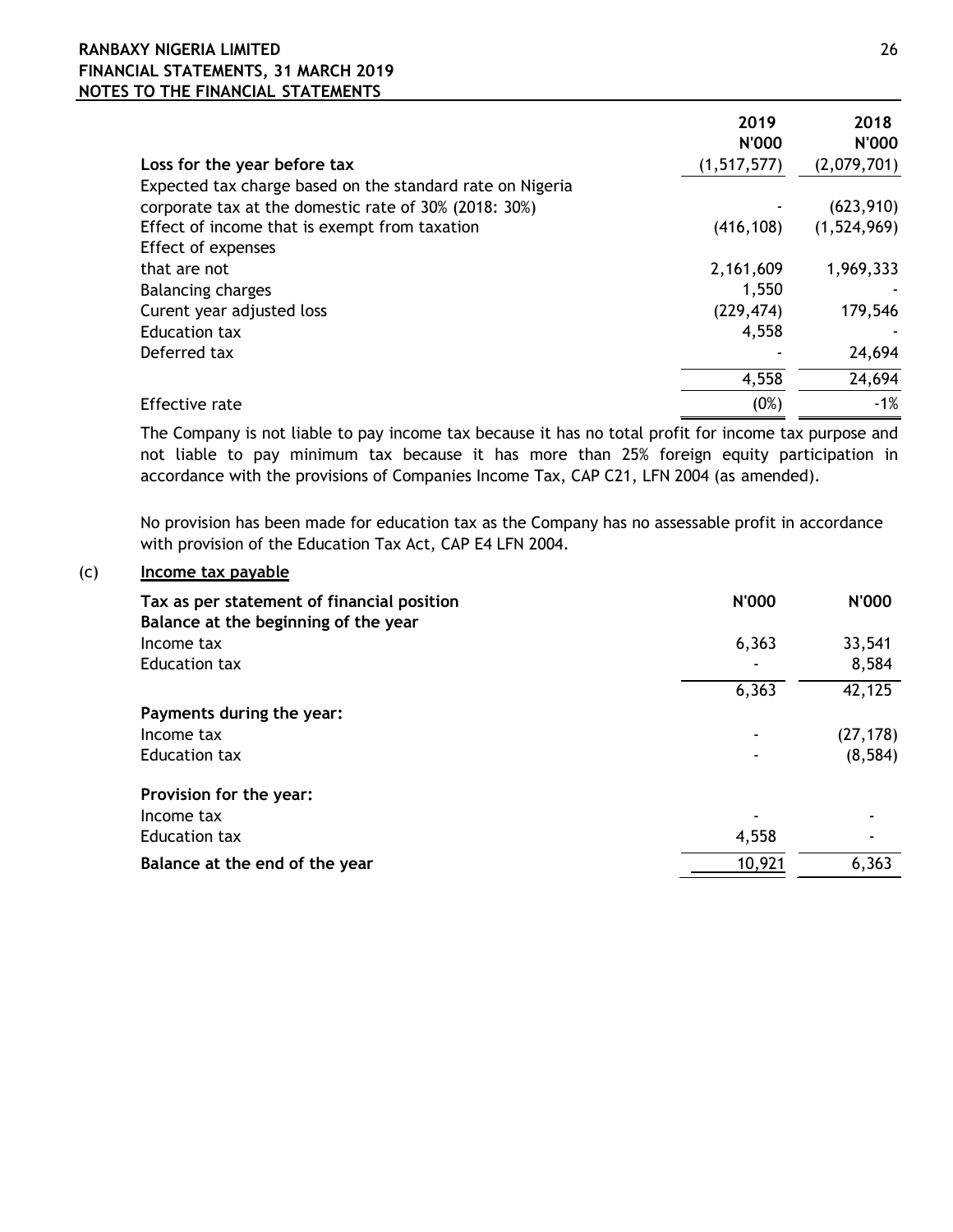| | 2019<br>N'000 | 2018<br>N'000 |
|---|---|---|
| **Loss for the year before tax** | (1,517,577) | (2,079,701) |
| Expected tax charge based on the standard rate on Nigeria corporate tax at the domestic rate of 30% (2018: 30%) | - | (623,910) |
| Effect of income that is exempt from taxation | (416,108) | (1,524,969) |
| Effect of expenses that are not | 2,161,609 | 1,969,333 |
| Balancing charges | 1,550 | - |
| Curent year adjusted loss | (229,474) | 179,546 |
| Education tax | 4,558 | - |
| Deferred tax | - | 24,694 |
| | 4,558 | 24,694 |
| Effective rate | (0%) | -1% |

The Company is not liable to pay income tax because it has no total profit for income tax purpose and not liable to pay minimum tax because it has more than 25% foreign equity participation in accordance with the provisions of Companies Income Tax, CAP C21, LFN 2004 (as amended).

No provision has been made for education tax as the Company has no assessable profit in accordance with provision of the Education Tax Act, CAP E4 LFN 2004.

(c) **Income tax payable**

| **Tax as per statement of financial position** | **N'000** | **N'000** |
|---|---|---|
| **Balance at the beginning of the year** | | |
| Income tax | 6,363 | 33,541 |
| Education tax | - | 8,584 |
| | 6,363 | 42,125 |
| **Payments during the year:** | | |
| Income tax | - | (27,178) |
| Education tax | - | (8,584) |
| **Provision for the year:** | | |
| Income tax | - | - |
| Education tax | 4,558 | - |
| **Balance at the end of the year** | 10,921 | 6,363 |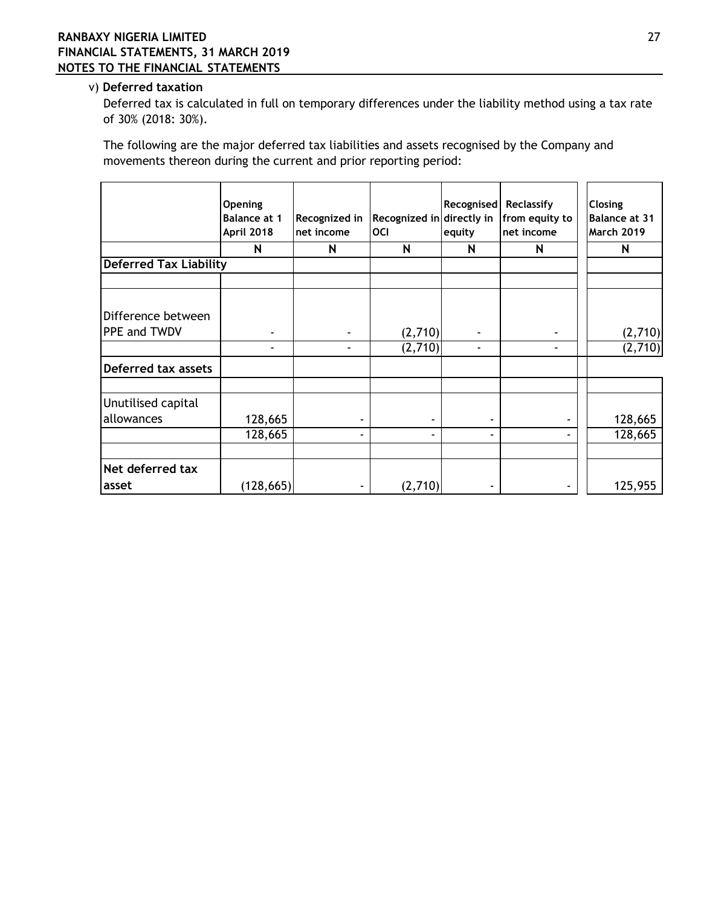v) **Deferred taxation**

Deferred tax is calculated in full on temporary differences under the liability method using a tax rate of 30% (2018: 30%).

The following are the major deferred tax liabilities and assets recognised by the Company and movements thereon during the current and prior reporting period:

| | Opening Balance at 1 April 2018 | Recognized in net income | Recognized in OCI | Recognised directly in equity | Reclassify from equity to net income | Closing Balance at 31 March 2019 |
|---|---|---|---|---|---|---|
| | N | N | N | N | N | N |
| **Deferred Tax Liability** | | | | | | |
| | | | | | | |
| Difference between PPE and TWDV | - | - | (2,710) | - | - | (2,710) |
| | - | - | (2,710) | - | - | (2,710) |
| **Deferred tax assets** | | | | | | |
| | | | | | | |
| Unutilised capital allowances | 128,665 | - | - | - | - | 128,665 |
| | 128,665 | - | - | - | - | 128,665 |
| | | | | | | |
| **Net deferred tax asset** | (128,665) | - | (2,710) | - | - | 125,955 |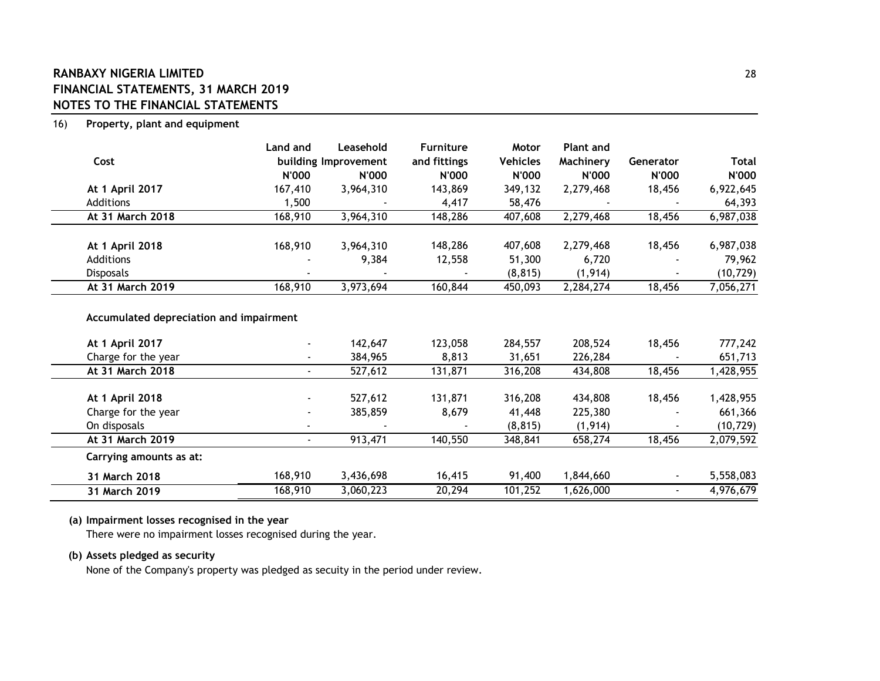## RANBAXY NIGERIA LIMITED
## FINANCIAL STATEMENTS, 31 MARCH 2019
## NOTES TO THE FINANCIAL STATEMENTS

### 16) Property, plant and equipment

| Cost | Land and building | Leasehold Improvement | Furniture and fittings | Motor Vehicles | Plant and Machinery | Generator | Total |
|---|---|---|---|---|---|---|---|
| | N'000 | N'000 | N'000 | N'000 | N'000 | N'000 | N'000 |
| **At 1 April 2017** | 167,410 | 3,964,310 | 143,869 | 349,132 | 2,279,468 | 18,456 | 6,922,645 |
| Additions | 1,500 | - | 4,417 | 58,476 | - | - | 64,393 |
| **At 31 March 2018** | 168,910 | 3,964,310 | 148,286 | 407,608 | 2,279,468 | 18,456 | 6,987,038 |
| | | | | | | | |
| **At 1 April 2018** | 168,910 | 3,964,310 | 148,286 | 407,608 | 2,279,468 | 18,456 | 6,987,038 |
| Additions | - | 9,384 | 12,558 | 51,300 | 6,720 | - | 79,962 |
| Disposals | - | - | - | (8,815) | (1,914) | - | (10,729) |
| **At 31 March 2019** | 168,910 | 3,973,694 | 160,844 | 450,093 | 2,284,274 | 18,456 | 7,056,271 |
| | | | | | | | |
| **Accumulated depreciation and impairment** | | | | | | | |
| | | | | | | | |
| **At 1 April 2017** | - | 142,647 | 123,058 | 284,557 | 208,524 | 18,456 | 777,242 |
| Charge for the year | - | 384,965 | 8,813 | 31,651 | 226,284 | - | 651,713 |
| **At 31 March 2018** | - | 527,612 | 131,871 | 316,208 | 434,808 | 18,456 | 1,428,955 |
| | | | | | | | |
| **At 1 April 2018** | - | 527,612 | 131,871 | 316,208 | 434,808 | 18,456 | 1,428,955 |
| Charge for the year | - | 385,859 | 8,679 | 41,448 | 225,380 | - | 661,366 |
| On disposals | - | - | - | (8,815) | (1,914) | - | (10,729) |
| **At 31 March 2019** | - | 913,471 | 140,550 | 348,841 | 658,274 | 18,456 | 2,079,592 |
| **Carrying amounts as at:** | | | | | | | |
| **31 March 2018** | 168,910 | 3,436,698 | 16,415 | 91,400 | 1,844,660 | - | 5,558,083 |
| **31 March 2019** | 168,910 | 3,060,223 | 20,294 | 101,252 | 1,626,000 | - | 4,976,679 |

**(a) Impairment losses recognised in the year**

There were no impairment losses recognised during the year.

**(b) Assets pledged as security**

None of the Company's property was pledged as secuity in the period under review.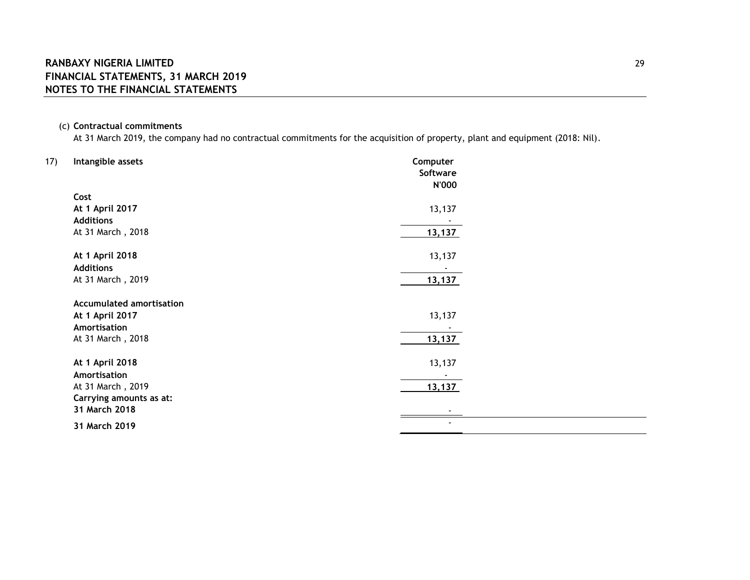(c) **Contractual commitments**

At 31 March 2019, the company had no contractual commitments for the acquisition of property, plant and equipment (2018: Nil).

17) **Intangible assets**

| | Computer Software N'000 |
|---|---|
| **Cost** | |
| **At 1 April 2017** | 13,137 |
| **Additions** | - |
| At 31 March , 2018 | **13,137** |
| | |
| **At 1 April 2018** | 13,137 |
| **Additions** | - |
| At 31 March , 2019 | **13,137** |
| | |
| **Accumulated amortisation** | |
| **At 1 April 2017** | 13,137 |
| **Amortisation** | - |
| At 31 March , 2018 | **13,137** |
| | |
| **At 1 April 2018** | 13,137 |
| **Amortisation** | - |
| At 31 March , 2019 | **13,137** |
| **Carrying amounts as at:** | |
| **31 March 2018** | - |
| **31 March 2019** | - |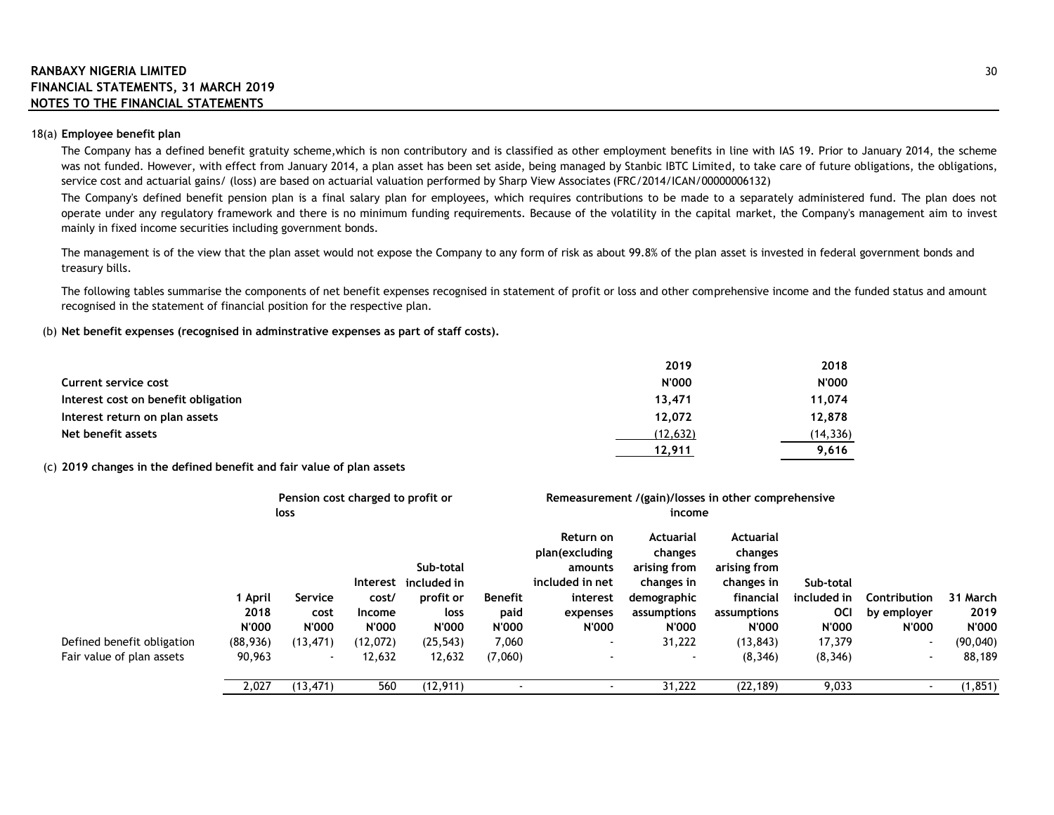18(a) **Employee benefit plan**

The Company has a defined benefit gratuity scheme,which is non contributory and is classified as other employment benefits in line with IAS 19. Prior to January 2014, the scheme was not funded. However, with effect from January 2014, a plan asset has been set aside, being managed by Stanbic IBTC Limited, to take care of future obligations, the obligations, service cost and actuarial gains/ (loss) are based on actuarial valuation performed by Sharp View Associates (FRC/2014/ICAN/00000006132)

The Company's defined benefit pension plan is a final salary plan for employees, which requires contributions to be made to a separately administered fund. The plan does not operate under any regulatory framework and there is no minimum funding requirements. Because of the volatility in the capital market, the Company's management aim to invest mainly in fixed income securities including government bonds.

The management is of the view that the plan asset would not expose the Company to any form of risk as about 99.8% of the plan asset is invested in federal government bonds and treasury bills.

The following tables summarise the components of net benefit expenses recognised in statement of profit or loss and other comprehensive income and the funded status and amount recognised in the statement of financial position for the respective plan.

(b) **Net benefit expenses (recognised in adminstrative expenses as part of staff costs).**

| | 2019 | 2018 |
|---|---|---|
| **Current service cost** | **N'000** | **N'000** |
| **Interest cost on benefit obligation** | **13,471** | **11,074** |
| **Interest return on plan assets** | **12,072** | **12,878** |
| **Net benefit assets** | (12,632) | (14,336) |
| | **12,911** | **9,616** |

(c) **2019 changes in the defined benefit and fair value of plan assets**

| | | Pension cost charged to profit or loss | | | | Remeasurement /(gain)/losses in other comprehensive income | | | | | |
|---|---|---|---|---|---|---|---|---|---|---|---|
| | 1 April 2018 N'000 | Service cost N'000 | Interest cost/ Income N'000 | Sub-total included in profit or loss N'000 | Benefit paid N'000 | Return on plan(excluding amounts included in net interest expenses N'000 | Actuarial changes arising from changes in demographic assumptions N'000 | Actuarial changes arising from changes in financial assumptions N'000 | Sub-total included in OCI N'000 | Contribution by employer N'000 | 31 March 2019 N'000 |
| Defined benefit obligation | (88,936) | (13,471) | (12,072) | (25,543) | 7,060 | - | 31,222 | (13,843) | 17,379 | - | (90,040) |
| Fair value of plan assets | 90,963 | - | 12,632 | 12,632 | (7,060) | - | - | (8,346) | (8,346) | - | 88,189 |
| | 2,027 | (13,471) | 560 | (12,911) | - | - | 31,222 | (22,189) | 9,033 | - | (1,851) |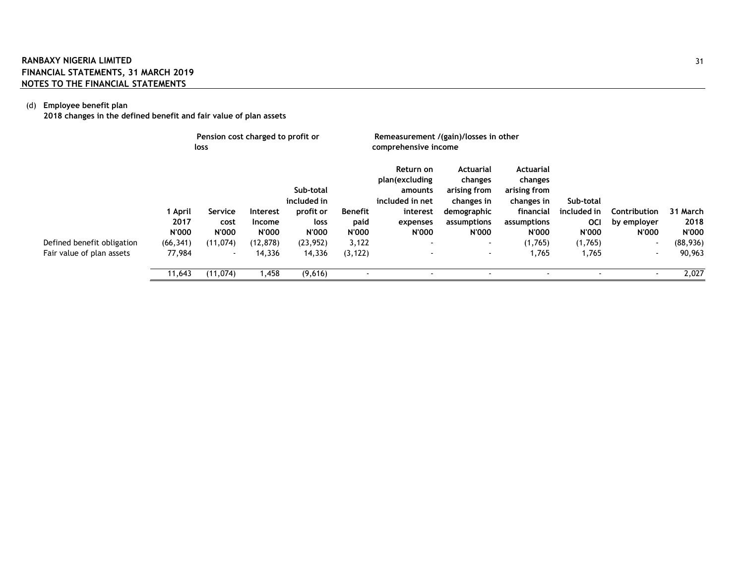(d) **Employee benefit plan**

**2018 changes in the defined benefit and fair value of plan assets**

| | | Pension cost charged to profit or loss | | | | Remeasurement /(gain)/losses in other comprehensive income | | | | | |
|---|---|---|---|---|---|---|---|---|---|---|---|
| | 1 April 2017 N'000 | Service cost N'000 | Interest Income N'000 | Sub-total included in profit or loss N'000 | Benefit paid N'000 | Return on plan(excluding amounts included in net interest expenses N'000 | Actuarial changes arising from changes in demographic assumptions N'000 | Actuarial changes arising from changes in financial assumptions N'000 | Sub-total included in OCI N'000 | Contribution by employer N'000 | 31 March 2018 N'000 |
| Defined benefit obligation | (66,341) | (11,074) | (12,878) | (23,952) | 3,122 | - | - | (1,765) | (1,765) | - | (88,936) |
| Fair value of plan assets | 77,984 | - | 14,336 | 14,336 | (3,122) | - | - | 1,765 | 1,765 | - | 90,963 |
| | 11,643 | (11,074) | 1,458 | (9,616) | - | - | - | - | - | - | 2,027 |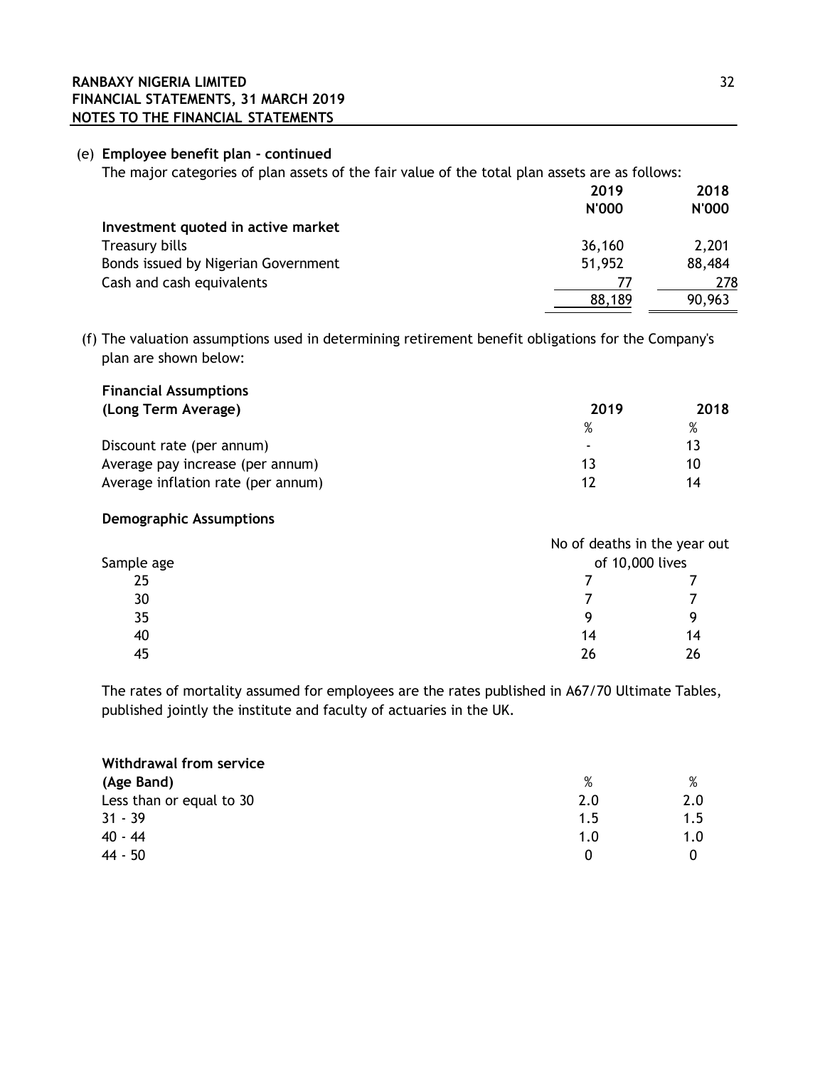(e) **Employee benefit plan - continued**

The major categories of plan assets of the fair value of the total plan assets are as follows:

| | 2019<br>N'000 | 2018<br>N'000 |
|---|---|---|
| **Investment quoted in active market** | | |
| Treasury bills | 36,160 | 2,201 |
| Bonds issued by Nigerian Government | 51,952 | 88,484 |
| Cash and cash equivalents | 77 | 278 |
| | 88,189 | 90,963 |

(f) The valuation assumptions used in determining retirement benefit obligations for the Company's plan are shown below:

| **Financial Assumptions**<br>**(Long Term Average)** | **2019** | **2018** |
|---|---|---|
| | % | % |
| Discount rate (per annum) | - | 13 |
| Average pay increase (per annum) | 13 | 10 |
| Average inflation rate (per annum) | 12 | 14 |

**Demographic Assumptions**

| Sample age | No of deaths in the year out of 10,000 lives | |
|---|---|---|
| 25 | 7 | 7 |
| 30 | 7 | 7 |
| 35 | 9 | 9 |
| 40 | 14 | 14 |
| 45 | 26 | 26 |

The rates of mortality assumed for employees are the rates published in A67/70 Ultimate Tables, published jointly the institute and faculty of actuaries in the UK.

| **Withdrawal from service**<br>**(Age Band)** | % | % |
|---|---|---|
| Less than or equal to 30 | 2.0 | 2.0 |
| 31 - 39 | 1.5 | 1.5 |
| 40 - 44 | 1.0 | 1.0 |
| 44 - 50 | 0 | 0 |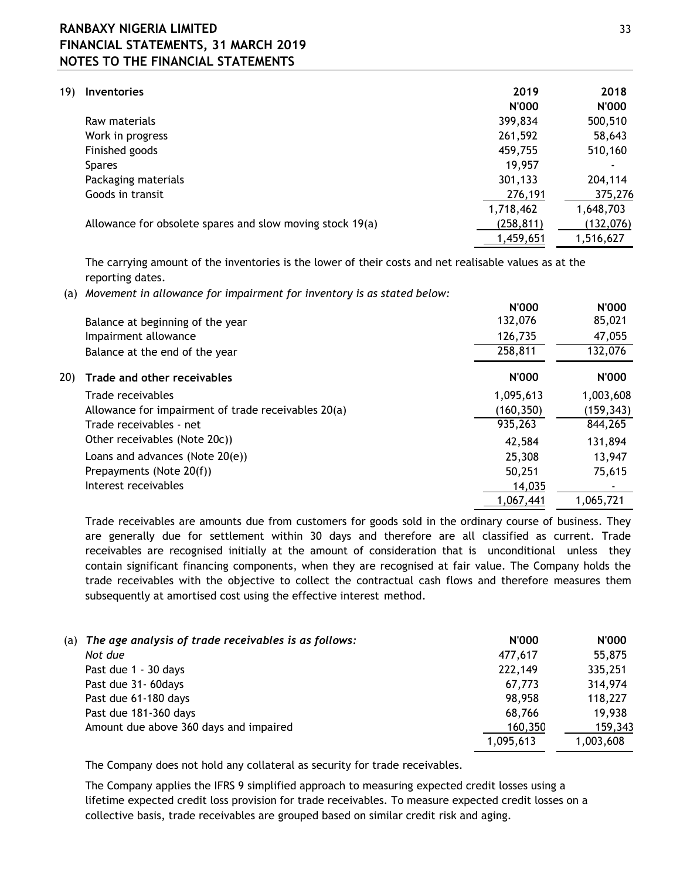RANBAXY NIGERIA LIMITED
FINANCIAL STATEMENTS, 31 MARCH 2019
NOTES TO THE FINANCIAL STATEMENTS

## 19) Inventories

| | 2019 | 2018 |
|---|---|---|
| | N'000 | N'000 |
| Raw materials | 399,834 | 500,510 |
| Work in progress | 261,592 | 58,643 |
| Finished goods | 459,755 | 510,160 |
| Spares | 19,957 | - |
| Packaging materials | 301,133 | 204,114 |
| Goods in transit | 276,191 | 375,276 |
| | 1,718,462 | 1,648,703 |
| Allowance for obsolete spares and slow moving stock 19(a) | (258,811) | (132,076) |
| | 1,459,651 | 1,516,627 |

The carrying amount of the inventories is the lower of their costs and net realisable values as at the reporting dates.

(a) *Movement in allowance for impairment for inventory is as stated below:*

| | N'000 | N'000 |
|---|---|---|
| Balance at beginning of the year | 132,076 | 85,021 |
| Impairment allowance | 126,735 | 47,055 |
| Balance at the end of the year | 258,811 | 132,076 |

## 20) Trade and other receivables

| | N'000 | N'000 |
|---|---|---|
| Trade receivables | 1,095,613 | 1,003,608 |
| Allowance for impairment of trade receivables 20(a) | (160,350) | (159,343) |
| Trade receivables - net | 935,263 | 844,265 |
| Other receivables (Note 20c)) | 42,584 | 131,894 |
| Loans and advances (Note 20(e)) | 25,308 | 13,947 |
| Prepayments (Note 20(f)) | 50,251 | 75,615 |
| Interest receivables | 14,035 | - |
| | 1,067,441 | 1,065,721 |

Trade receivables are amounts due from customers for goods sold in the ordinary course of business. They are generally due for settlement within 30 days and therefore are all classified as current. Trade receivables are recognised initially at the amount of consideration that is unconditional unless they contain significant financing components, when they are recognised at fair value. The Company holds the trade receivables with the objective to collect the contractual cash flows and therefore measures them subsequently at amortised cost using the effective interest method.

(a) *The age analysis of trade receivables is as follows:*

| | N'000 | N'000 |
|---|---|---|
| *Not due* | 477,617 | 55,875 |
| Past due 1 - 30 days | 222,149 | 335,251 |
| Past due 31- 60days | 67,773 | 314,974 |
| Past due 61-180 days | 98,958 | 118,227 |
| Past due 181-360 days | 68,766 | 19,938 |
| Amount due above 360 days and impaired | 160,350 | 159,343 |
| | 1,095,613 | 1,003,608 |

The Company does not hold any collateral as security for trade receivables.

The Company applies the IFRS 9 simplified approach to measuring expected credit losses using a lifetime expected credit loss provision for trade receivables. To measure expected credit losses on a collective basis, trade receivables are grouped based on similar credit risk and aging.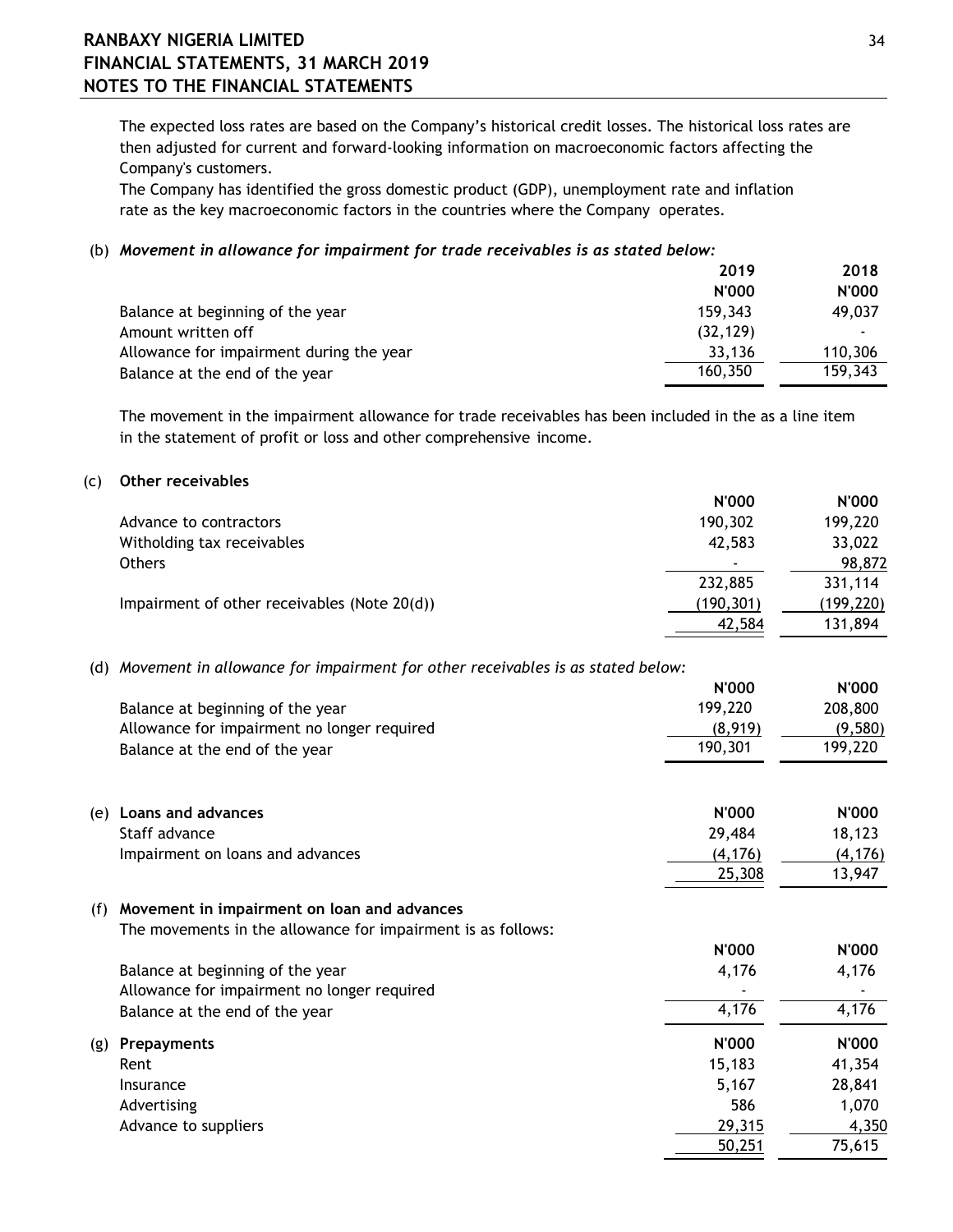The expected loss rates are based on the Company's historical credit losses. The historical loss rates are then adjusted for current and forward-looking information on macroeconomic factors affecting the Company's customers.
The Company has identified the gross domestic product (GDP), unemployment rate and inflation rate as the key macroeconomic factors in the countries where the Company operates.

(b) *Movement in allowance for impairment for trade receivables is as stated below:*

| | 2019 | 2018 |
|---|---|---|
| | N'000 | N'000 |
| Balance at beginning of the year | 159,343 | 49,037 |
| Amount written off | (32,129) | - |
| Allowance for impairment during the year | 33,136 | 110,306 |
| Balance at the end of the year | 160,350 | 159,343 |

The movement in the impairment allowance for trade receivables has been included in the as a line item in the statement of profit or loss and other comprehensive income.

(c) **Other receivables**

| | N'000 | N'000 |
|---|---|---|
| Advance to contractors | 190,302 | 199,220 |
| Witholding tax receivables | 42,583 | 33,022 |
| Others | - | 98,872 |
| | 232,885 | 331,114 |
| Impairment of other receivables (Note 20(d)) | (190,301) | (199,220) |
| | 42,584 | 131,894 |

(d) *Movement in allowance for impairment for other receivables is as stated below:*

| | N'000 | N'000 |
|---|---|---|
| Balance at beginning of the year | 199,220 | 208,800 |
| Allowance for impairment no longer required | (8,919) | (9,580) |
| Balance at the end of the year | 190,301 | 199,220 |

(e) **Loans and advances**

| | N'000 | N'000 |
|---|---|---|
| Staff advance | 29,484 | 18,123 |
| Impairment on loans and advances | (4,176) | (4,176) |
| | 25,308 | 13,947 |

(f) **Movement in impairment on loan and advances**

The movements in the allowance for impairment is as follows:

| | N'000 | N'000 |
|---|---|---|
| Balance at beginning of the year | 4,176 | 4,176 |
| Allowance for impairment no longer required | - | - |
| Balance at the end of the year | 4,176 | 4,176 |

(g) **Prepayments**

| | N'000 | N'000 |
|---|---|---|
| Rent | 15,183 | 41,354 |
| Insurance | 5,167 | 28,841 |
| Advertising | 586 | 1,070 |
| Advance to suppliers | 29,315 | 4,350 |
| | 50,251 | 75,615 |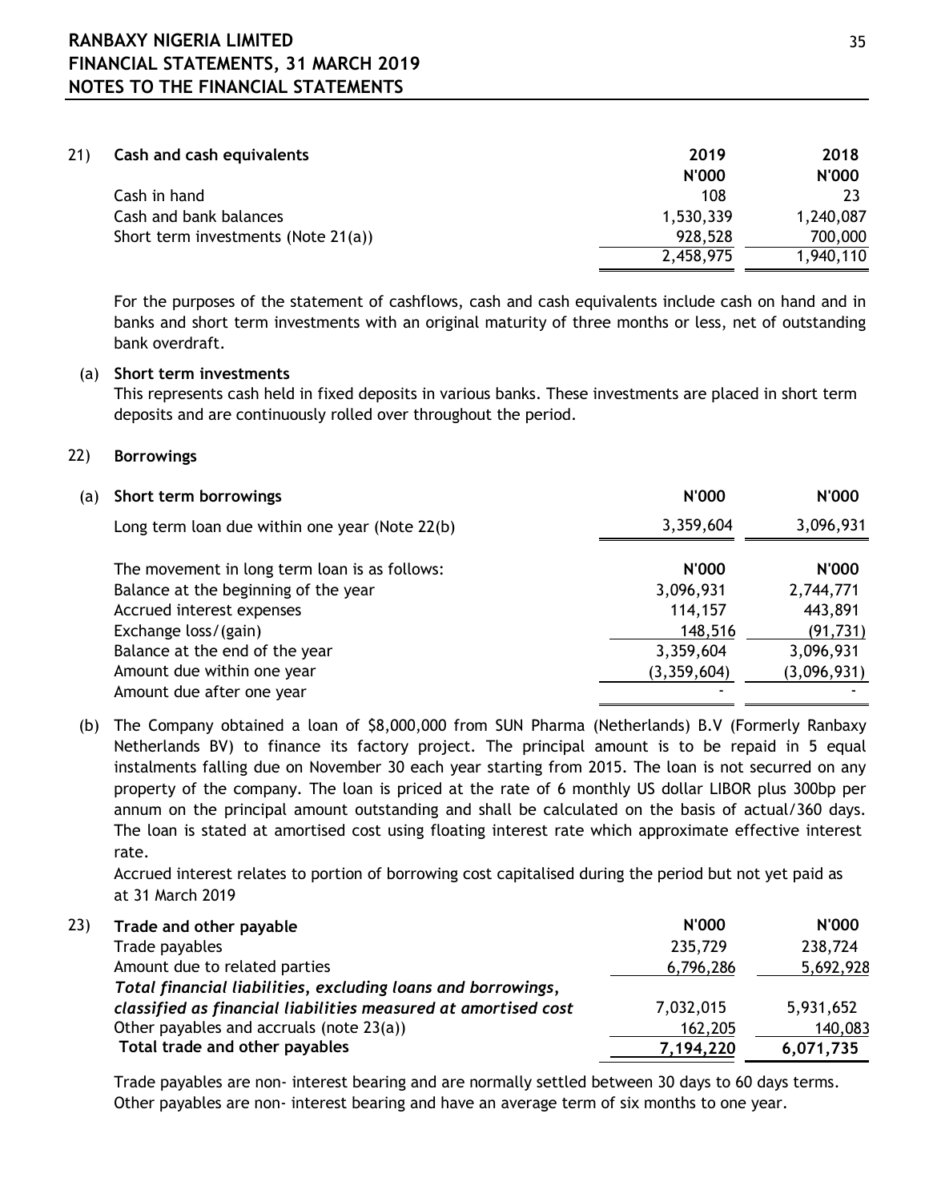## 21) Cash and cash equivalents

| | 2019 | 2018 |
|---|---|---|
| | N'000 | N'000 |
| Cash in hand | 108 | 23 |
| Cash and bank balances | 1,530,339 | 1,240,087 |
| Short term investments (Note 21(a)) | 928,528 | 700,000 |
| | 2,458,975 | 1,940,110 |

For the purposes of the statement of cashflows, cash and cash equivalents include cash on hand and in banks and short term investments with an original maturity of three months or less, net of outstanding bank overdraft.

### (a) Short term investments

This represents cash held in fixed deposits in various banks. These investments are placed in short term deposits and are continuously rolled over throughout the period.

## 22) Borrowings

| (a) Short term borrowings | N'000 | N'000 |
|---|---|---|
| Long term loan due within one year (Note 22(b) | 3,359,604 | 3,096,931 |

| The movement in long term loan is as follows: | N'000 | N'000 |
|---|---|---|
| Balance at the beginning of the year | 3,096,931 | 2,744,771 |
| Accrued interest expenses | 114,157 | 443,891 |
| Exchange loss/(gain) | 148,516 | (91,731) |
| Balance at the end of the year | 3,359,604 | 3,096,931 |
| Amount due within one year | (3,359,604) | (3,096,931) |
| Amount due after one year | - | - |

(b) The Company obtained a loan of $8,000,000 from SUN Pharma (Netherlands) B.V (Formerly Ranbaxy Netherlands BV) to finance its factory project. The principal amount is to be repaid in 5 equal instalments falling due on November 30 each year starting from 2015. The loan is not securred on any property of the company. The loan is priced at the rate of 6 monthly US dollar LIBOR plus 300bp per annum on the principal amount outstanding and shall be calculated on the basis of actual/360 days. The loan is stated at amortised cost using floating interest rate which approximate effective interest rate.

Accrued interest relates to portion of borrowing cost capitalised during the period but not yet paid as at 31 March 2019

## 23) Trade and other payable

| | N'000 | N'000 |
|---|---|---|
| Trade payables | 235,729 | 238,724 |
| Amount due to related parties | 6,796,286 | 5,692,928 |
| ***Total financial liabilities, excluding loans and borrowings, classified as financial liabilities measured at amortised cost*** | 7,032,015 | 5,931,652 |
| Other payables and accruals (note 23(a)) | 162,205 | 140,083 |
| **Total trade and other payables** | **7,194,220** | **6,071,735** |

Trade payables are non- interest bearing and are normally settled between 30 days to 60 days terms. Other payables are non- interest bearing and have an average term of six months to one year.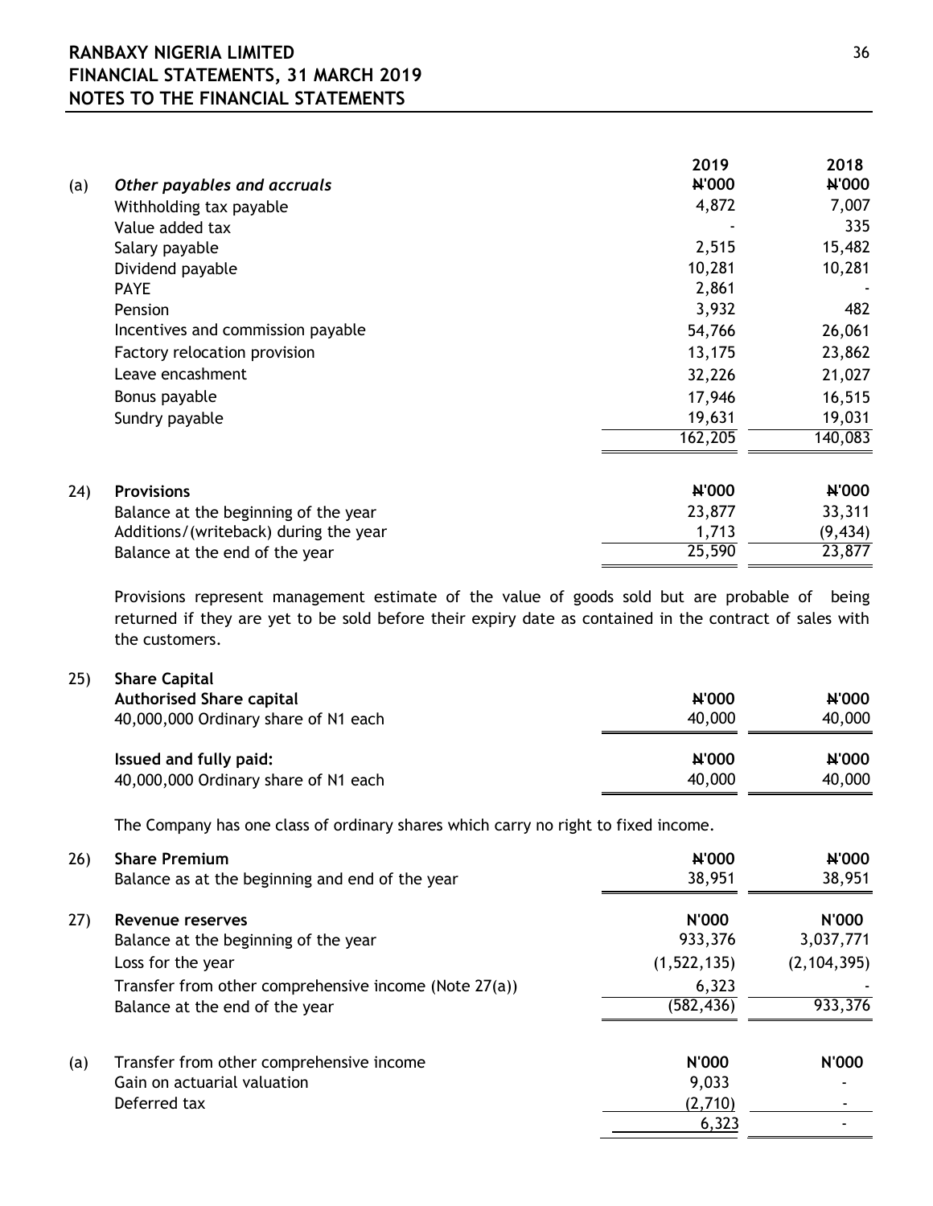| | | 2019 | 2018 |
|---|---|---|---|
| (a) | *Other payables and accruals* | ₦'000 | ₦'000 |
| | Withholding tax payable | 4,872 | 7,007 |
| | Value added tax | - | 335 |
| | Salary payable | 2,515 | 15,482 |
| | Dividend payable | 10,281 | 10,281 |
| | PAYE | 2,861 | - |
| | Pension | 3,932 | 482 |
| | Incentives and commission payable | 54,766 | 26,061 |
| | Factory relocation provision | 13,175 | 23,862 |
| | Leave encashment | 32,226 | 21,027 |
| | Bonus payable | 17,946 | 16,515 |
| | Sundry payable | 19,631 | 19,031 |
| | | 162,205 | 140,083 |

| | | | |
|---|---|---|---|
| 24) | **Provisions** | ₦'000 | ₦'000 |
| | Balance at the beginning of the year | 23,877 | 33,311 |
| | Additions/(writeback) during the year | 1,713 | (9,434) |
| | Balance at the end of the year | 25,590 | 23,877 |

Provisions represent management estimate of the value of goods sold but are probable of being returned if they are yet to be sold before their expiry date as contained in the contract of sales with the customers.

| | | | |
|---|---|---|---|
| 25) | **Share Capital** | | |
| | **Authorised Share capital** | ₦'000 | ₦'000 |
| | 40,000,000 Ordinary share of N1 each | 40,000 | 40,000 |
| | **Issued and fully paid:** | ₦'000 | ₦'000 |
| | 40,000,000 Ordinary share of N1 each | 40,000 | 40,000 |

The Company has one class of ordinary shares which carry no right to fixed income.

| | | | |
|---|---|---|---|
| 26) | **Share Premium** | ₦'000 | ₦'000 |
| | Balance as at the beginning and end of the year | 38,951 | 38,951 |

| | | | |
|---|---|---|---|
| 27) | **Revenue reserves** | N'000 | N'000 |
| | Balance at the beginning of the year | 933,376 | 3,037,771 |
| | Loss for the year | (1,522,135) | (2,104,395) |
| | Transfer from other comprehensive income (Note 27(a)) | 6,323 | - |
| | Balance at the end of the year | (582,436) | 933,376 |

| | | | |
|---|---|---|---|
| (a) | Transfer from other comprehensive income | N'000 | N'000 |
| | Gain on actuarial valuation | 9,033 | - |
| | Deferred tax | (2,710) | - |
| | | 6,323 | - |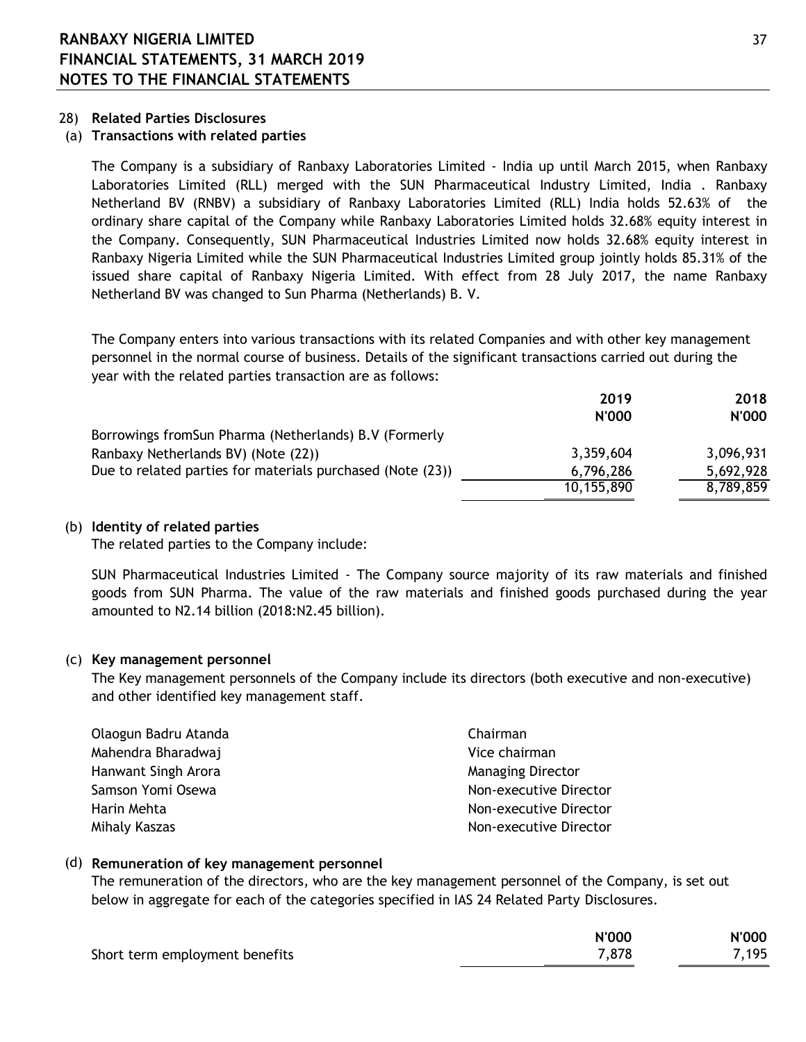## 28) Related Parties Disclosures

### (a) Transactions with related parties

The Company is a subsidiary of Ranbaxy Laboratories Limited - India up until March 2015, when Ranbaxy Laboratories Limited (RLL) merged with the SUN Pharmaceutical Industry Limited, India . Ranbaxy Netherland BV (RNBV) a subsidiary of Ranbaxy Laboratories Limited (RLL) India holds 52.63% of the ordinary share capital of the Company while Ranbaxy Laboratories Limited holds 32.68% equity interest in the Company. Consequently, SUN Pharmaceutical Industries Limited now holds 32.68% equity interest in Ranbaxy Nigeria Limited while the SUN Pharmaceutical Industries Limited group jointly holds 85.31% of the issued share capital of Ranbaxy Nigeria Limited. With effect from 28 July 2017, the name Ranbaxy Netherland BV was changed to Sun Pharma (Netherlands) B. V.

The Company enters into various transactions with its related Companies and with other key management personnel in the normal course of business. Details of the significant transactions carried out during the year with the related parties transaction are as follows:

| | 2019<br>N'000 | 2018<br>N'000 |
|---|---|---|
| Borrowings fromSun Pharma (Netherlands) B.V (Formerly Ranbaxy Netherlands BV) (Note (22)) | 3,359,604 | 3,096,931 |
| Due to related parties for materials purchased (Note (23)) | 6,796,286 | 5,692,928 |
| | 10,155,890 | 8,789,859 |

### (b) Identity of related parties

The related parties to the Company include:

SUN Pharmaceutical Industries Limited - The Company source majority of its raw materials and finished goods from SUN Pharma. The value of the raw materials and finished goods purchased during the year amounted to N2.14 billion (2018:N2.45 billion).

### (c) Key management personnel

The Key management personnels of the Company include its directors (both executive and non-executive) and other identified key management staff.

| | |
|---|---|
| Olaogun Badru Atanda | Chairman |
| Mahendra Bharadwaj | Vice chairman |
| Hanwant Singh Arora | Managing Director |
| Samson Yomi Osewa | Non-executive Director |
| Harin Mehta | Non-executive Director |
| Mihaly Kaszas | Non-executive Director |

### (d) Remuneration of key management personnel

The remuneration of the directors, who are the key management personnel of the Company, is set out below in aggregate for each of the categories specified in IAS 24 Related Party Disclosures.

| | N'000 | N'000 |
|---|---|---|
| Short term employment benefits | 7,878 | 7,195 |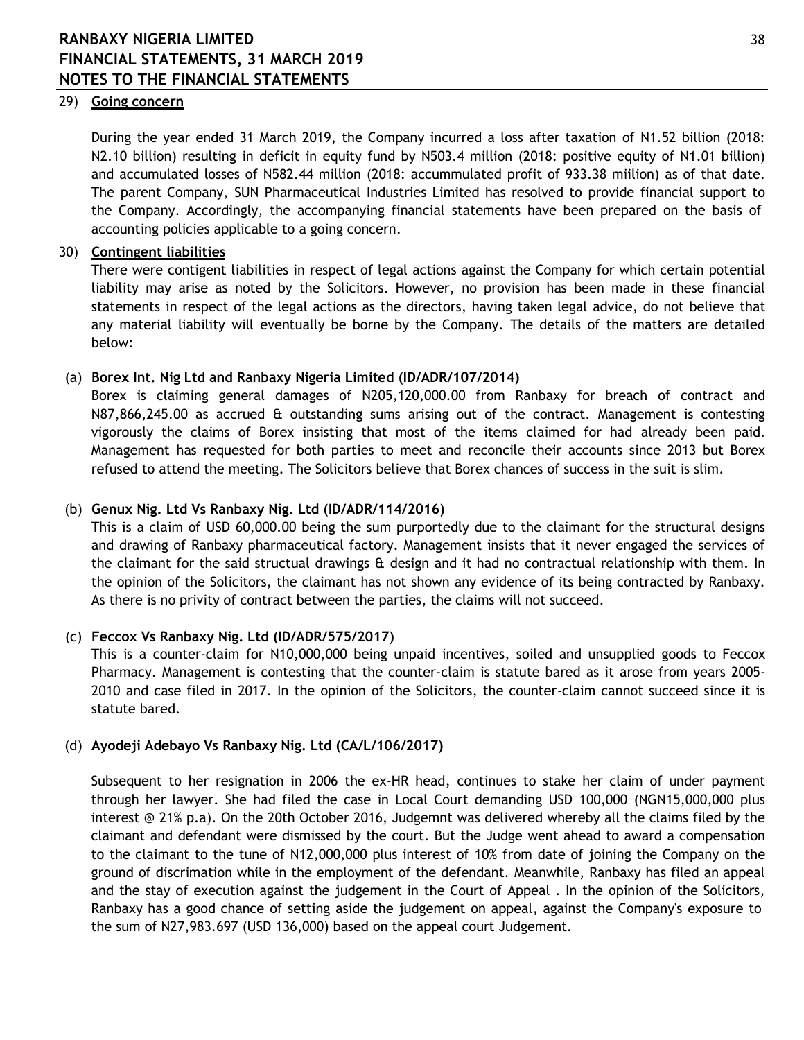## 29) Going concern

During the year ended 31 March 2019, the Company incurred a loss after taxation of N1.52 billion (2018: N2.10 billion) resulting in deficit in equity fund by N503.4 million (2018: positive equity of N1.01 billion) and accumulated losses of N582.44 million (2018: accummulated profit of 933.38 miilion) as of that date. The parent Company, SUN Pharmaceutical Industries Limited has resolved to provide financial support to the Company. Accordingly, the accompanying financial statements have been prepared on the basis of accounting policies applicable to a going concern.

## 30) Contingent liabilities

There were contigent liabilities in respect of legal actions against the Company for which certain potential liability may arise as noted by the Solicitors. However, no provision has been made in these financial statements in respect of the legal actions as the directors, having taken legal advice, do not believe that any material liability will eventually be borne by the Company. The details of the matters are detailed below:

### (a) Borex Int. Nig Ltd and Ranbaxy Nigeria Limited (ID/ADR/107/2014)

Borex is claiming general damages of N205,120,000.00 from Ranbaxy for breach of contract and N87,866,245.00 as accrued & outstanding sums arising out of the contract. Management is contesting vigorously the claims of Borex insisting that most of the items claimed for had already been paid. Management has requested for both parties to meet and reconcile their accounts since 2013 but Borex refused to attend the meeting. The Solicitors believe that Borex chances of success in the suit is slim.

### (b) Genux Nig. Ltd Vs Ranbaxy Nig. Ltd (ID/ADR/114/2016)

This is a claim of USD 60,000.00 being the sum purportedly due to the claimant for the structural designs and drawing of Ranbaxy pharmaceutical factory. Management insists that it never engaged the services of the claimant for the said structual drawings & design and it had no contractual relationship with them. In the opinion of the Solicitors, the claimant has not shown any evidence of its being contracted by Ranbaxy. As there is no privity of contract between the parties, the claims will not succeed.

### (c) Feccox Vs Ranbaxy Nig. Ltd (ID/ADR/575/2017)

This is a counter-claim for N10,000,000 being unpaid incentives, soiled and unsupplied goods to Feccox Pharmacy. Management is contesting that the counter-claim is statute bared as it arose from years 2005-2010 and case filed in 2017. In the opinion of the Solicitors, the counter-claim cannot succeed since it is statute bared.

### (d) Ayodeji Adebayo Vs Ranbaxy Nig. Ltd (CA/L/106/2017)

Subsequent to her resignation in 2006 the ex-HR head, continues to stake her claim of under payment through her lawyer. She had filed the case in Local Court demanding USD 100,000 (NGN15,000,000 plus interest @ 21% p.a). On the 20th October 2016, Judgemnt was delivered whereby all the claims filed by the claimant and defendant were dismissed by the court. But the Judge went ahead to award a compensation to the claimant to the tune of N12,000,000 plus interest of 10% from date of joining the Company on the ground of discrimation while in the employment of the defendant. Meanwhile, Ranbaxy has filed an appeal and the stay of execution against the judgement in the Court of Appeal . In the opinion of the Solicitors, Ranbaxy has a good chance of setting aside the judgement on appeal, against the Company's exposure to the sum of N27,983.697 (USD 136,000) based on the appeal court Judgement.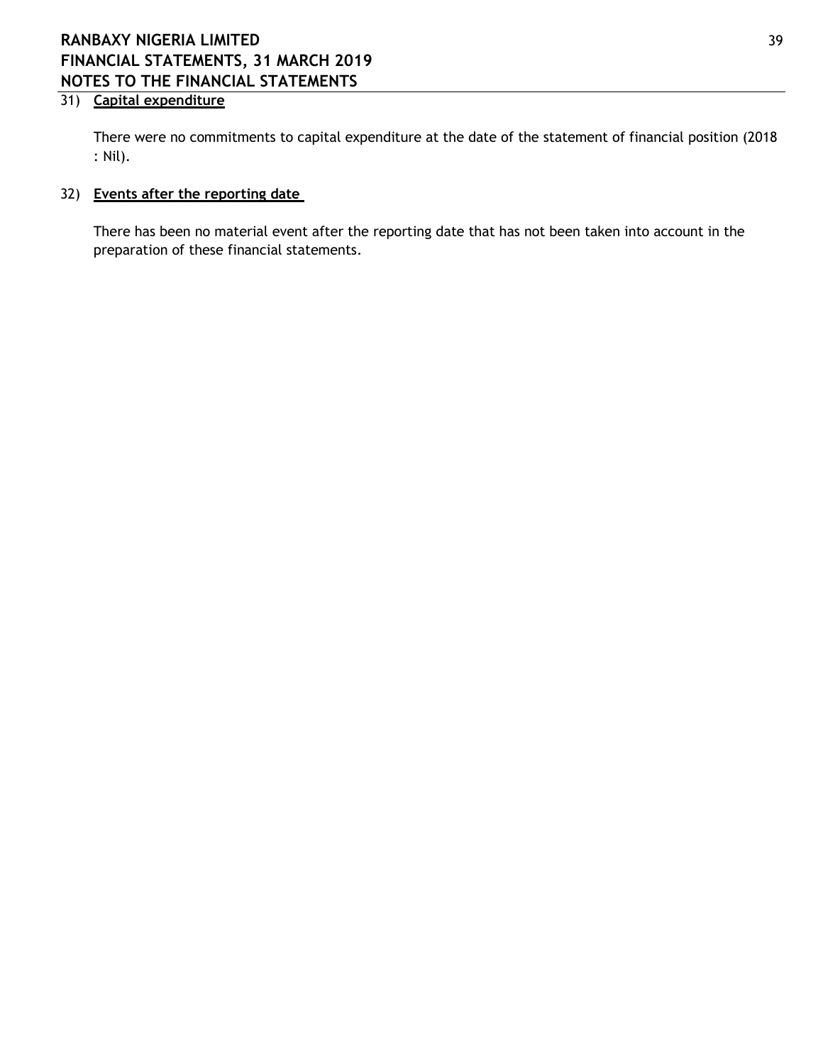## 31) Capital expenditure

There were no commitments to capital expenditure at the date of the statement of financial position (2018 : Nil).

## 32) Events after the reporting date

There has been no material event after the reporting date that has not been taken into account in the preparation of these financial statements.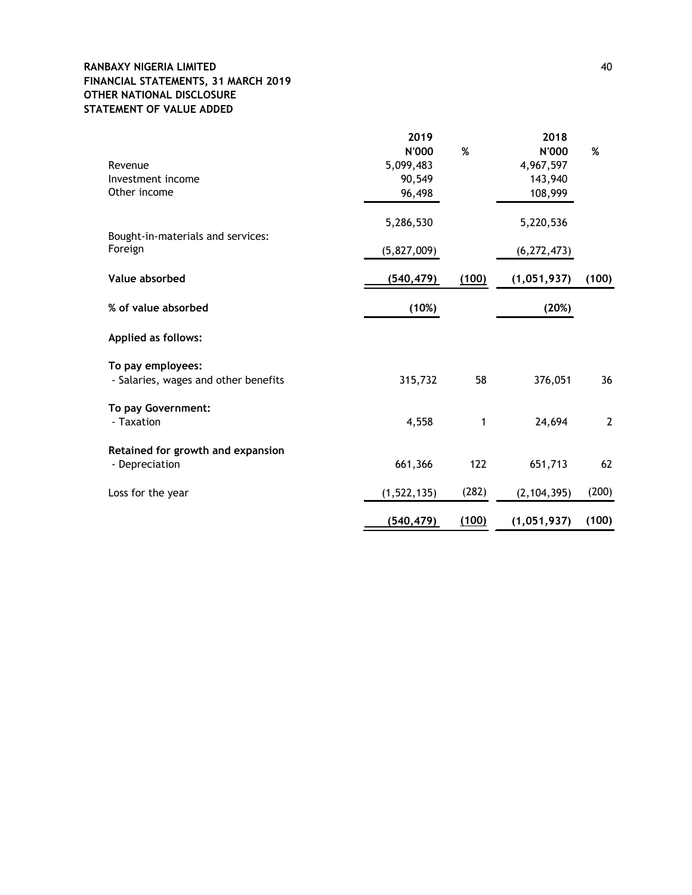**RANBAXY NIGERIA LIMITED**
**FINANCIAL STATEMENTS, 31 MARCH 2019**
**OTHER NATIONAL DISCLOSURE**
**STATEMENT OF VALUE ADDED**

| | 2019 N'000 | % | 2018 N'000 | % |
|---|---|---|---|---|
| Revenue | 5,099,483 | | 4,967,597 | |
| Investment income | 90,549 | | 143,940 | |
| Other income | 96,498 | | 108,999 | |
| | 5,286,530 | | 5,220,536 | |
| Bought-in-materials and services: | | | | |
| Foreign | (5,827,009) | | (6,272,473) | |
| **Value absorbed** | **(540,479)** | **(100)** | **(1,051,937)** | **(100)** |
| **% of value absorbed** | **(10%)** | | **(20%)** | |
| **Applied as follows:** | | | | |
| **To pay employees:** | | | | |
| - Salaries, wages and other benefits | 315,732 | 58 | 376,051 | 36 |
| **To pay Government:** | | | | |
| - Taxation | 4,558 | 1 | 24,694 | 2 |
| **Retained for growth and expansion** | | | | |
| - Depreciation | 661,366 | 122 | 651,713 | 62 |
| Loss for the year | (1,522,135) | (282) | (2,104,395) | (200) |
| | **(540,479)** | **(100)** | **(1,051,937)** | **(100)** |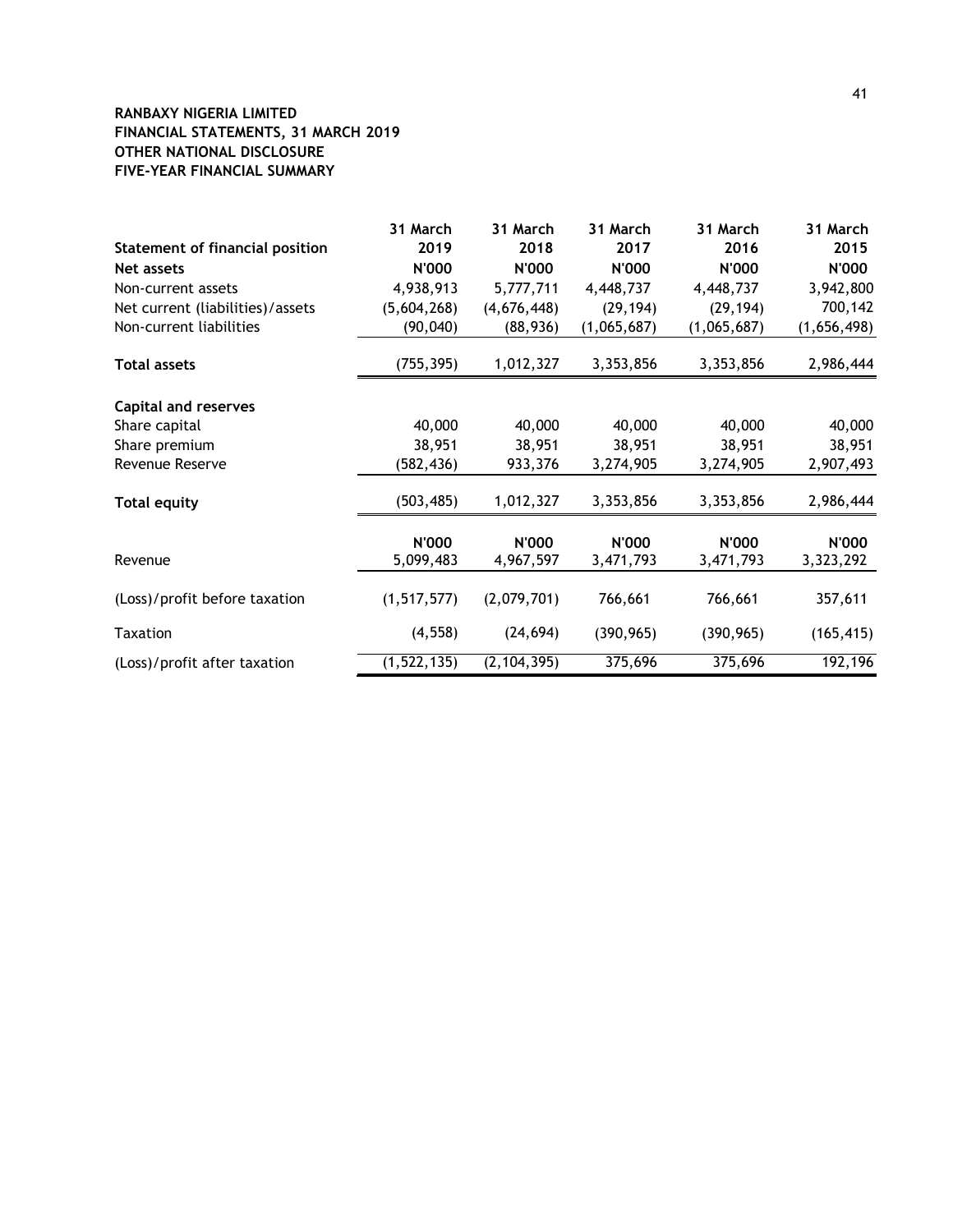**RANBAXY NIGERIA LIMITED**
**FINANCIAL STATEMENTS, 31 MARCH 2019**
**OTHER NATIONAL DISCLOSURE**
**FIVE-YEAR FINANCIAL SUMMARY**

| Statement of financial position | 31 March 2019 | 31 March 2018 | 31 March 2017 | 31 March 2016 | 31 March 2015 |
|---|---|---|---|---|---|
| **Net assets** | **N'000** | **N'000** | **N'000** | **N'000** | **N'000** |
| Non-current assets | 4,938,913 | 5,777,711 | 4,448,737 | 4,448,737 | 3,942,800 |
| Net current (liabilities)/assets | (5,604,268) | (4,676,448) | (29,194) | (29,194) | 700,142 |
| Non-current liabilities | (90,040) | (88,936) | (1,065,687) | (1,065,687) | (1,656,498) |
| **Total assets** | (755,395) | 1,012,327 | 3,353,856 | 3,353,856 | 2,986,444 |
| **Capital and reserves** | | | | | |
| Share capital | 40,000 | 40,000 | 40,000 | 40,000 | 40,000 |
| Share premium | 38,951 | 38,951 | 38,951 | 38,951 | 38,951 |
| Revenue Reserve | (582,436) | 933,376 | 3,274,905 | 3,274,905 | 2,907,493 |
| **Total equity** | (503,485) | 1,012,327 | 3,353,856 | 3,353,856 | 2,986,444 |
| | **N'000** | **N'000** | **N'000** | **N'000** | **N'000** |
| Revenue | 5,099,483 | 4,967,597 | 3,471,793 | 3,471,793 | 3,323,292 |
| (Loss)/profit before taxation | (1,517,577) | (2,079,701) | 766,661 | 766,661 | 357,611 |
| Taxation | (4,558) | (24,694) | (390,965) | (390,965) | (165,415) |
| (Loss)/profit after taxation | (1,522,135) | (2,104,395) | 375,696 | 375,696 | 192,196 |